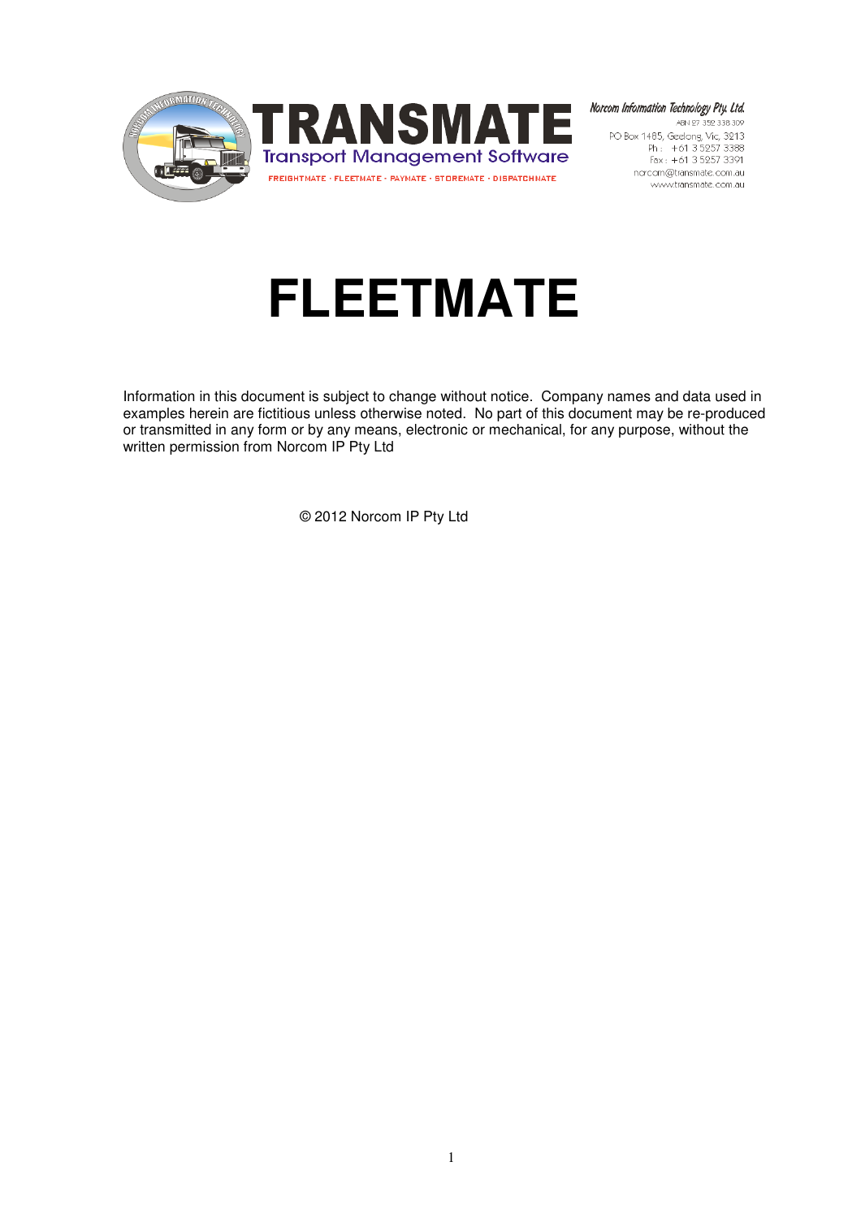# TRANSMATE

Transport Management Software

FREIGHTMATE · FLEETMATE · PAYMATE · STOREMATE · DISPATCHMATE

*Norcom Information Technology Pty. Ltd.*
ABN 27 352 338 309
PO Box 1485, Geelong, Vic, 3213
Ph : +61 3 5257 3388
Fax : +61 3 5257 3391
norcom@transmate.com.au
www.transmate.com.au

# FLEETMATE

Information in this document is subject to change without notice. Company names and data used in examples herein are fictitious unless otherwise noted. No part of this document may be re-produced or transmitted in any form or by any means, electronic or mechanical, for any purpose, without the written permission from Norcom IP Pty Ltd

© 2012 Norcom IP Pty Ltd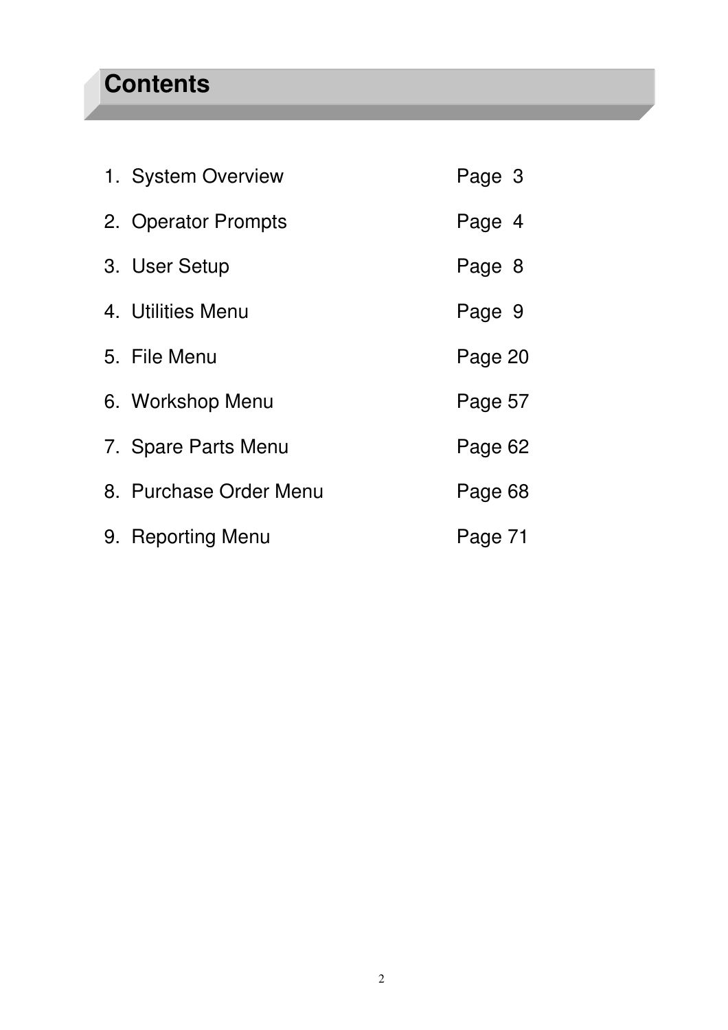# Contents

1. System Overview — Page 3
2. Operator Prompts — Page 4
3. User Setup — Page 8
4. Utilities Menu — Page 9
5. File Menu — Page 20
6. Workshop Menu — Page 57
7. Spare Parts Menu — Page 62
8. Purchase Order Menu — Page 68
9. Reporting Menu — Page 71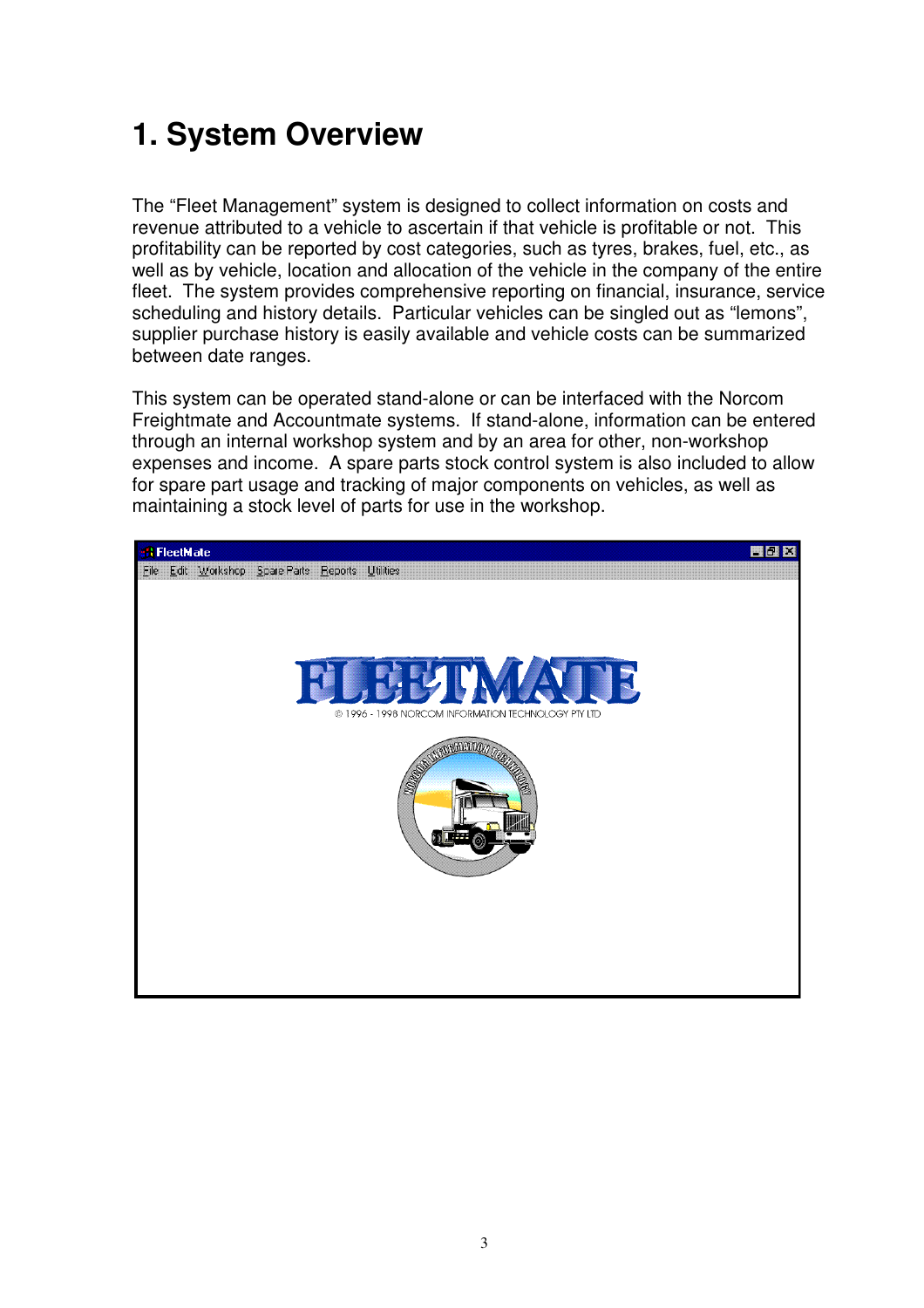# 1. System Overview

The "Fleet Management" system is designed to collect information on costs and revenue attributed to a vehicle to ascertain if that vehicle is profitable or not. This profitability can be reported by cost categories, such as tyres, brakes, fuel, etc., as well as by vehicle, location and allocation of the vehicle in the company of the entire fleet. The system provides comprehensive reporting on financial, insurance, service scheduling and history details. Particular vehicles can be singled out as "lemons", supplier purchase history is easily available and vehicle costs can be summarized between date ranges.

This system can be operated stand-alone or can be interfaced with the Norcom Freightmate and Accountmate systems. If stand-alone, information can be entered through an internal workshop system and by an area for other, non-workshop expenses and income. A spare parts stock control system is also included to allow for spare part usage and tracking of major components on vehicles, as well as maintaining a stock level of parts for use in the workshop.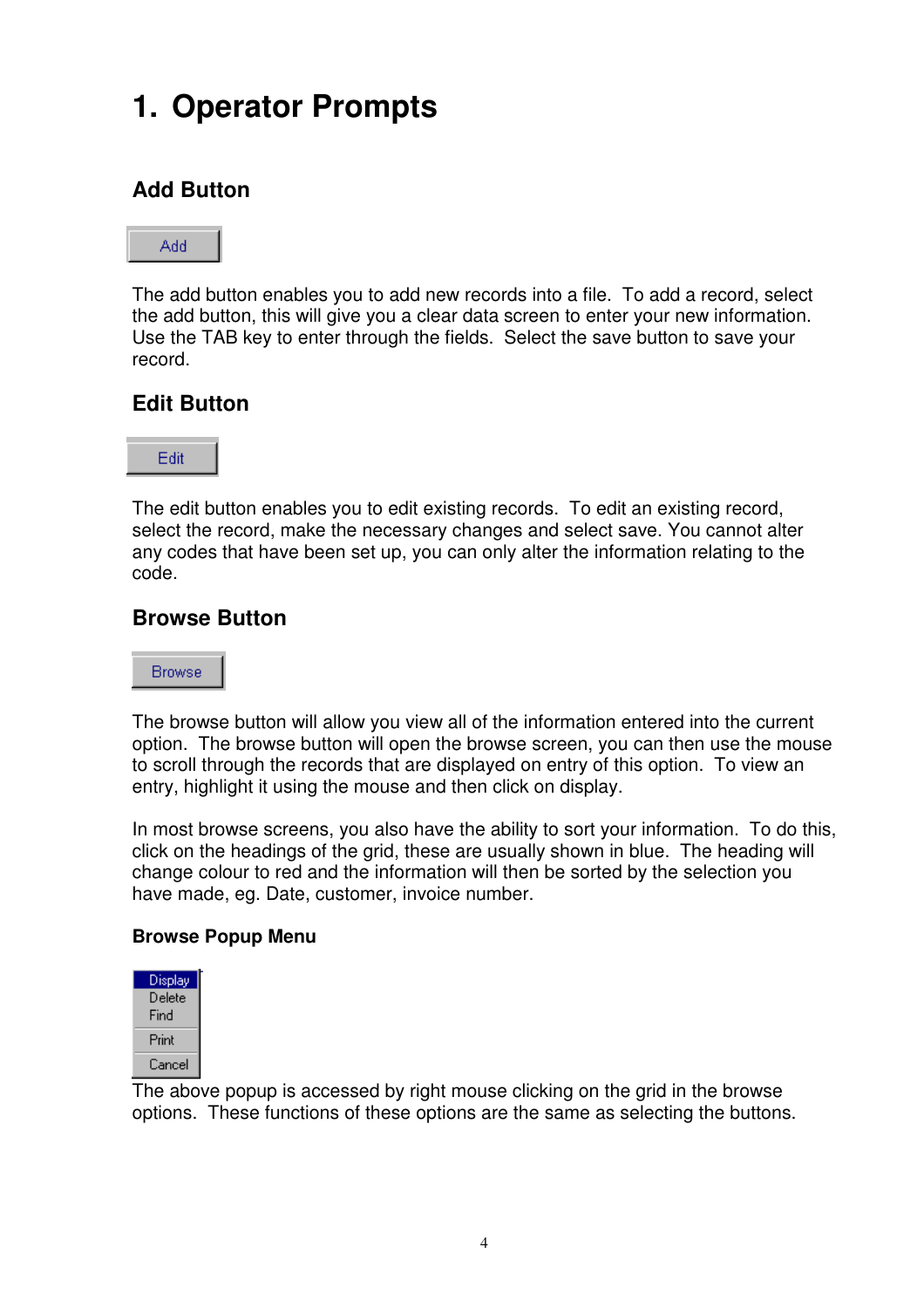# 1. Operator Prompts

## Add Button

Add

The add button enables you to add new records into a file. To add a record, select the add button, this will give you a clear data screen to enter your new information. Use the TAB key to enter through the fields. Select the save button to save your record.

## Edit Button

Edit

The edit button enables you to edit existing records. To edit an existing record, select the record, make the necessary changes and select save. You cannot alter any codes that have been set up, you can only alter the information relating to the code.

## Browse Button

Browse

The browse button will allow you view all of the information entered into the current option. The browse button will open the browse screen, you can then use the mouse to scroll through the records that are displayed on entry of this option. To view an entry, highlight it using the mouse and then click on display.

In most browse screens, you also have the ability to sort your information. To do this, click on the headings of the grid, these are usually shown in blue. The heading will change colour to red and the information will then be sorted by the selection you have made, eg. Date, customer, invoice number.

### Browse Popup Menu

Display
Delete
Find
Print
Cancel

The above popup is accessed by right mouse clicking on the grid in the browse options. These functions of these options are the same as selecting the buttons.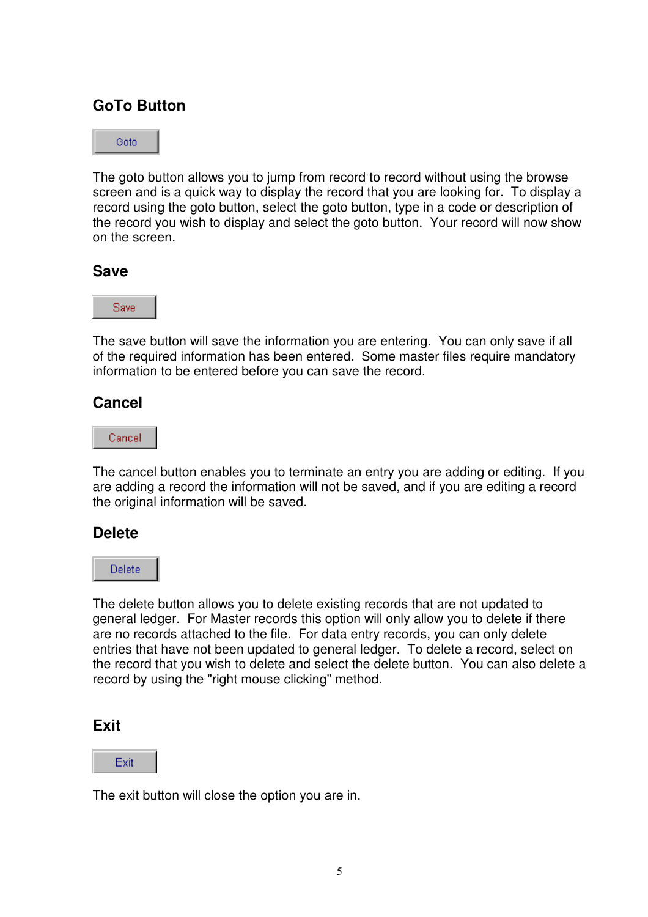## GoTo Button

Goto

The goto button allows you to jump from record to record without using the browse screen and is a quick way to display the record that you are looking for. To display a record using the goto button, select the goto button, type in a code or description of the record you wish to display and select the goto button. Your record will now show on the screen.

## Save

Save

The save button will save the information you are entering. You can only save if all of the required information has been entered. Some master files require mandatory information to be entered before you can save the record.

## Cancel

Cancel

The cancel button enables you to terminate an entry you are adding or editing. If you are adding a record the information will not be saved, and if you are editing a record the original information will be saved.

## Delete

Delete

The delete button allows you to delete existing records that are not updated to general ledger. For Master records this option will only allow you to delete if there are no records attached to the file. For data entry records, you can only delete entries that have not been updated to general ledger. To delete a record, select on the record that you wish to delete and select the delete button. You can also delete a record by using the "right mouse clicking" method.

## Exit

Exit

The exit button will close the option you are in.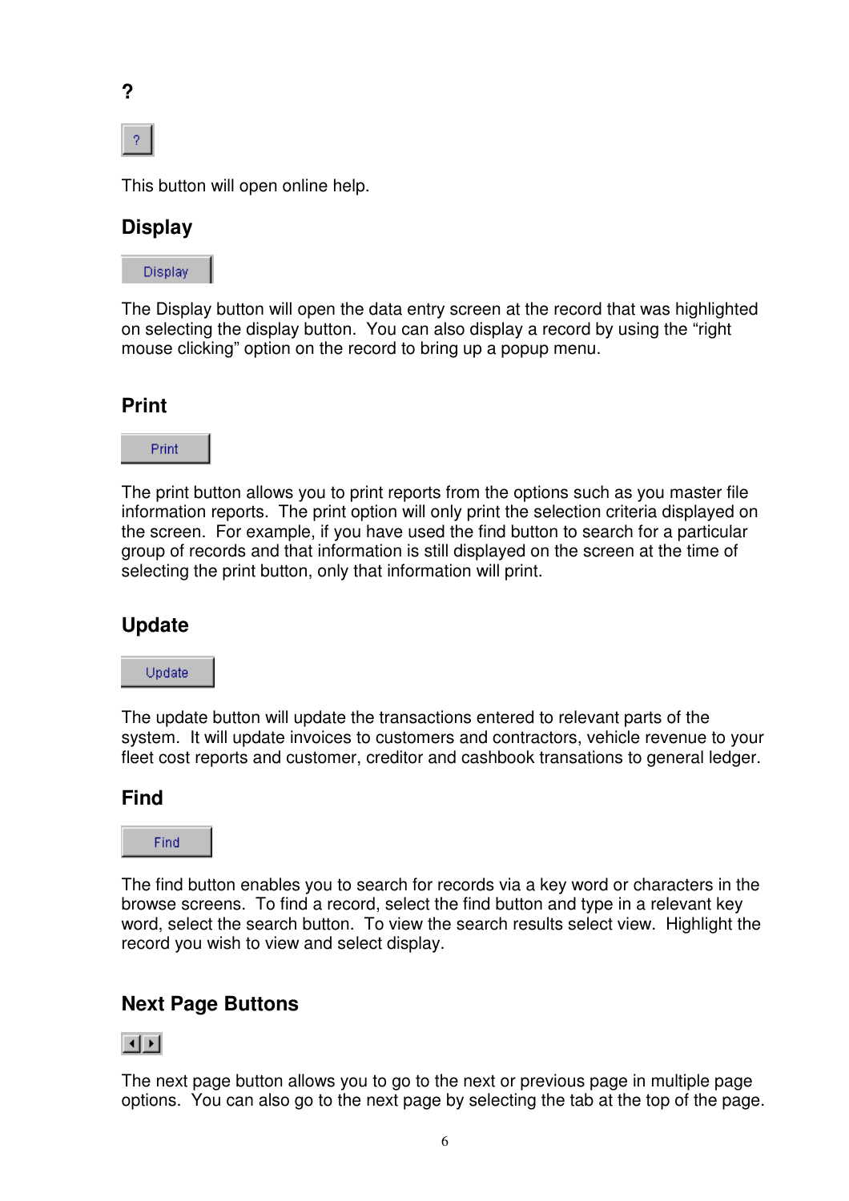## ?

This button will open online help.

## Display

The Display button will open the data entry screen at the record that was highlighted on selecting the display button. You can also display a record by using the “right mouse clicking” option on the record to bring up a popup menu.

## Print

The print button allows you to print reports from the options such as you master file information reports. The print option will only print the selection criteria displayed on the screen. For example, if you have used the find button to search for a particular group of records and that information is still displayed on the screen at the time of selecting the print button, only that information will print.

## Update

The update button will update the transactions entered to relevant parts of the system. It will update invoices to customers and contractors, vehicle revenue to your fleet cost reports and customer, creditor and cashbook transations to general ledger.

## Find

The find button enables you to search for records via a key word or characters in the browse screens. To find a record, select the find button and type in a relevant key word, select the search button. To view the search results select view. Highlight the record you wish to view and select display.

## Next Page Buttons

The next page button allows you to go to the next or previous page in multiple page options. You can also go to the next page by selecting the tab at the top of the page.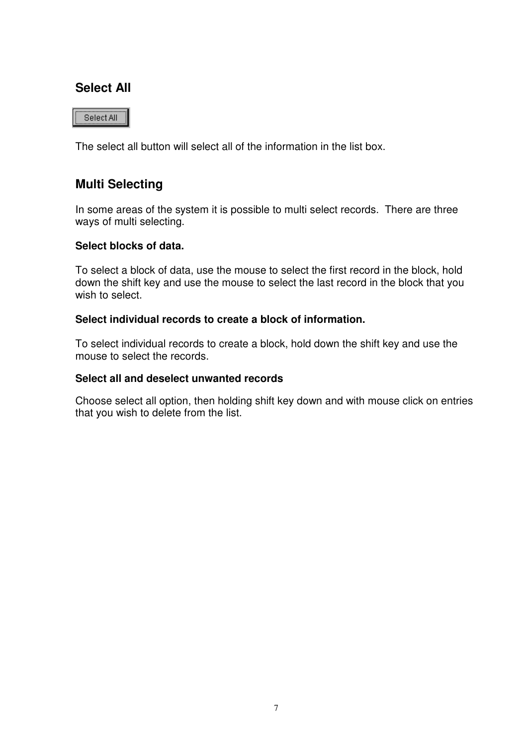## Select All

The select all button will select all of the information in the list box.

## Multi Selecting

In some areas of the system it is possible to multi select records. There are three ways of multi selecting.

**Select blocks of data.**

To select a block of data, use the mouse to select the first record in the block, hold down the shift key and use the mouse to select the last record in the block that you wish to select.

**Select individual records to create a block of information.**

To select individual records to create a block, hold down the shift key and use the mouse to select the records.

**Select all and deselect unwanted records**

Choose select all option, then holding shift key down and with mouse click on entries that you wish to delete from the list.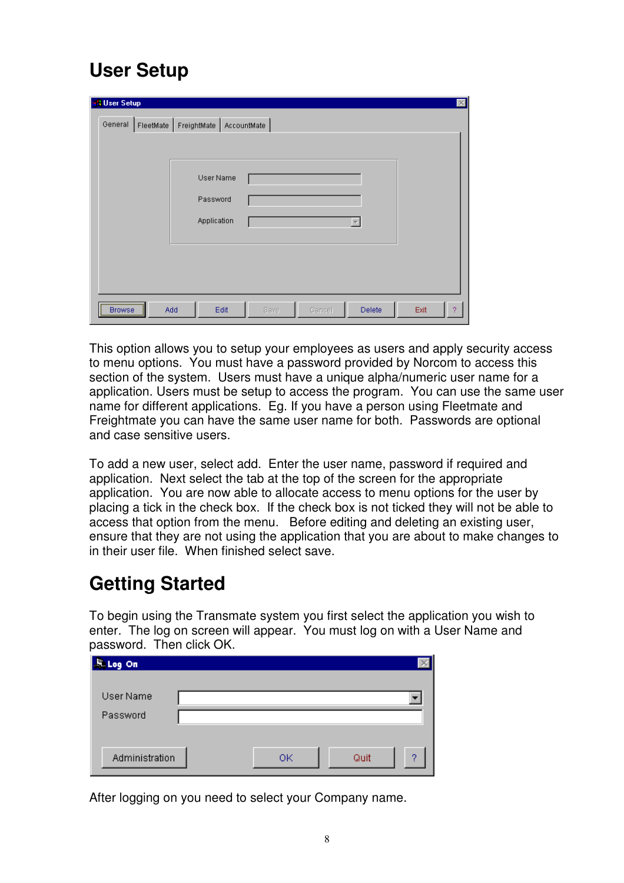# User Setup

This option allows you to setup your employees as users and apply security access to menu options. You must have a password provided by Norcom to access this section of the system. Users must have a unique alpha/numeric user name for a application. Users must be setup to access the program. You can use the same user name for different applications. Eg. If you have a person using Fleetmate and Freightmate you can have the same user name for both. Passwords are optional and case sensitive users.

To add a new user, select add. Enter the user name, password if required and application. Next select the tab at the top of the screen for the appropriate application. You are now able to allocate access to menu options for the user by placing a tick in the check box. If the check box is not ticked they will not be able to access that option from the menu. Before editing and deleting an existing user, ensure that they are not using the application that you are about to make changes to in their user file. When finished select save.

# Getting Started

To begin using the Transmate system you first select the application you wish to enter. The log on screen will appear. You must log on with a User Name and password. Then click OK.

After logging on you need to select your Company name.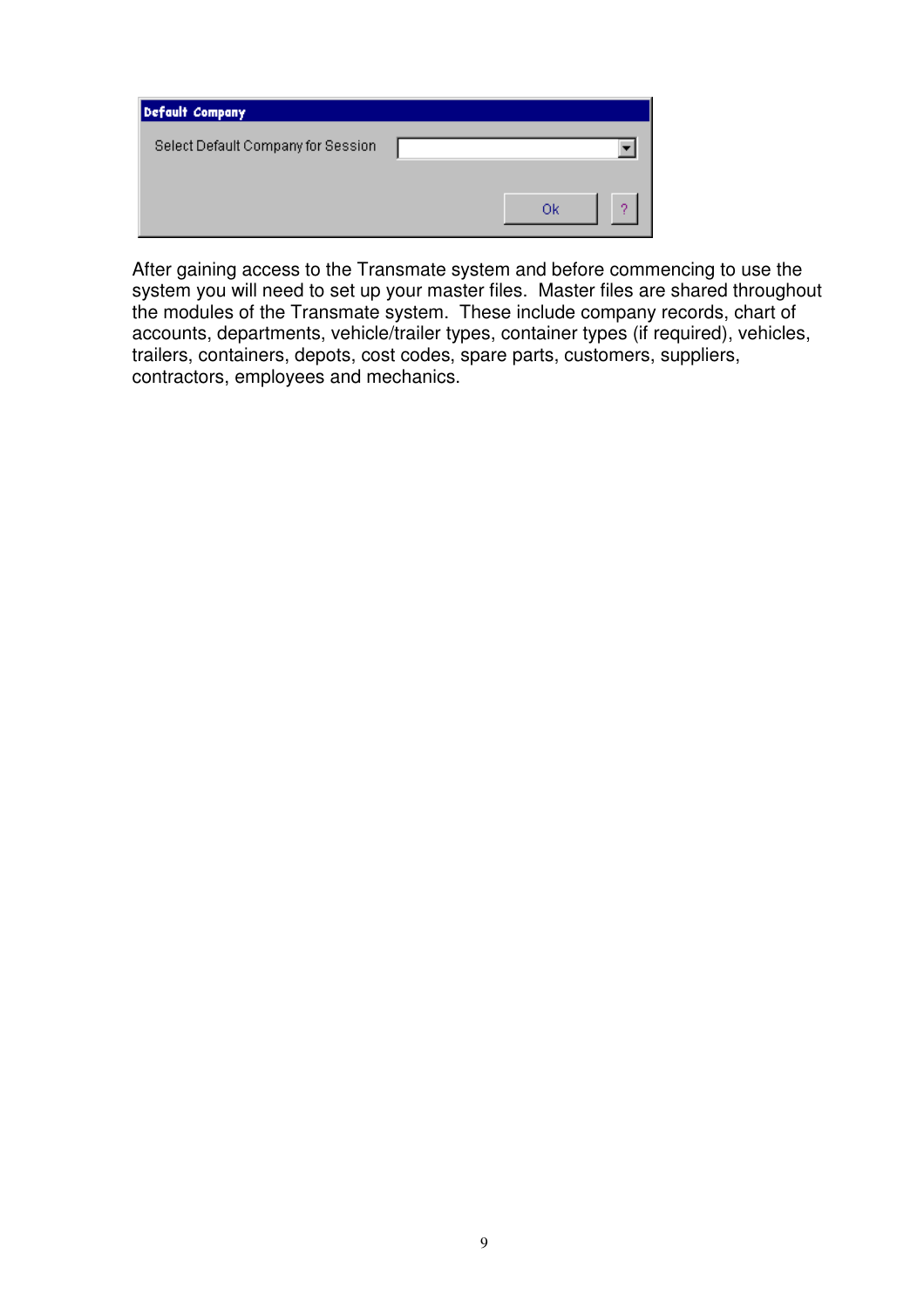**Default Company**

Select Default Company for Session [ ▼ ]

[ Ok ] [ ? ]

After gaining access to the Transmate system and before commencing to use the system you will need to set up your master files. Master files are shared throughout the modules of the Transmate system. These include company records, chart of accounts, departments, vehicle/trailer types, container types (if required), vehicles, trailers, containers, depots, cost codes, spare parts, customers, suppliers, contractors, employees and mechanics.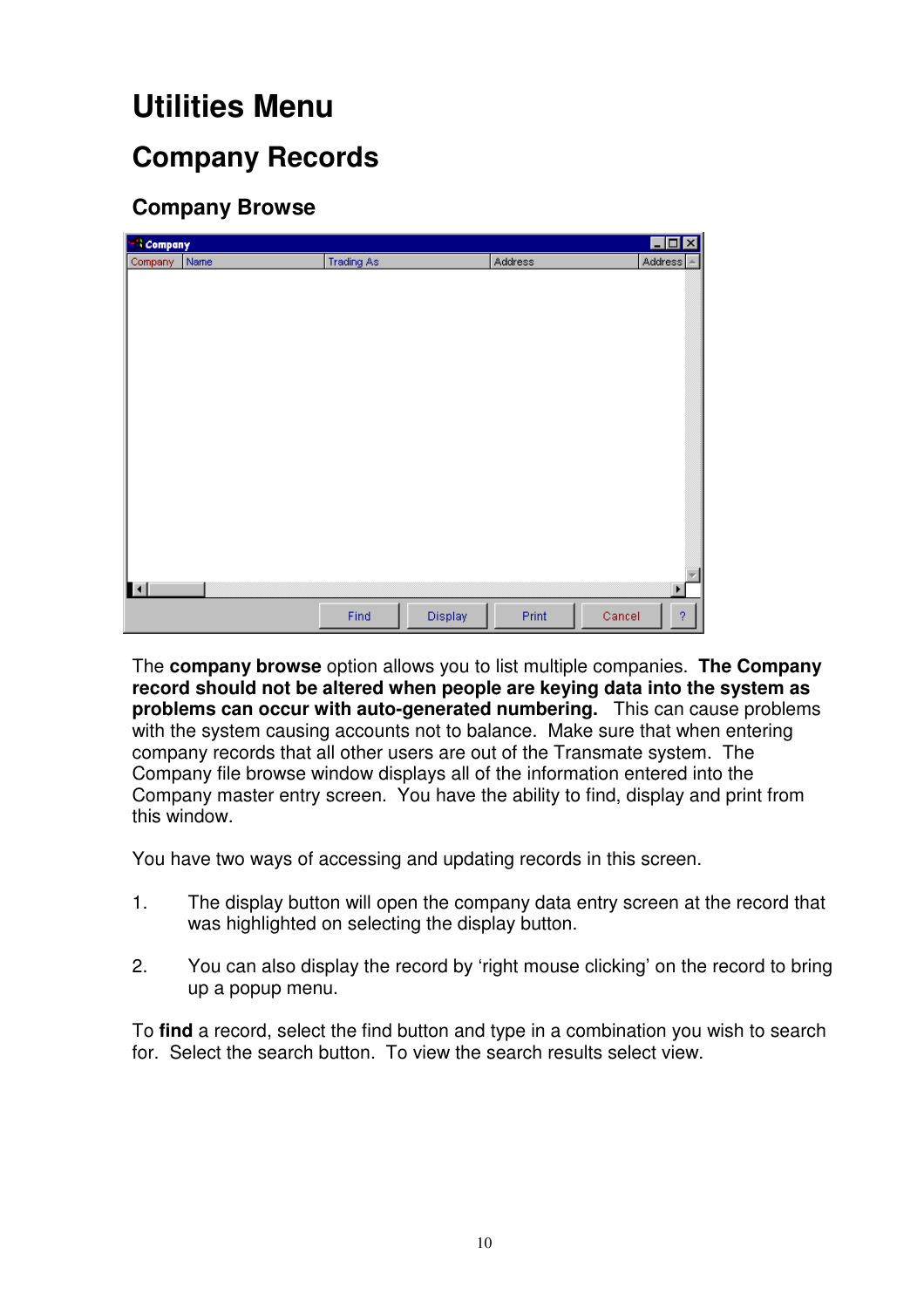# Utilities Menu

## Company Records

### Company Browse

The **company browse** option allows you to list multiple companies. **The Company record should not be altered when people are keying data into the system as problems can occur with auto-generated numbering.** This can cause problems with the system causing accounts not to balance. Make sure that when entering company records that all other users are out of the Transmate system. The Company file browse window displays all of the information entered into the Company master entry screen. You have the ability to find, display and print from this window.

You have two ways of accessing and updating records in this screen.

1. The display button will open the company data entry screen at the record that was highlighted on selecting the display button.

2. You can also display the record by 'right mouse clicking' on the record to bring up a popup menu.

To **find** a record, select the find button and type in a combination you wish to search for. Select the search button. To view the search results select view.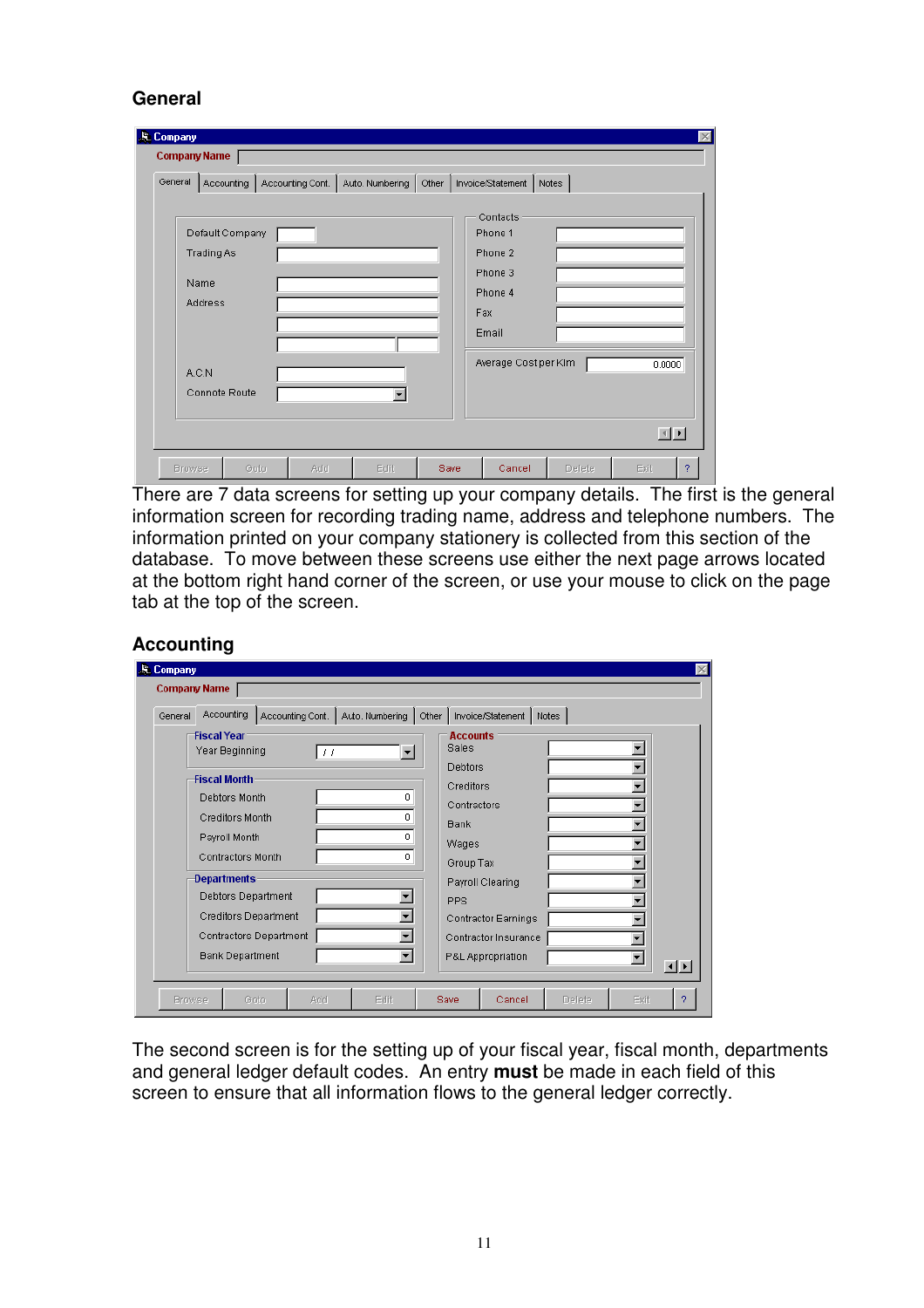## General

There are 7 data screens for setting up your company details. The first is the general information screen for recording trading name, address and telephone numbers. The information printed on your company stationery is collected from this section of the database. To move between these screens use either the next page arrows located at the bottom right hand corner of the screen, or use your mouse to click on the page tab at the top of the screen.

## Accounting

The second screen is for the setting up of your fiscal year, fiscal month, departments and general ledger default codes. An entry **must** be made in each field of this screen to ensure that all information flows to the general ledger correctly.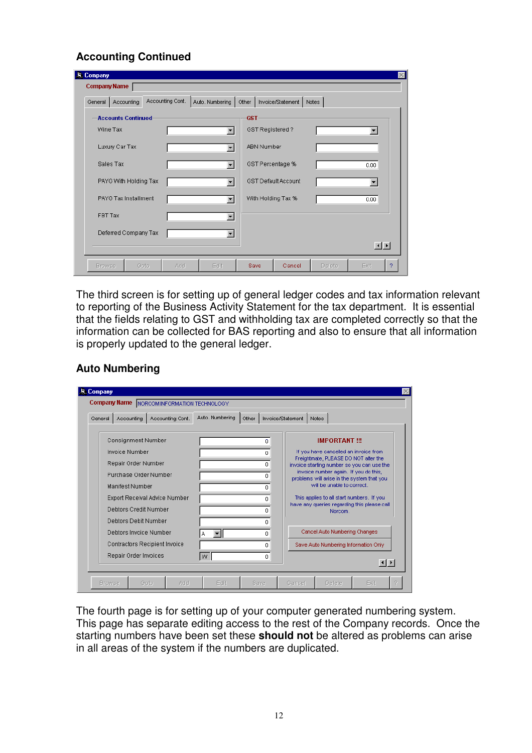## Accounting Continued

The third screen is for setting up of general ledger codes and tax information relevant to reporting of the Business Activity Statement for the tax department. It is essential that the fields relating to GST and withholding tax are completed correctly so that the information can be collected for BAS reporting and also to ensure that all information is properly updated to the general ledger.

## Auto Numbering

The fourth page is for setting up of your computer generated numbering system. This page has separate editing access to the rest of the Company records. Once the starting numbers have been set these **should not** be altered as problems can arise in all areas of the system if the numbers are duplicated.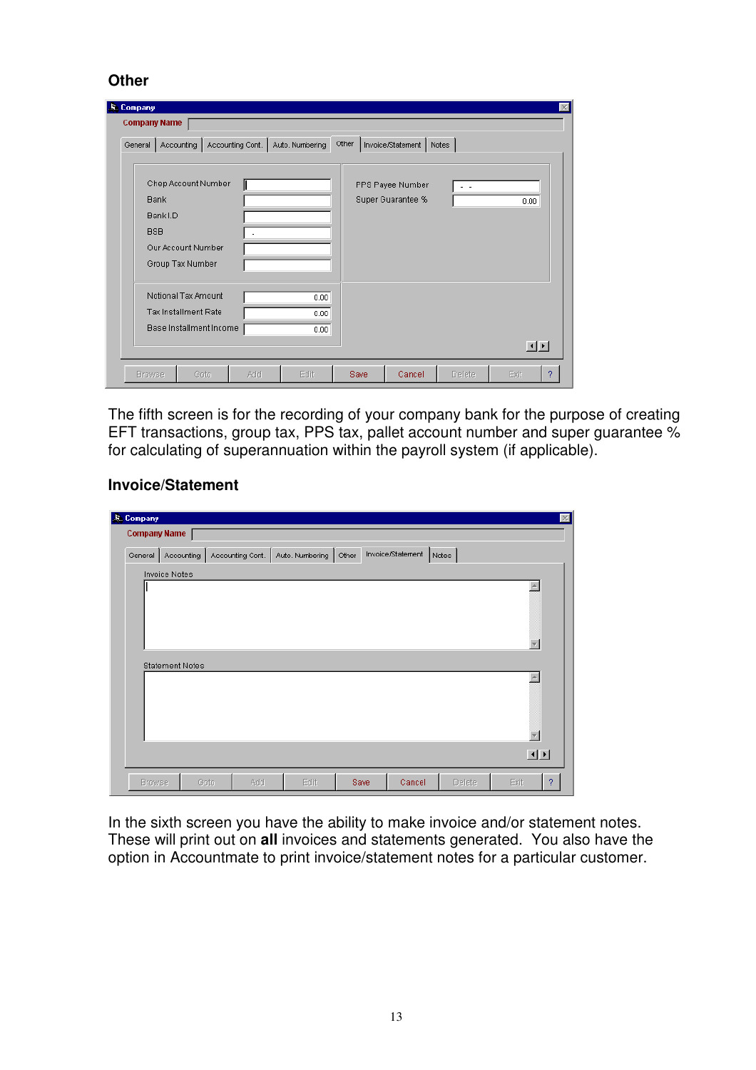### Other

The fifth screen is for the recording of your company bank for the purpose of creating EFT transactions, group tax, PPS tax, pallet account number and super guarantee % for calculating of superannuation within the payroll system (if applicable).

### Invoice/Statement

In the sixth screen you have the ability to make invoice and/or statement notes. These will print out on **all** invoices and statements generated. You also have the option in Accountmate to print invoice/statement notes for a particular customer.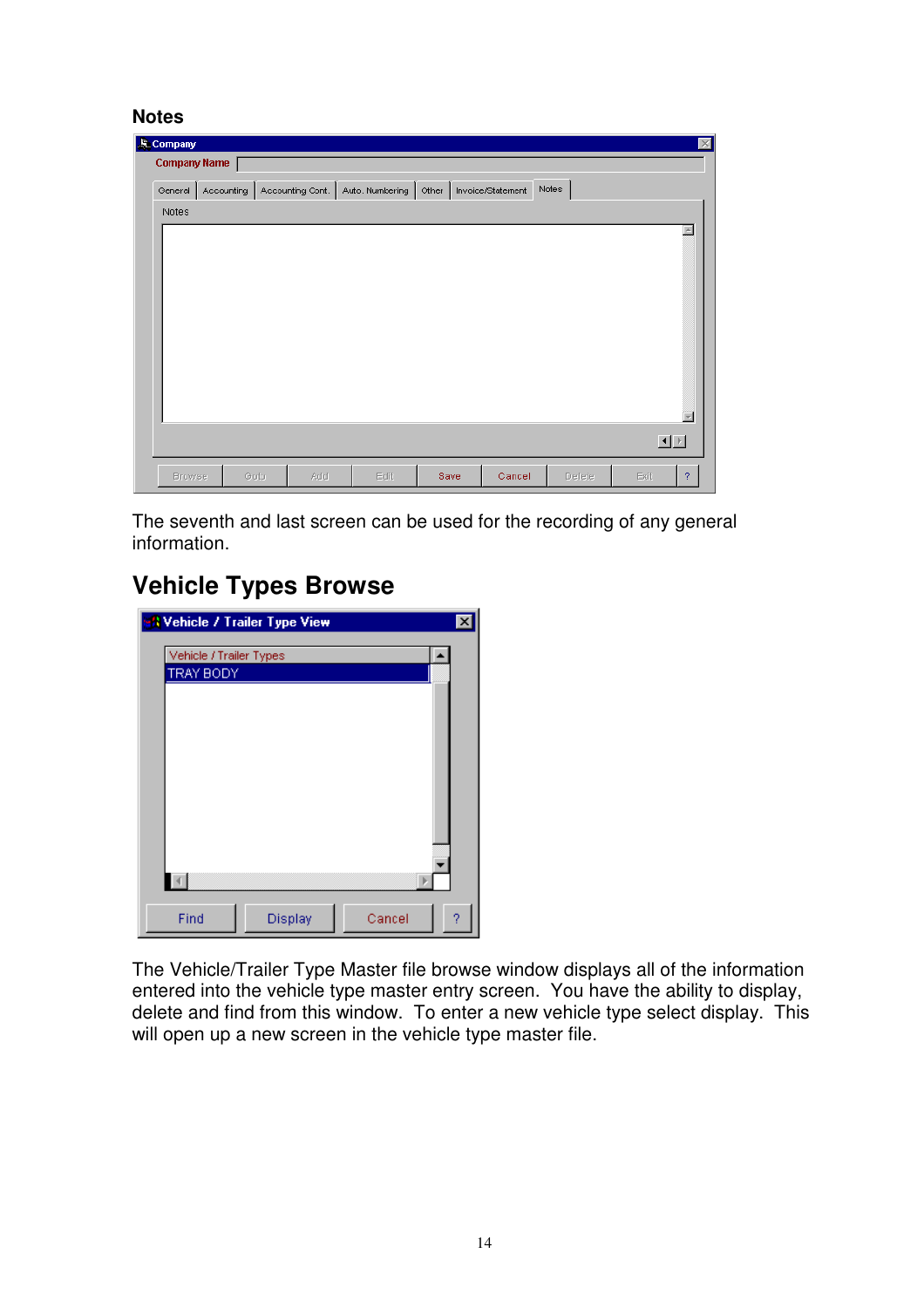## Notes

The seventh and last screen can be used for the recording of any general information.

# Vehicle Types Browse

The Vehicle/Trailer Type Master file browse window displays all of the information entered into the vehicle type master entry screen. You have the ability to display, delete and find from this window. To enter a new vehicle type select display. This will open up a new screen in the vehicle type master file.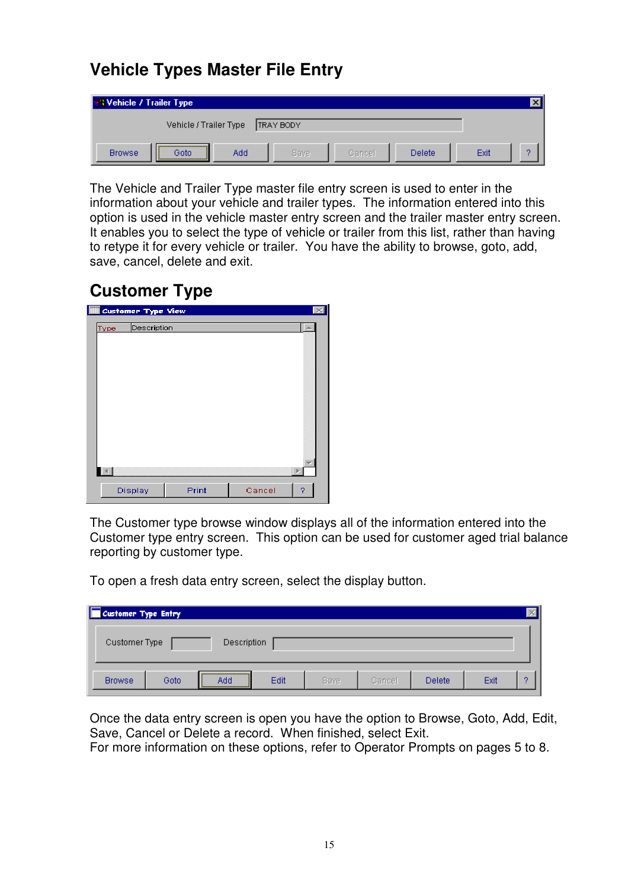## Vehicle Types Master File Entry

The Vehicle and Trailer Type master file entry screen is used to enter in the information about your vehicle and trailer types. The information entered into this option is used in the vehicle master entry screen and the trailer master entry screen. It enables you to select the type of vehicle or trailer from this list, rather than having to retype it for every vehicle or trailer. You have the ability to browse, goto, add, save, cancel, delete and exit.

## Customer Type

The Customer type browse window displays all of the information entered into the Customer type entry screen. This option can be used for customer aged trial balance reporting by customer type.

To open a fresh data entry screen, select the display button.

Once the data entry screen is open you have the option to Browse, Goto, Add, Edit, Save, Cancel or Delete a record. When finished, select Exit.
For more information on these options, refer to Operator Prompts on pages 5 to 8.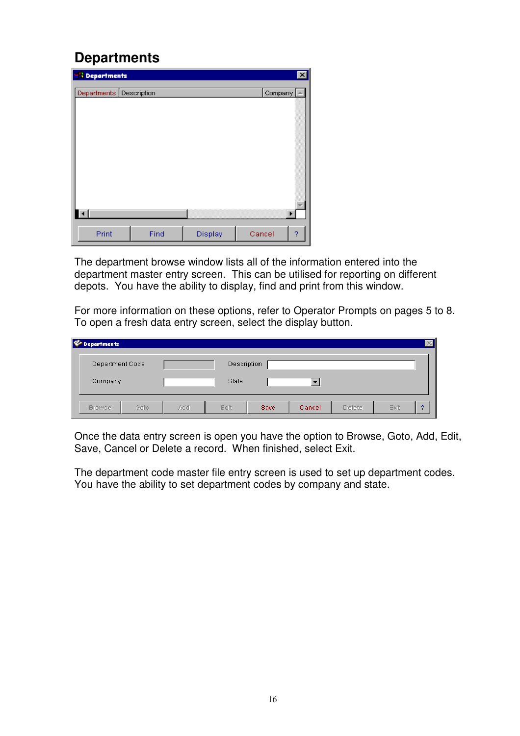# Departments

The department browse window lists all of the information entered into the department master entry screen. This can be utilised for reporting on different depots. You have the ability to display, find and print from this window.

For more information on these options, refer to Operator Prompts on pages 5 to 8. To open a fresh data entry screen, select the display button.

Once the data entry screen is open you have the option to Browse, Goto, Add, Edit, Save, Cancel or Delete a record. When finished, select Exit.

The department code master file entry screen is used to set up department codes. You have the ability to set department codes by company and state.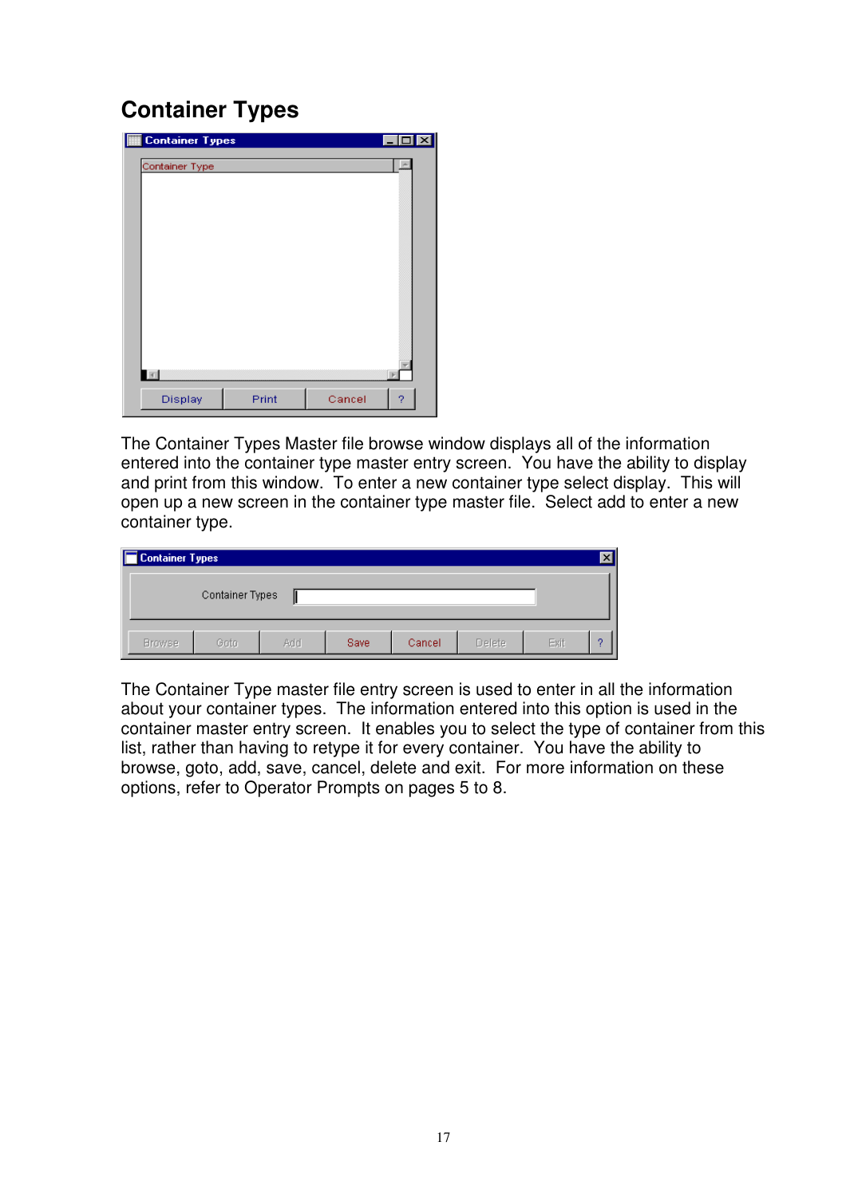# Container Types

The Container Types Master file browse window displays all of the information entered into the container type master entry screen. You have the ability to display and print from this window. To enter a new container type select display. This will open up a new screen in the container type master file. Select add to enter a new container type.

The Container Type master file entry screen is used to enter in all the information about your container types. The information entered into this option is used in the container master entry screen. It enables you to select the type of container from this list, rather than having to retype it for every container. You have the ability to browse, goto, add, save, cancel, delete and exit. For more information on these options, refer to Operator Prompts on pages 5 to 8.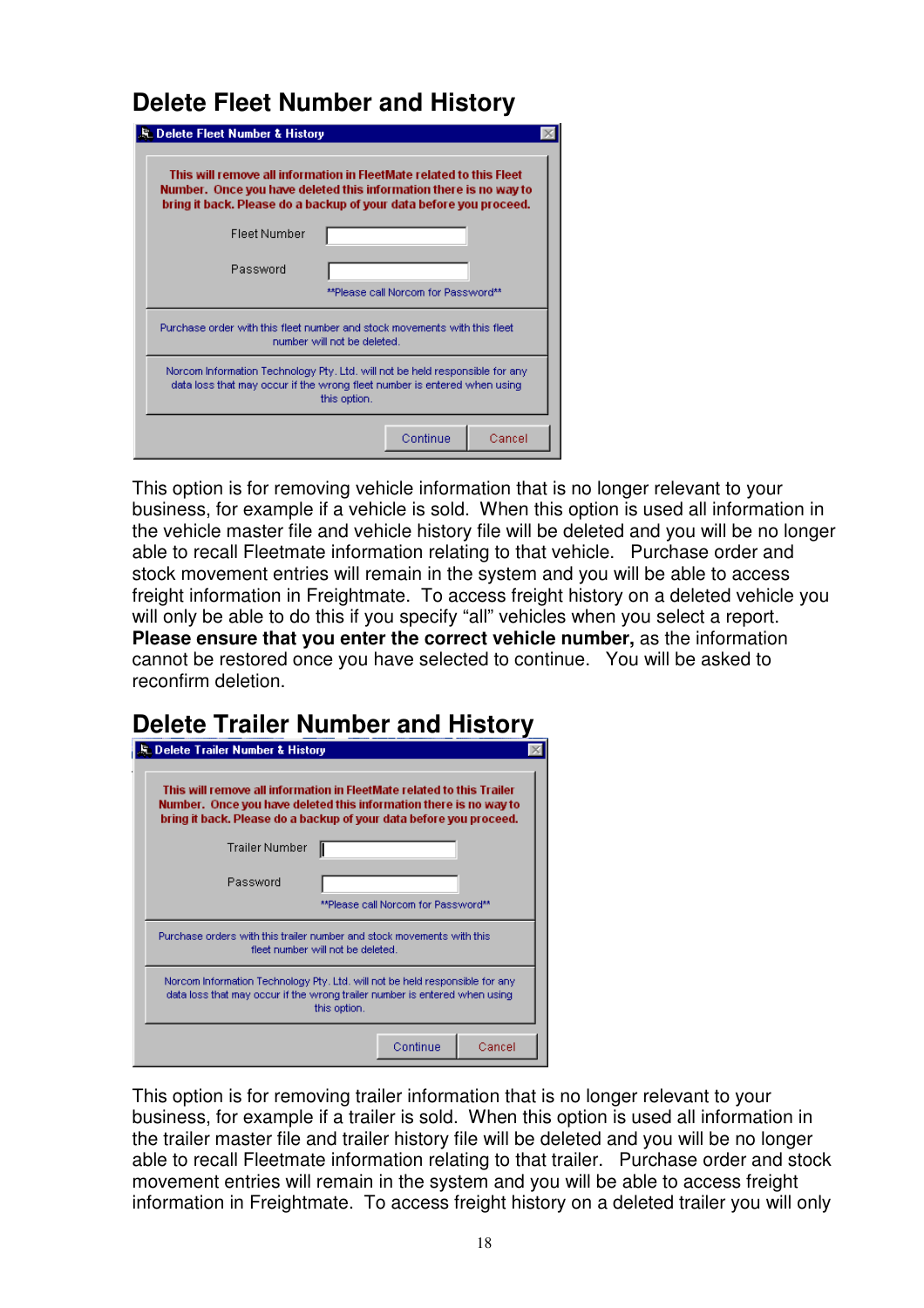## Delete Fleet Number and History

Delete Fleet Number & History

This will remove all information in FleetMate related to this Fleet Number. Once you have deleted this information there is no way to bring it back. Please do a backup of your data before you proceed.

Fleet Number

Password

**Please call Norcom for Password**

Purchase order with this fleet number and stock movements with this fleet number will not be deleted.

Norcom Information Technology Pty. Ltd. will not be held responsible for any data loss that may occur if the wrong fleet number is entered when using this option.

Continue | Cancel

This option is for removing vehicle information that is no longer relevant to your business, for example if a vehicle is sold. When this option is used all information in the vehicle master file and vehicle history file will be deleted and you will be no longer able to recall Fleetmate information relating to that vehicle. Purchase order and stock movement entries will remain in the system and you will be able to access freight information in Freightmate. To access freight history on a deleted vehicle you will only be able to do this if you specify "all" vehicles when you select a report. **Please ensure that you enter the correct vehicle number,** as the information cannot be restored once you have selected to continue. You will be asked to reconfirm deletion.

## Delete Trailer Number and History

Delete Trailer Number & History

This will remove all information in FleetMate related to this Trailer Number. Once you have deleted this information there is no way to bring it back. Please do a backup of your data before you proceed.

Trailer Number

Password

**Please call Norcom for Password**

Purchase orders with this trailer number and stock movements with this fleet number will not be deleted.

Norcom Information Technology Pty. Ltd. will not be held responsible for any data loss that may occur if the wrong trailer number is entered when using this option.

Continue | Cancel

This option is for removing trailer information that is no longer relevant to your business, for example if a trailer is sold. When this option is used all information in the trailer master file and trailer history file will be deleted and you will be no longer able to recall Fleetmate information relating to that trailer. Purchase order and stock movement entries will remain in the system and you will be able to access freight information in Freightmate. To access freight history on a deleted trailer you will only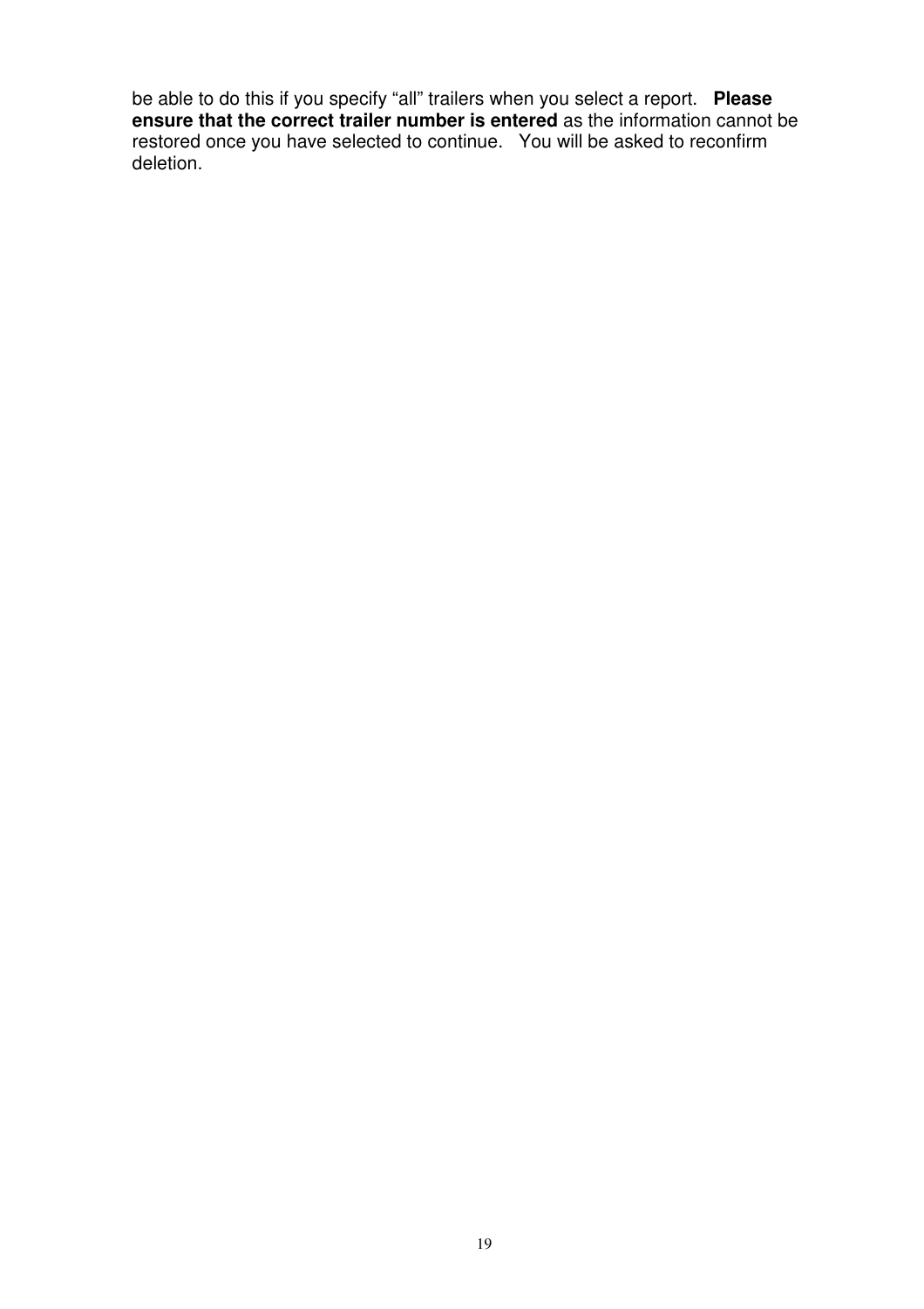be able to do this if you specify “all” trailers when you select a report. **Please ensure that the correct trailer number is entered** as the information cannot be restored once you have selected to continue. You will be asked to reconfirm deletion.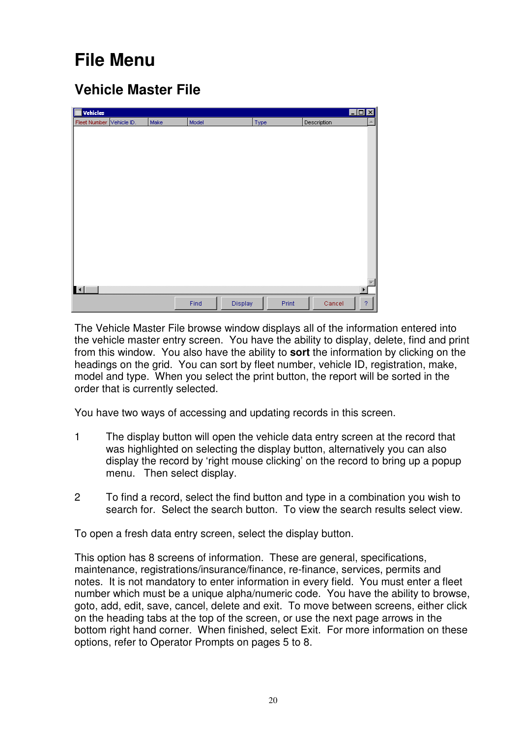# File Menu

## Vehicle Master File

The Vehicle Master File browse window displays all of the information entered into the vehicle master entry screen. You have the ability to display, delete, find and print from this window. You also have the ability to **sort** the information by clicking on the headings on the grid. You can sort by fleet number, vehicle ID, registration, make, model and type. When you select the print button, the report will be sorted in the order that is currently selected.

You have two ways of accessing and updating records in this screen.

1. The display button will open the vehicle data entry screen at the record that was highlighted on selecting the display button, alternatively you can also display the record by 'right mouse clicking' on the record to bring up a popup menu. Then select display.

2. To find a record, select the find button and type in a combination you wish to search for. Select the search button. To view the search results select view.

To open a fresh data entry screen, select the display button.

This option has 8 screens of information. These are general, specifications, maintenance, registrations/insurance/finance, re-finance, services, permits and notes. It is not mandatory to enter information in every field. You must enter a fleet number which must be a unique alpha/numeric code. You have the ability to browse, goto, add, edit, save, cancel, delete and exit. To move between screens, either click on the heading tabs at the top of the screen, or use the next page arrows in the bottom right hand corner. When finished, select Exit. For more information on these options, refer to Operator Prompts on pages 5 to 8.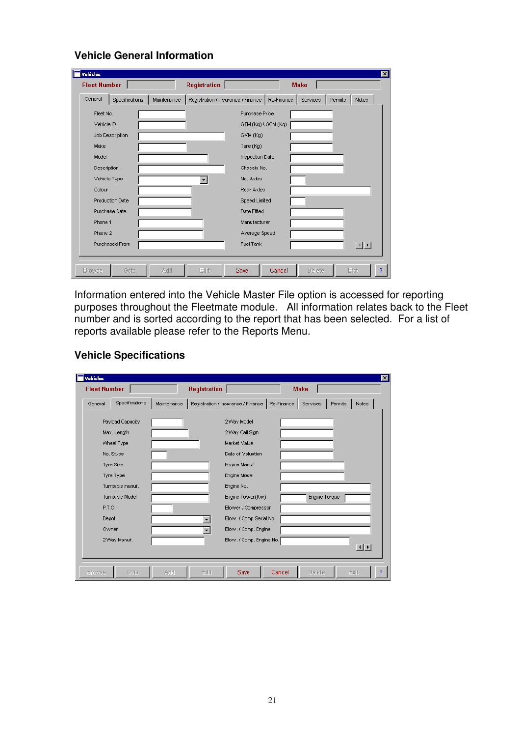## Vehicle General Information

Information entered into the Vehicle Master File option is accessed for reporting purposes throughout the Fleetmate module. All information relates back to the Fleet number and is sorted according to the report that has been selected. For a list of reports available please refer to the Reports Menu.

## Vehicle Specifications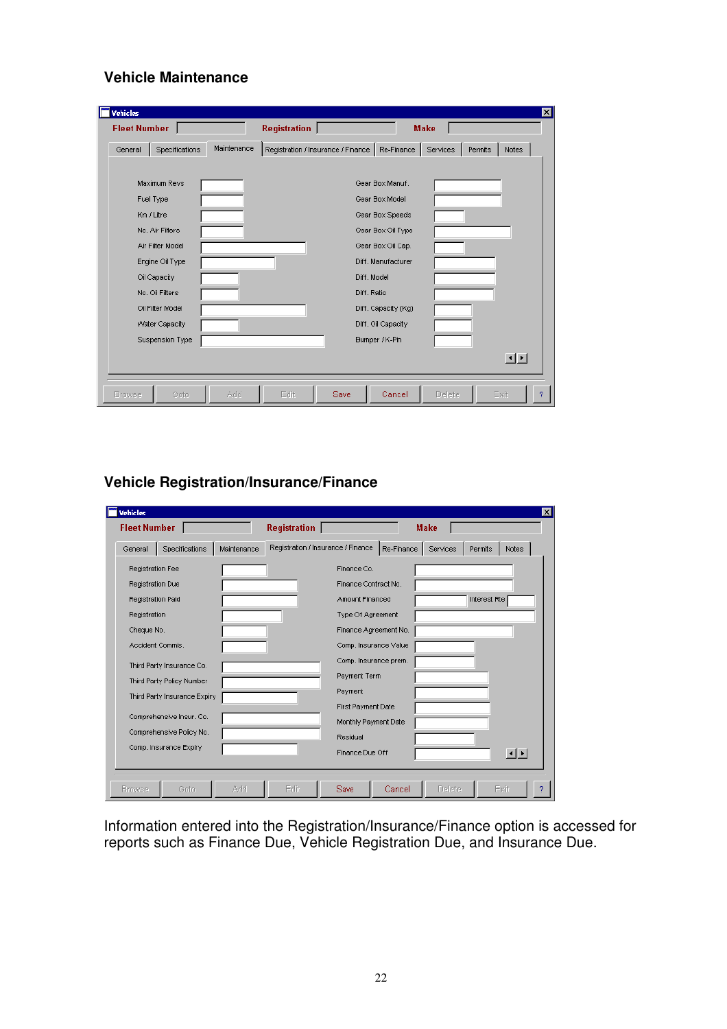## Vehicle Maintenance

Vehicles

Fleet Number | Registration | Make

General | Specifications | Maintenance | Registration / Insurance / Finance | Re-Finance | Services | Permits | Notes

| | |
|---|---|
| Maximum Revs | Gear Box Manuf. |
| Fuel Type | Gear Box Model |
| Km / Litre | Gear Box Speeds |
| No. Air Filters | Gear Box Oil Type |
| Air Filter Model | Gear Box Oil Cap. |
| Engine Oil Type | Diff. Manufacturer |
| Oil Capacity | Diff. Model |
| No. Oil Filters | Diff. Ratio |
| Oil Filter Model | Diff. Capacity (Kg) |
| Water Capacity | Diff. Oil Capacity |
| Suspension Type | Bumper / K-Pin |

Browse | Goto | Add | Edit | Save | Cancel | Delete | Exit | ?

## Vehicle Registration/Insurance/Finance

Vehicles

Fleet Number | Registration | Make

General | Specifications | Maintenance | Registration / Insurance / Finance | Re-Finance | Services | Permits | Notes

| | |
|---|---|
| Registration Fee | Finance Co. |
| Registration Due | Finance Contract No. |
| Registration Paid | Amount Financed / Interest Rte |
| Registration | Type Of Agreement |
| Cheque No. | Finance Agreement No. |
| Accident Comms. | Comp. Insurance Value |
| Third Party Insurance Co. | Comp. Insurance prem. |
| Third Party Policy Number | Payment Term |
| Third Party Insurance Expiry | Payment |
| Comprehensive Insur. Co. | First Payment Date |
| Comprehensive Policy No. | Monthly Payment Date |
| Comp. Insurance Expiry | Residual |
| | Finance Due Off |

Browse | Goto | Add | Edit | Save | Cancel | Delete | Exit | ?

Information entered into the Registration/Insurance/Finance option is accessed for reports such as Finance Due, Vehicle Registration Due, and Insurance Due.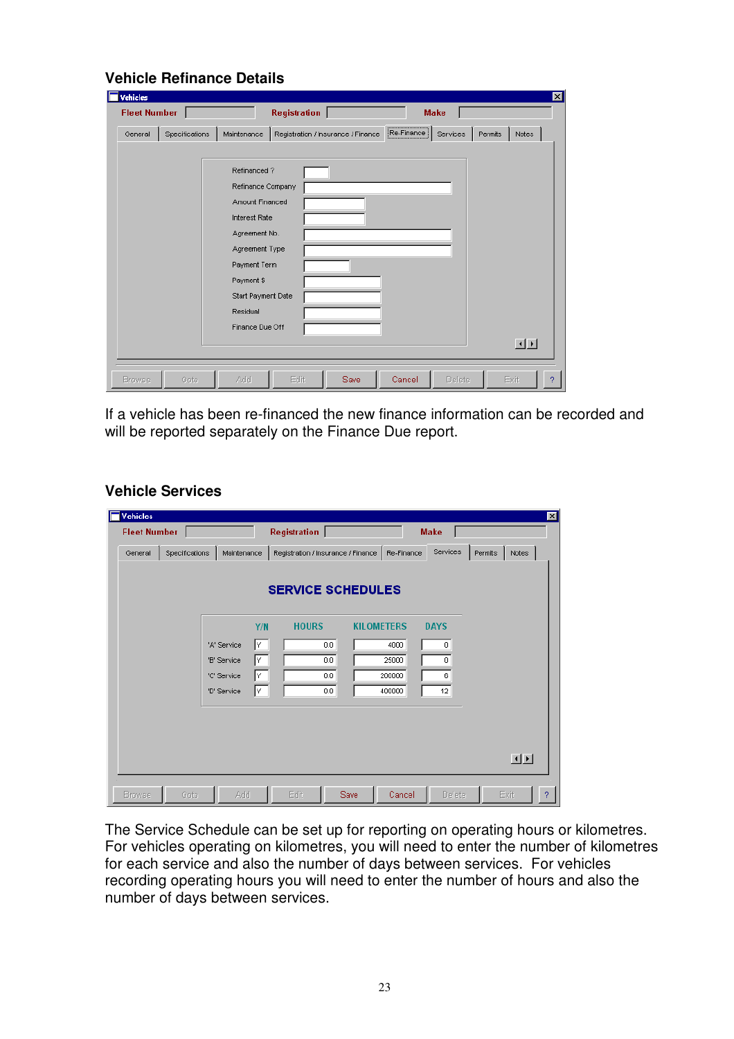## Vehicle Refinance Details

**Vehicles**

Fleet Number | Registration | Make

Tabs: General | Specifications | Maintenance | Registration / Insurance / Finance | Re-Finance | Services | Permits | Notes

- Refinanced ?
- Refinance Company
- Amount Financed
- Interest Rate
- Agreement No.
- Agreement Type
- Payment Term
- Payment $
- Start Payment Date
- Residual
- Finance Due Off

Buttons: Browse | Goto | Add | Edit | Save | Cancel | Delete | Exit | ?

If a vehicle has been re-financed the new finance information can be recorded and will be reported separately on the Finance Due report.

## Vehicle Services

**Vehicles**

Fleet Number | Registration | Make

Tabs: General | Specifications | Maintenance | Registration / Insurance / Finance | Re-Finance | Services | Permits | Notes

**SERVICE SCHEDULES**

| | Y/N | HOURS | KILOMETERS | DAYS |
|---|---|---|---|---|
| 'A' Service | Y | 0.0 | 4000 | 0 |
| 'B' Service | Y | 0.0 | 25000 | 0 |
| 'C' Service | Y | 0.0 | 200000 | 6 |
| 'D' Service | Y | 0.0 | 400000 | 12 |

Buttons: Browse | Goto | Add | Edit | Save | Cancel | Delete | Exit | ?

The Service Schedule can be set up for reporting on operating hours or kilometres. For vehicles operating on kilometres, you will need to enter the number of kilometres for each service and also the number of days between services. For vehicles recording operating hours you will need to enter the number of hours and also the number of days between services.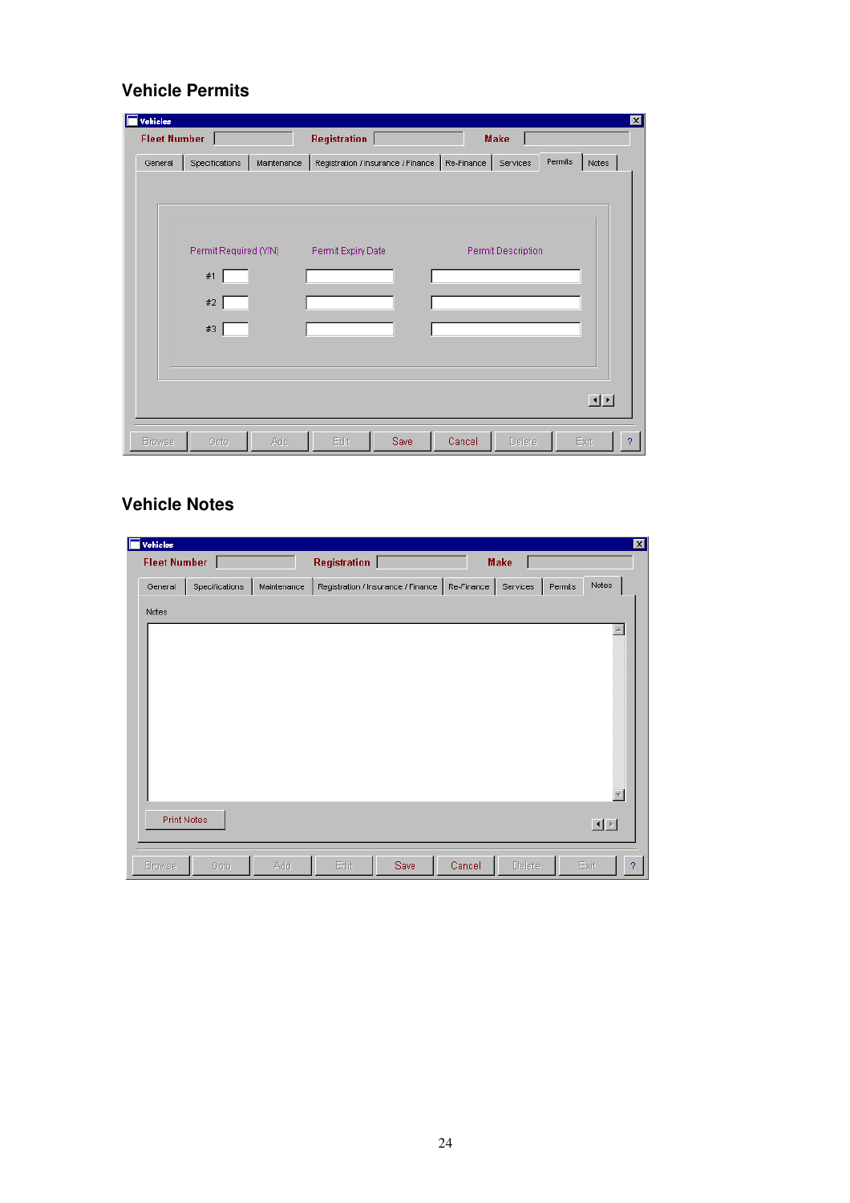## Vehicle Permits

Vehicles

Fleet Number | Registration | Make

General | Specifications | Maintenance | Registration / Insurance / Finance | Re-Finance | Services | Permits | Notes

| | Permit Required (Y/N) | Permit Expiry Date | Permit Description |
|---|---|---|---|
| #1 | | | |
| #2 | | | |
| #3 | | | |

Browse | Goto | Add | Edit | Save | Cancel | Delete | Exit | ?

## Vehicle Notes

Vehicles

Fleet Number | Registration | Make

General | Specifications | Maintenance | Registration / Insurance / Finance | Re-Finance | Services | Permits | Notes

Notes

Print Notes

Browse | Goto | Add | Edit | Save | Cancel | Delete | Exit | ?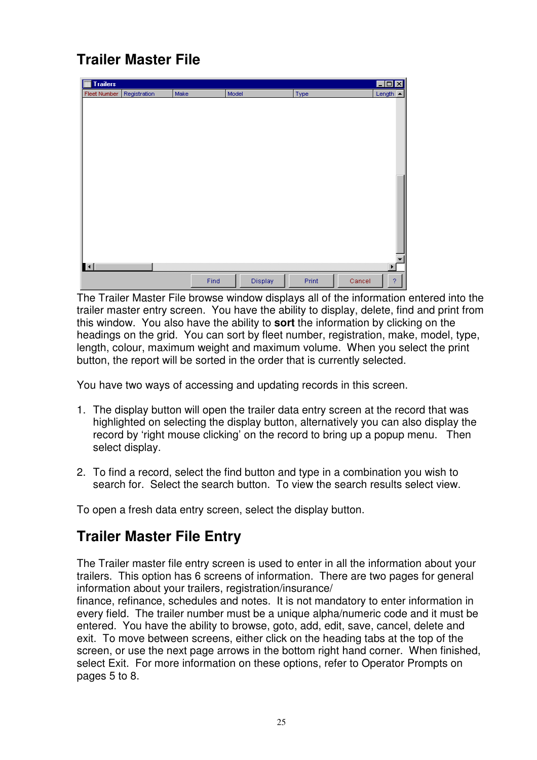# Trailer Master File

The Trailer Master File browse window displays all of the information entered into the trailer master entry screen. You have the ability to display, delete, find and print from this window. You also have the ability to **sort** the information by clicking on the headings on the grid. You can sort by fleet number, registration, make, model, type, length, colour, maximum weight and maximum volume. When you select the print button, the report will be sorted in the order that is currently selected.

You have two ways of accessing and updating records in this screen.

1. The display button will open the trailer data entry screen at the record that was highlighted on selecting the display button, alternatively you can also display the record by 'right mouse clicking' on the record to bring up a popup menu. Then select display.

2. To find a record, select the find button and type in a combination you wish to search for. Select the search button. To view the search results select view.

To open a fresh data entry screen, select the display button.

# Trailer Master File Entry

The Trailer master file entry screen is used to enter in all the information about your trailers. This option has 6 screens of information. There are two pages for general information about your trailers, registration/insurance/ finance, refinance, schedules and notes. It is not mandatory to enter information in every field. The trailer number must be a unique alpha/numeric code and it must be entered. You have the ability to browse, goto, add, edit, save, cancel, delete and exit. To move between screens, either click on the heading tabs at the top of the screen, or use the next page arrows in the bottom right hand corner. When finished, select Exit. For more information on these options, refer to Operator Prompts on pages 5 to 8.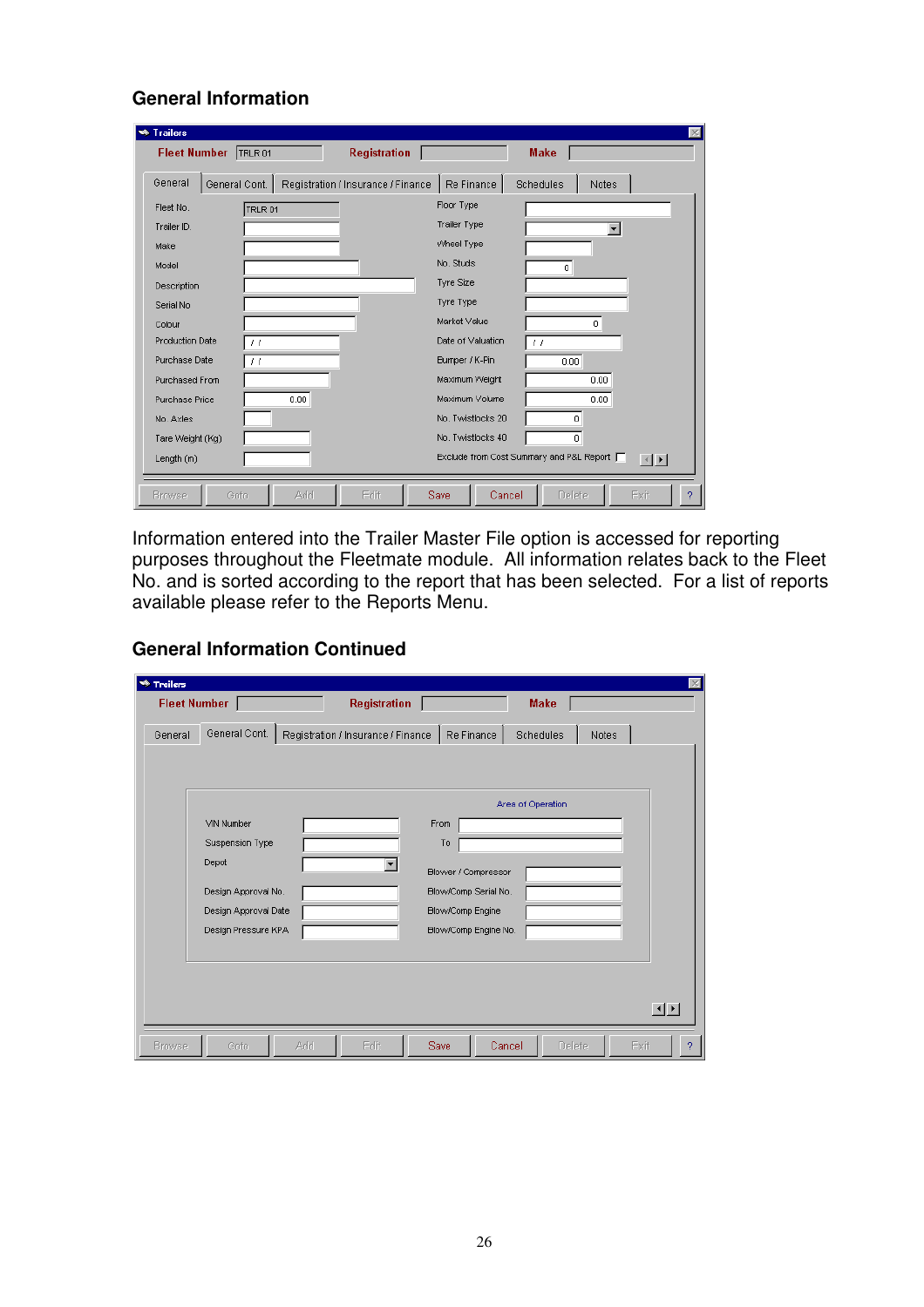## General Information

Information entered into the Trailer Master File option is accessed for reporting purposes throughout the Fleetmate module. All information relates back to the Fleet No. and is sorted according to the report that has been selected. For a list of reports available please refer to the Reports Menu.

## General Information Continued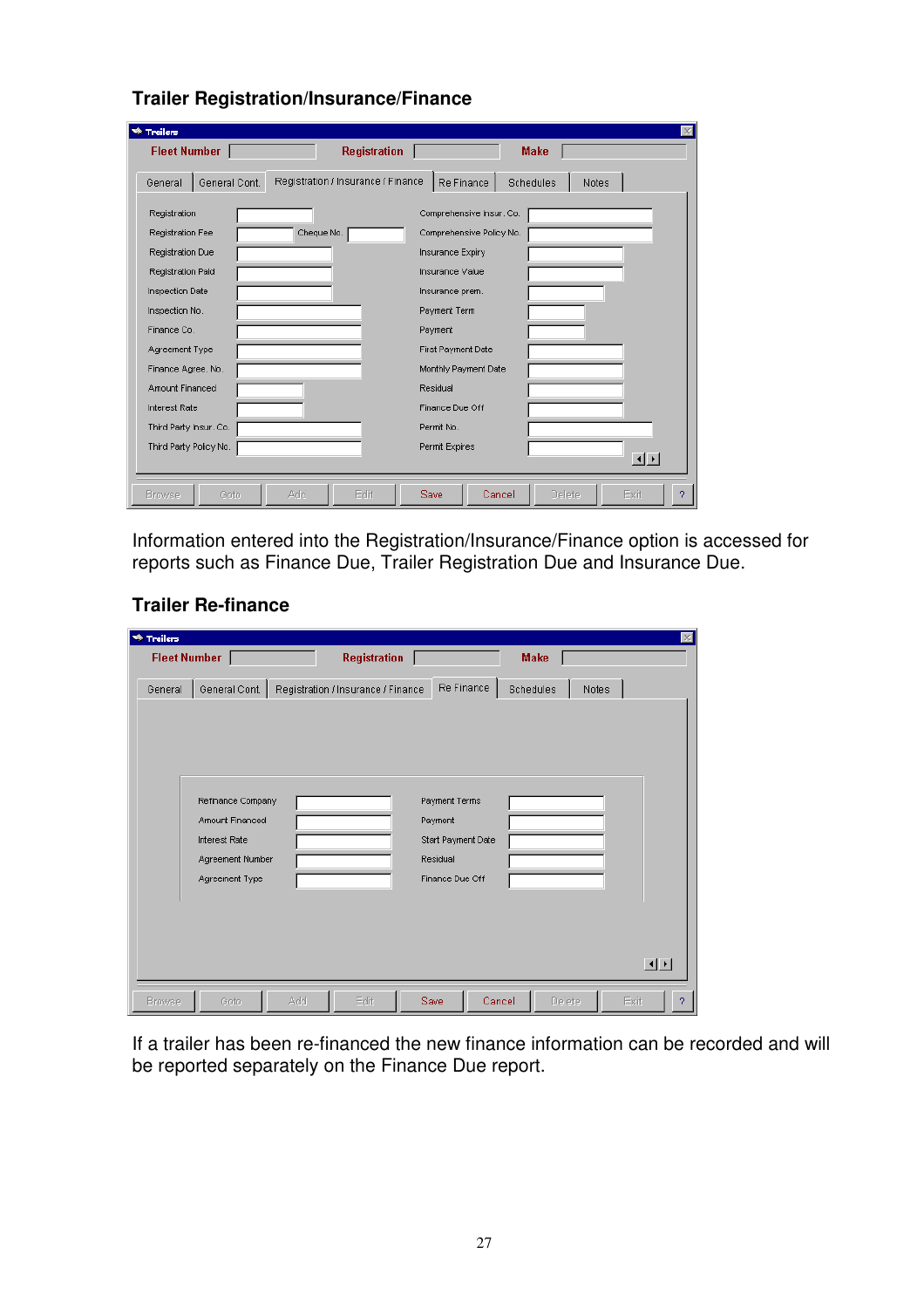### Trailer Registration/Insurance/Finance

Information entered into the Registration/Insurance/Finance option is accessed for reports such as Finance Due, Trailer Registration Due and Insurance Due.

### Trailer Re-finance

If a trailer has been re-financed the new finance information can be recorded and will be reported separately on the Finance Due report.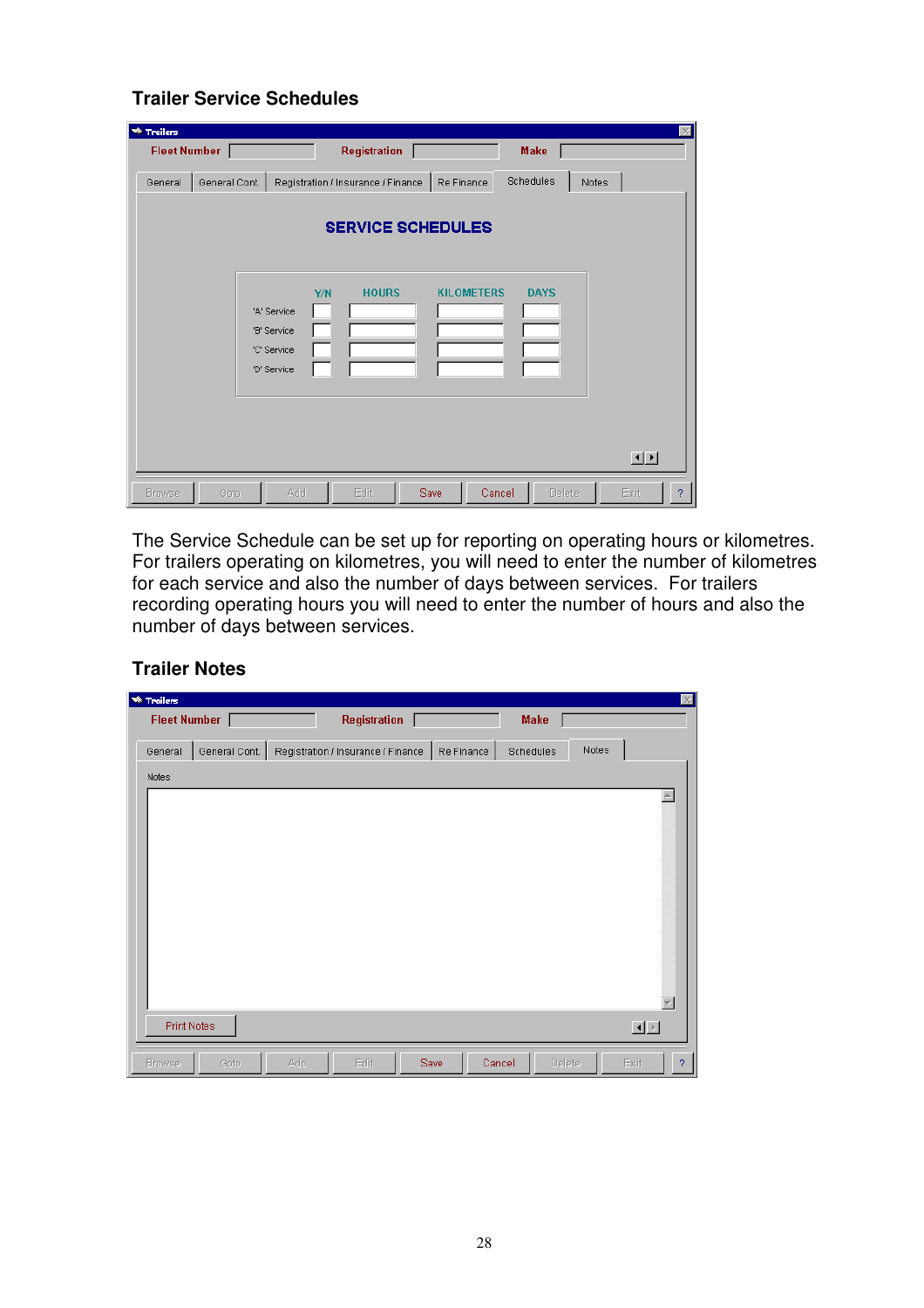### Trailer Service Schedules

The Service Schedule can be set up for reporting on operating hours or kilometres. For trailers operating on kilometres, you will need to enter the number of kilometres for each service and also the number of days between services. For trailers recording operating hours you will need to enter the number of hours and also the number of days between services.

### Trailer Notes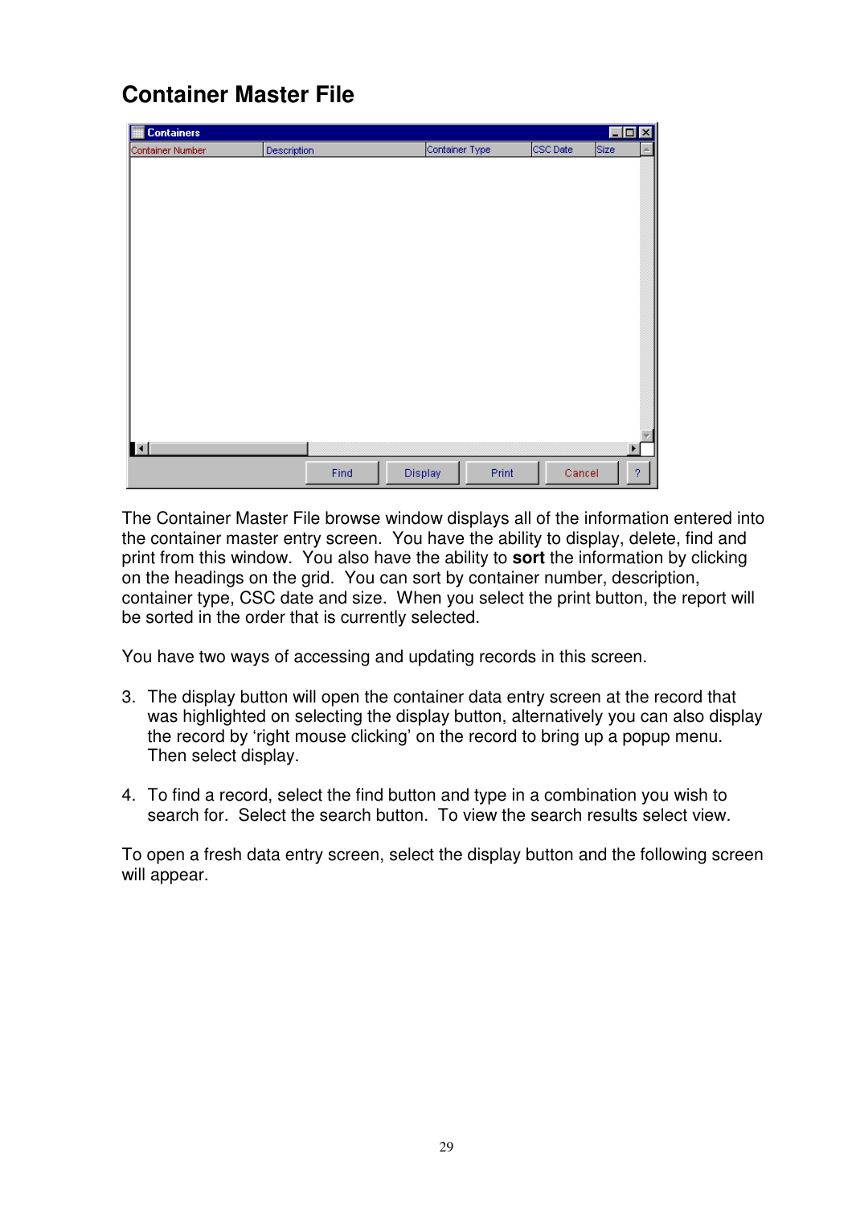## Container Master File

The Container Master File browse window displays all of the information entered into the container master entry screen.  You have the ability to display, delete, find and print from this window.  You also have the ability to **sort** the information by clicking on the headings on the grid.  You can sort by container number, description, container type, CSC date and size.  When you select the print button, the report will be sorted in the order that is currently selected.

You have two ways of accessing and updating records in this screen.

3. The display button will open the container data entry screen at the record that was highlighted on selecting the display button, alternatively you can also display the record by ‘right mouse clicking’ on the record to bring up a popup menu. Then select display.

4. To find a record, select the find button and type in a combination you wish to search for.  Select the search button.  To view the search results select view.

To open a fresh data entry screen, select the display button and the following screen will appear.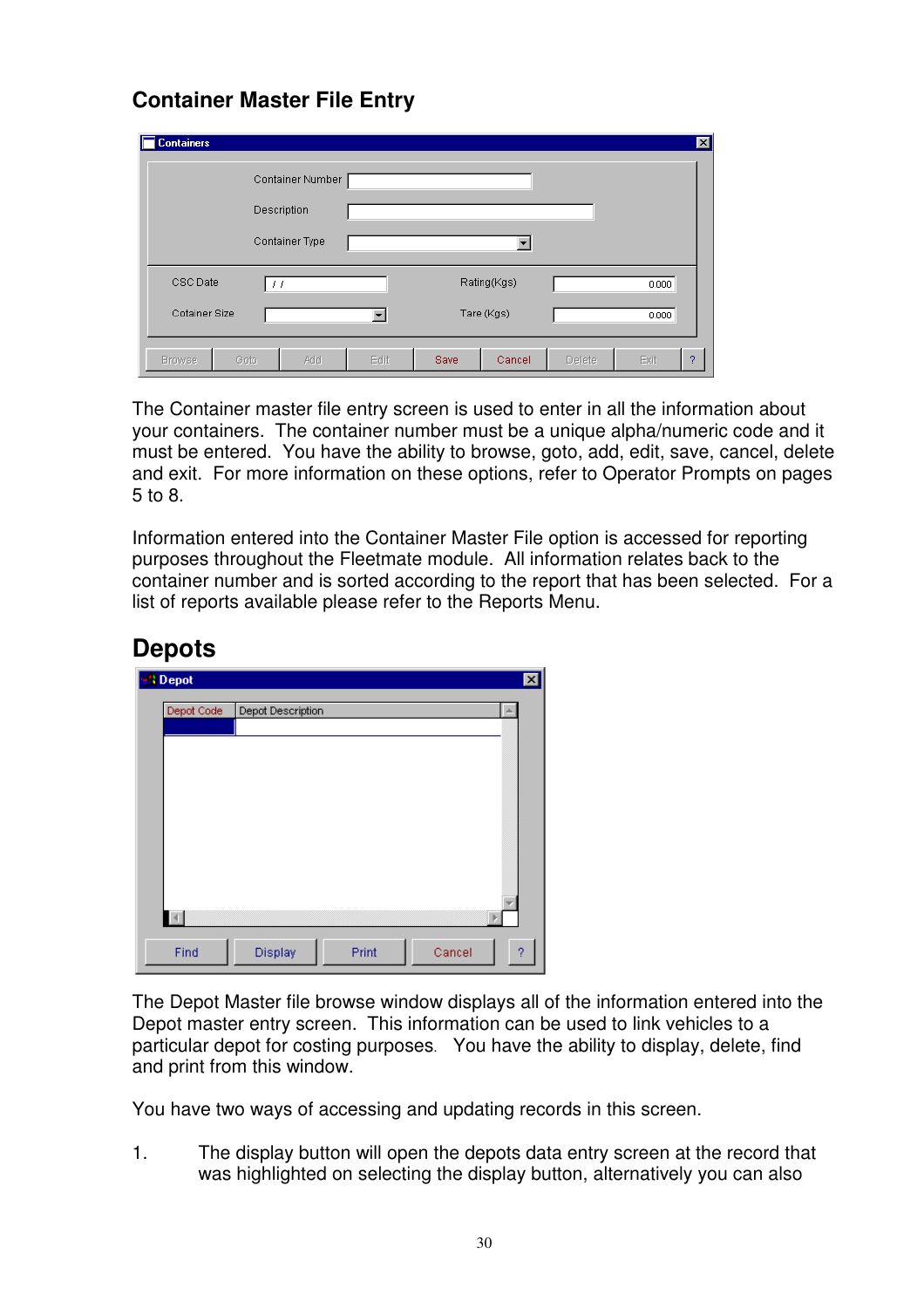## Container Master File Entry

The Container master file entry screen is used to enter in all the information about your containers. The container number must be a unique alpha/numeric code and it must be entered. You have the ability to browse, goto, add, edit, save, cancel, delete and exit. For more information on these options, refer to Operator Prompts on pages 5 to 8.

Information entered into the Container Master File option is accessed for reporting purposes throughout the Fleetmate module. All information relates back to the container number and is sorted according to the report that has been selected. For a list of reports available please refer to the Reports Menu.

## Depots

The Depot Master file browse window displays all of the information entered into the Depot master entry screen. This information can be used to link vehicles to a particular depot for costing purposes. You have the ability to display, delete, find and print from this window.

You have two ways of accessing and updating records in this screen.

1. The display button will open the depots data entry screen at the record that was highlighted on selecting the display button, alternatively you can also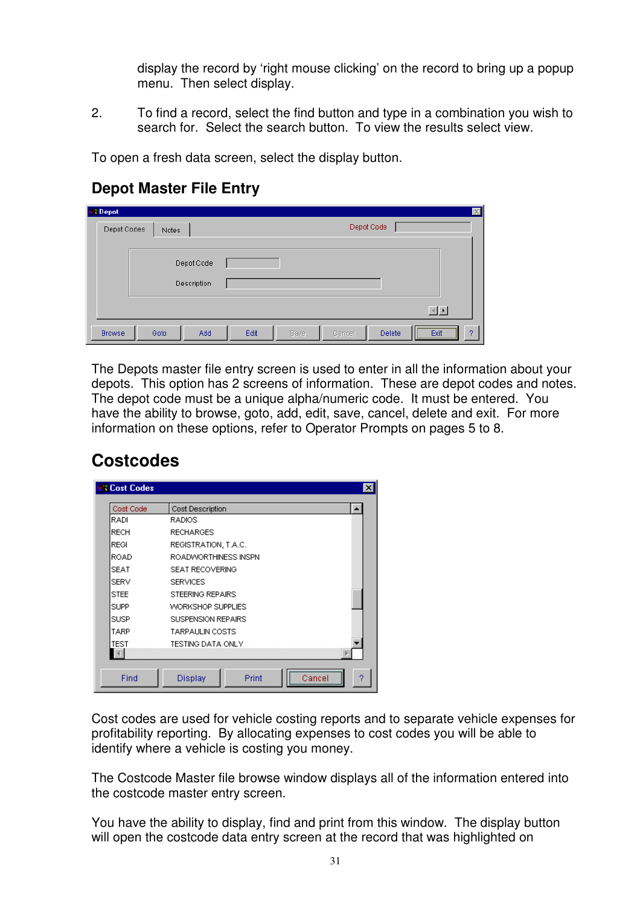display the record by 'right mouse clicking' on the record to bring up a popup menu. Then select display.

2. To find a record, select the find button and type in a combination you wish to search for. Select the search button. To view the results select view.

To open a fresh data screen, select the display button.

## Depot Master File Entry

The Depots master file entry screen is used to enter in all the information about your depots. This option has 2 screens of information. These are depot codes and notes. The depot code must be a unique alpha/numeric code. It must be entered. You have the ability to browse, goto, add, edit, save, cancel, delete and exit. For more information on these options, refer to Operator Prompts on pages 5 to 8.

# Costcodes

Cost codes are used for vehicle costing reports and to separate vehicle expenses for profitability reporting. By allocating expenses to cost codes you will be able to identify where a vehicle is costing you money.

The Costcode Master file browse window displays all of the information entered into the costcode master entry screen.

You have the ability to display, find and print from this window. The display button will open the costcode data entry screen at the record that was highlighted on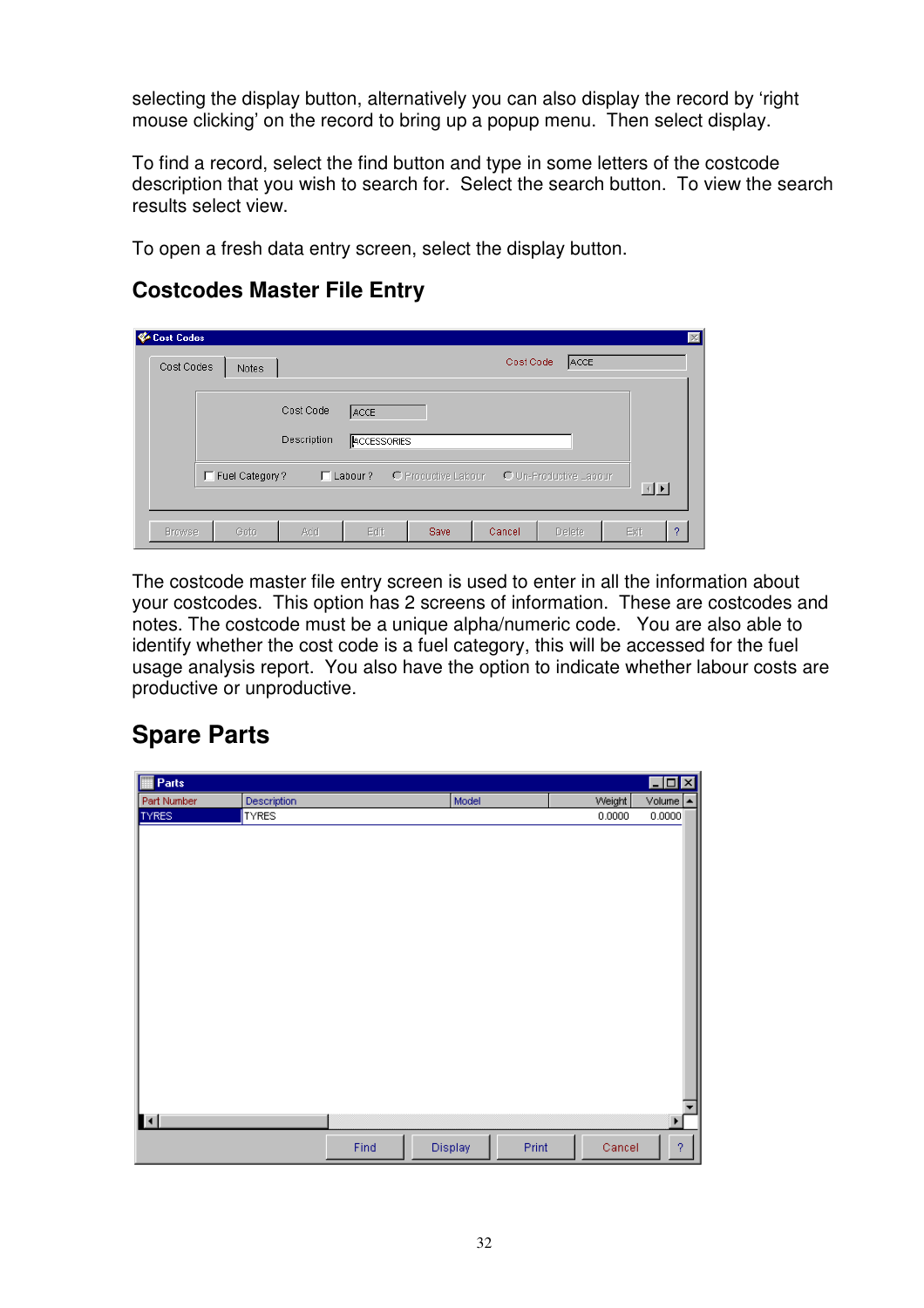selecting the display button, alternatively you can also display the record by 'right mouse clicking' on the record to bring up a popup menu. Then select display.

To find a record, select the find button and type in some letters of the costcode description that you wish to search for. Select the search button. To view the search results select view.

To open a fresh data entry screen, select the display button.

### Costcodes Master File Entry

The costcode master file entry screen is used to enter in all the information about your costcodes. This option has 2 screens of information. These are costcodes and notes. The costcode must be a unique alpha/numeric code. You are also able to identify whether the cost code is a fuel category, this will be accessed for the fuel usage analysis report. You also have the option to indicate whether labour costs are productive or unproductive.

## Spare Parts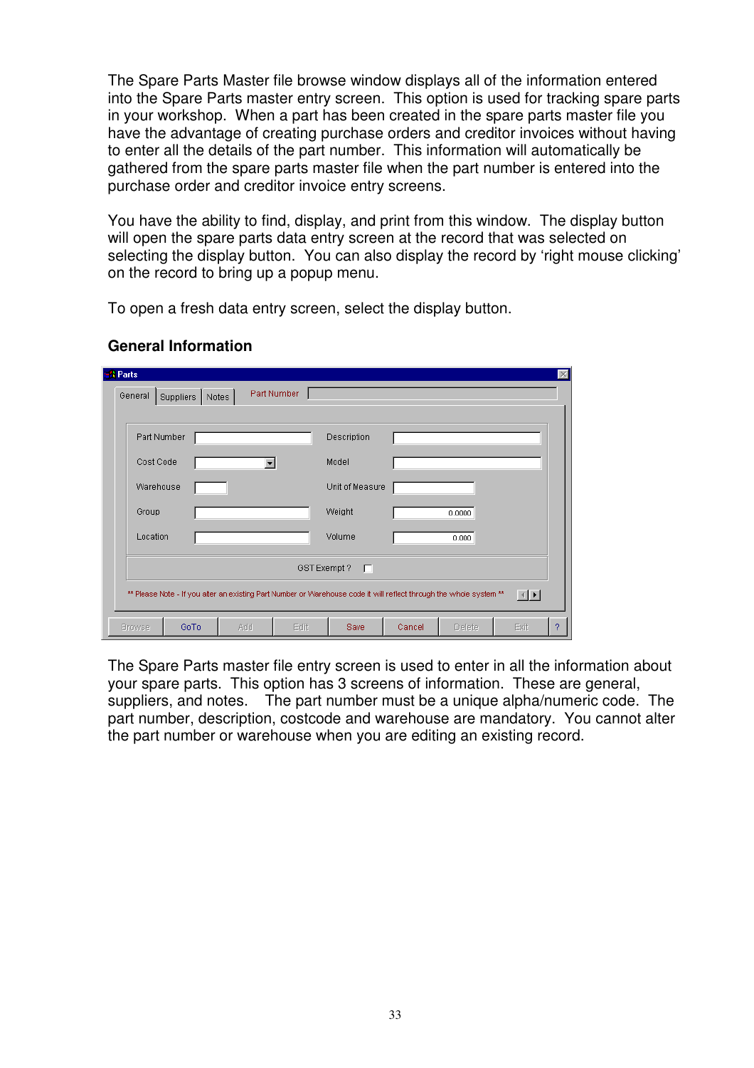The Spare Parts Master file browse window displays all of the information entered into the Spare Parts master entry screen. This option is used for tracking spare parts in your workshop. When a part has been created in the spare parts master file you have the advantage of creating purchase orders and creditor invoices without having to enter all the details of the part number. This information will automatically be gathered from the spare parts master file when the part number is entered into the purchase order and creditor invoice entry screens.

You have the ability to find, display, and print from this window. The display button will open the spare parts data entry screen at the record that was selected on selecting the display button. You can also display the record by 'right mouse clicking' on the record to bring up a popup menu.

To open a fresh data entry screen, select the display button.

### General Information

The Spare Parts master file entry screen is used to enter in all the information about your spare parts. This option has 3 screens of information. These are general, suppliers, and notes. The part number must be a unique alpha/numeric code. The part number, description, costcode and warehouse are mandatory. You cannot alter the part number or warehouse when you are editing an existing record.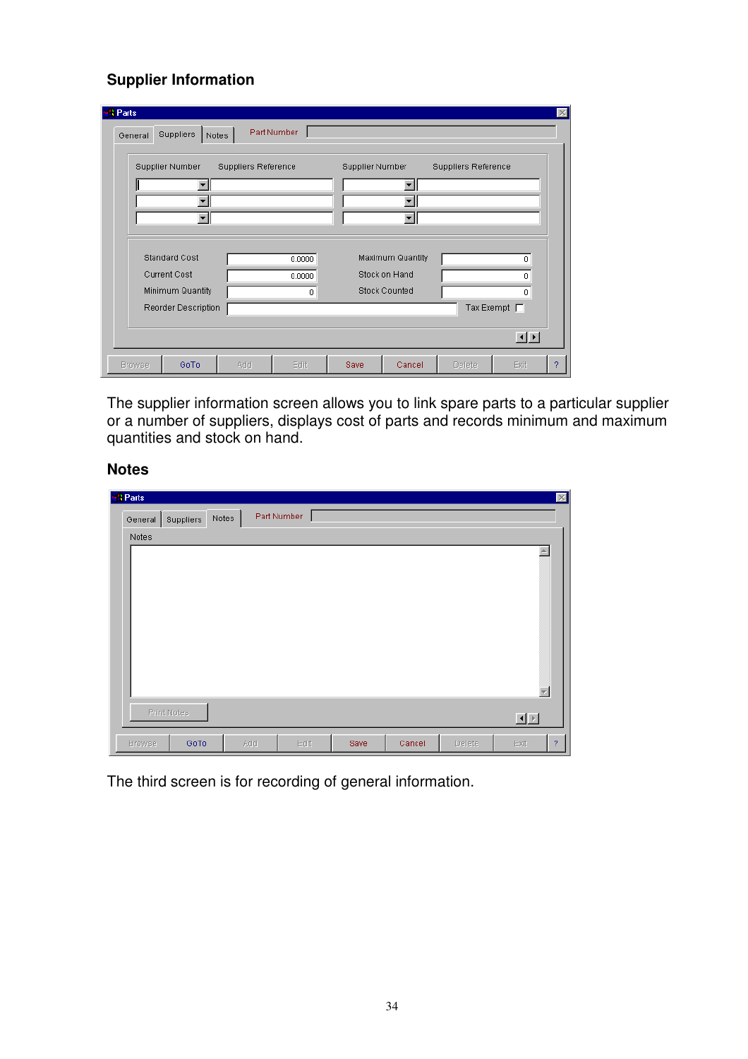## Supplier Information

The supplier information screen allows you to link spare parts to a particular supplier or a number of suppliers, displays cost of parts and records minimum and maximum quantities and stock on hand.

## Notes

The third screen is for recording of general information.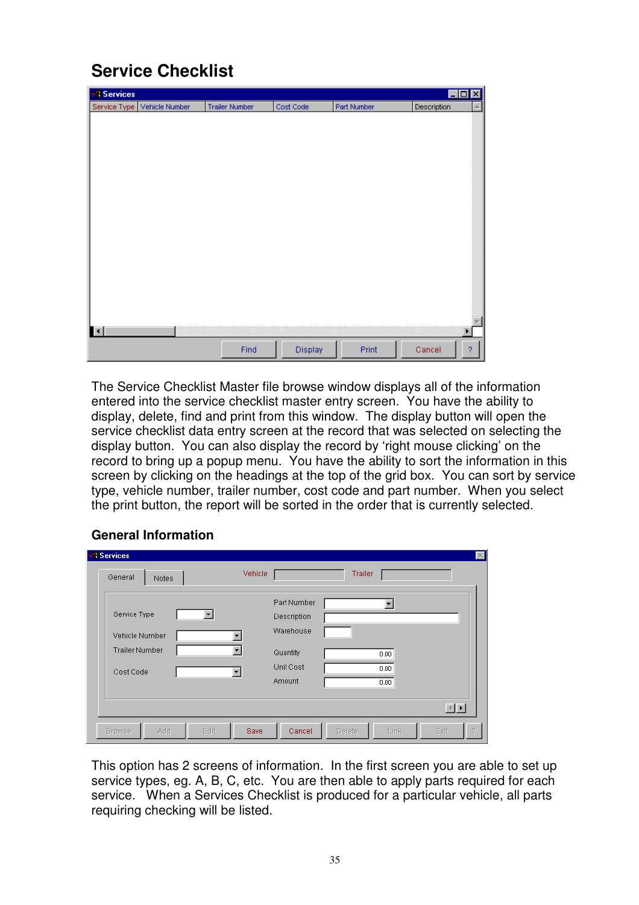# Service Checklist

The Service Checklist Master file browse window displays all of the information entered into the service checklist master entry screen. You have the ability to display, delete, find and print from this window. The display button will open the service checklist data entry screen at the record that was selected on selecting the display button. You can also display the record by 'right mouse clicking' on the record to bring up a popup menu. You have the ability to sort the information in this screen by clicking on the headings at the top of the grid box. You can sort by service type, vehicle number, trailer number, cost code and part number. When you select the print button, the report will be sorted in the order that is currently selected.

## General Information

This option has 2 screens of information. In the first screen you are able to set up service types, eg. A, B, C, etc. You are then able to apply parts required for each service. When a Services Checklist is produced for a particular vehicle, all parts requiring checking will be listed.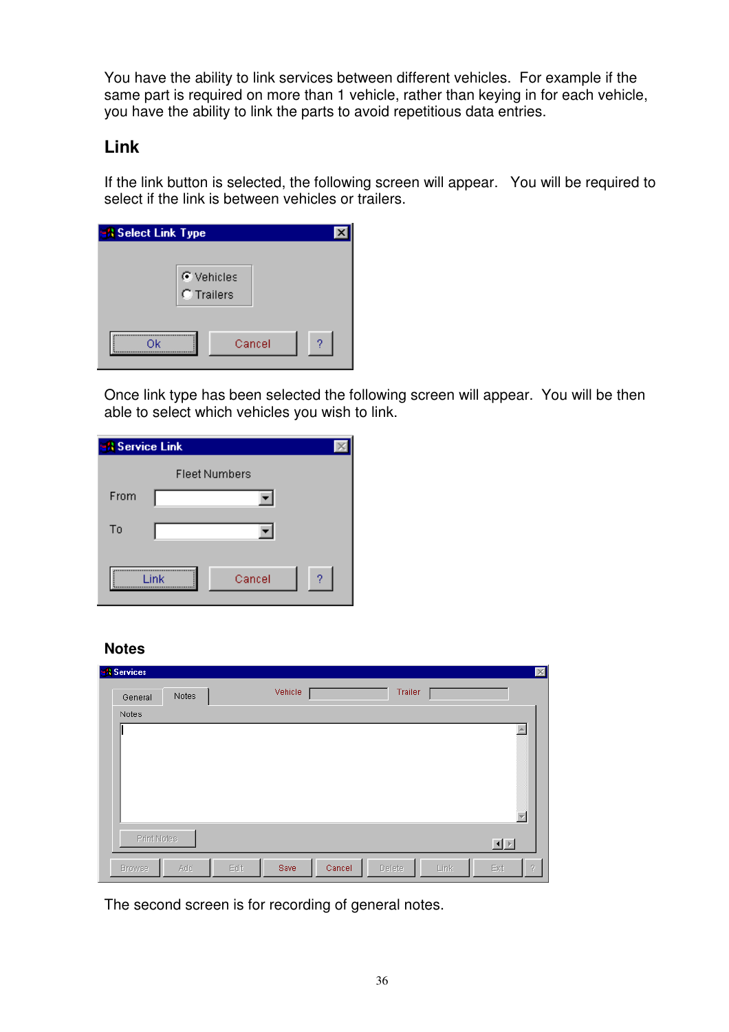You have the ability to link services between different vehicles. For example if the same part is required on more than 1 vehicle, rather than keying in for each vehicle, you have the ability to link the parts to avoid repetitious data entries.

## Link

If the link button is selected, the following screen will appear. You will be required to select if the link is between vehicles or trailers.

Once link type has been selected the following screen will appear. You will be then able to select which vehicles you wish to link.

## Notes

The second screen is for recording of general notes.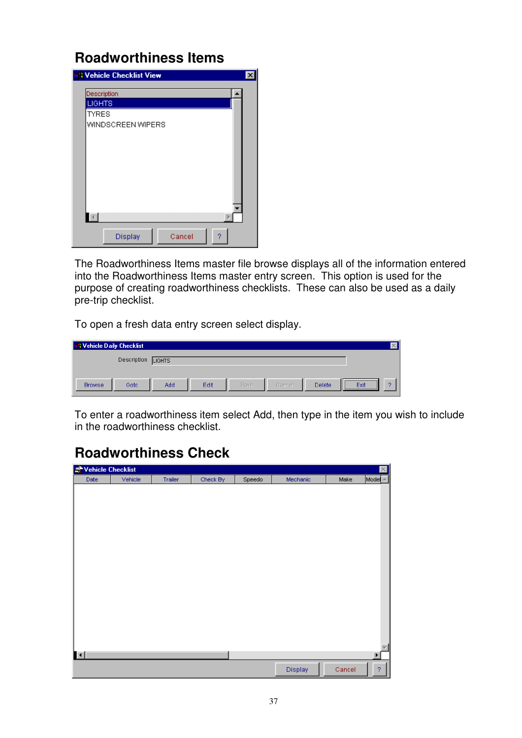## Roadworthiness Items

The Roadworthiness Items master file browse displays all of the information entered into the Roadworthiness Items master entry screen. This option is used for the purpose of creating roadworthiness checklists. These can also be used as a daily pre-trip checklist.

To open a fresh data entry screen select display.

To enter a roadworthiness item select Add, then type in the item you wish to include in the roadworthiness checklist.

## Roadworthiness Check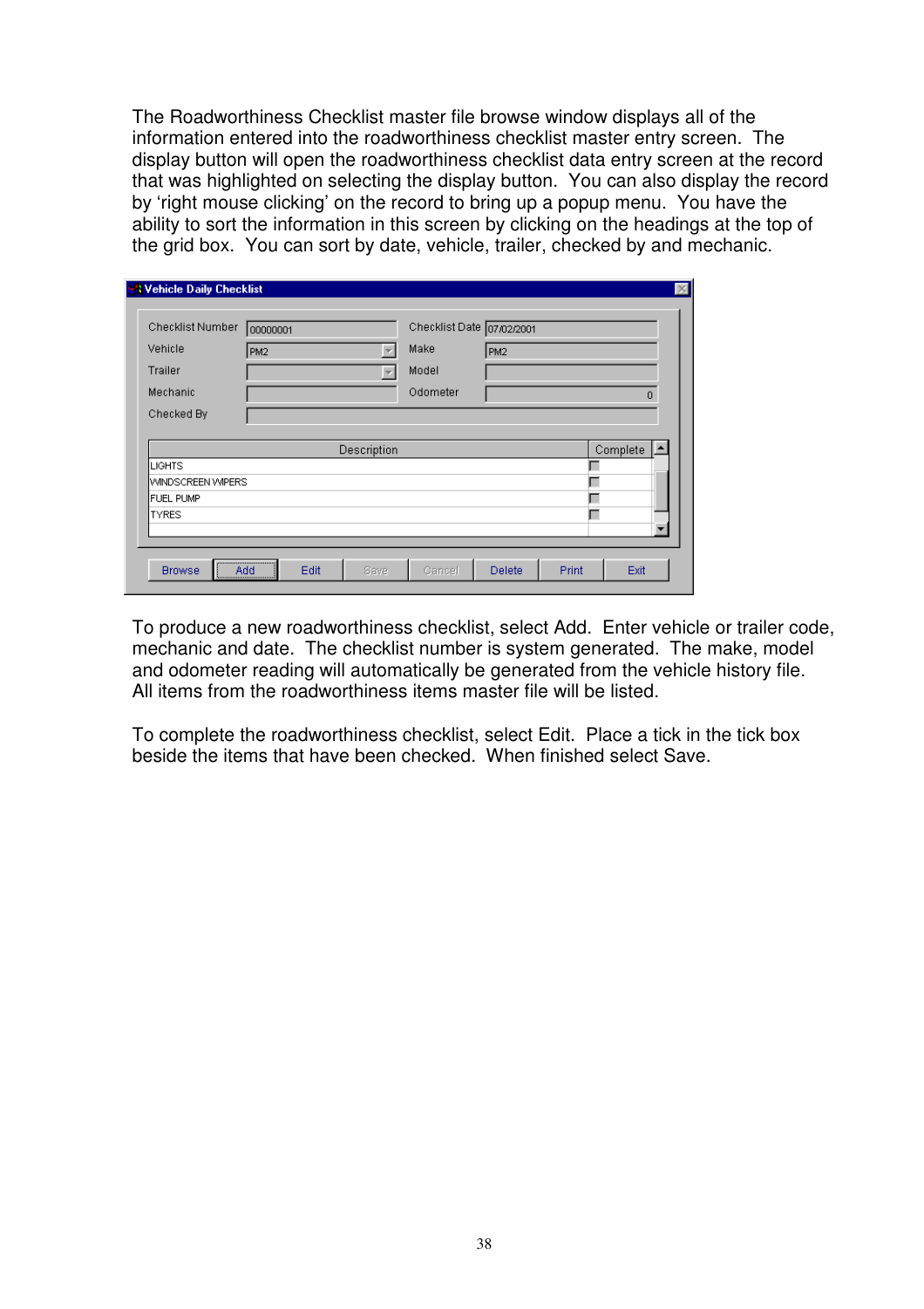The Roadworthiness Checklist master file browse window displays all of the information entered into the roadworthiness checklist master entry screen. The display button will open the roadworthiness checklist data entry screen at the record that was highlighted on selecting the display button. You can also display the record by 'right mouse clicking' on the record to bring up a popup menu. You have the ability to sort the information in this screen by clicking on the headings at the top of the grid box. You can sort by date, vehicle, trailer, checked by and mechanic.

To produce a new roadworthiness checklist, select Add. Enter vehicle or trailer code, mechanic and date. The checklist number is system generated. The make, model and odometer reading will automatically be generated from the vehicle history file. All items from the roadworthiness items master file will be listed.

To complete the roadworthiness checklist, select Edit. Place a tick in the tick box beside the items that have been checked. When finished select Save.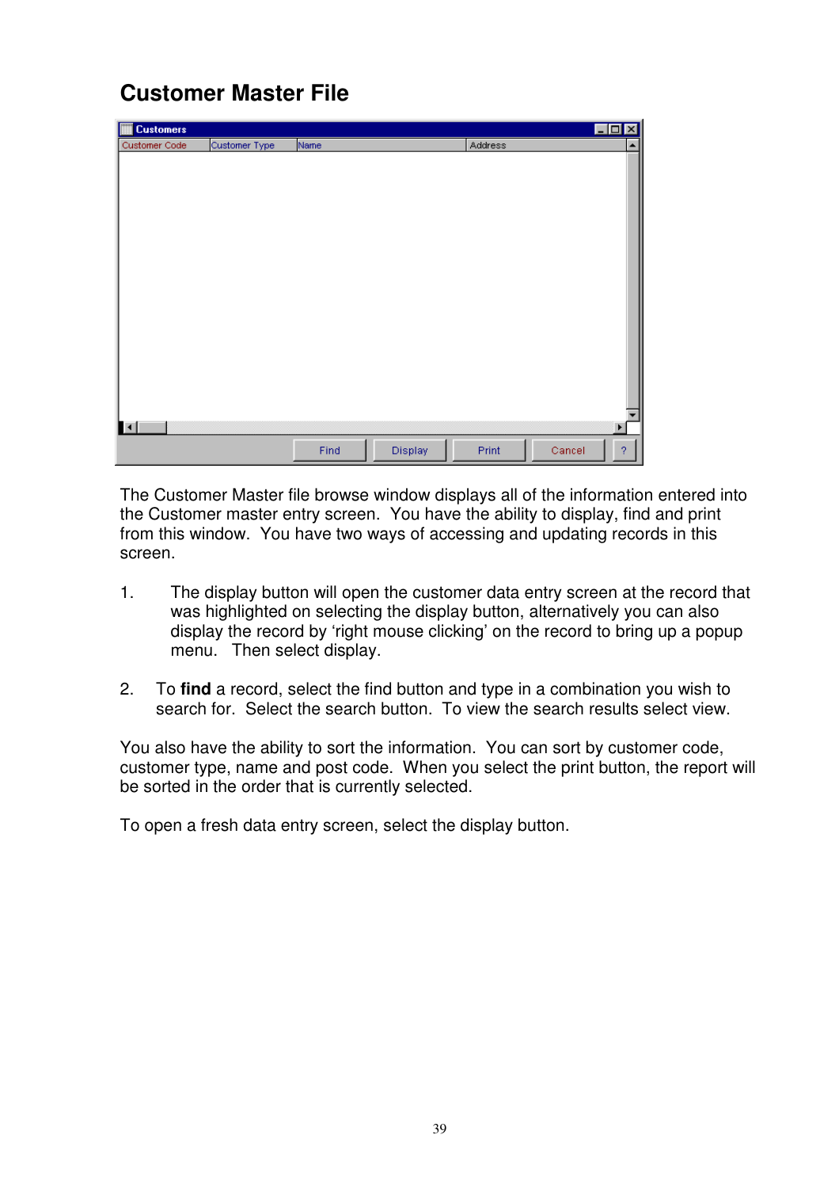# Customer Master File

The Customer Master file browse window displays all of the information entered into the Customer master entry screen. You have the ability to display, find and print from this window. You have two ways of accessing and updating records in this screen.

1. The display button will open the customer data entry screen at the record that was highlighted on selecting the display button, alternatively you can also display the record by 'right mouse clicking' on the record to bring up a popup menu. Then select display.

2. To **find** a record, select the find button and type in a combination you wish to search for. Select the search button. To view the search results select view.

You also have the ability to sort the information. You can sort by customer code, customer type, name and post code. When you select the print button, the report will be sorted in the order that is currently selected.

To open a fresh data entry screen, select the display button.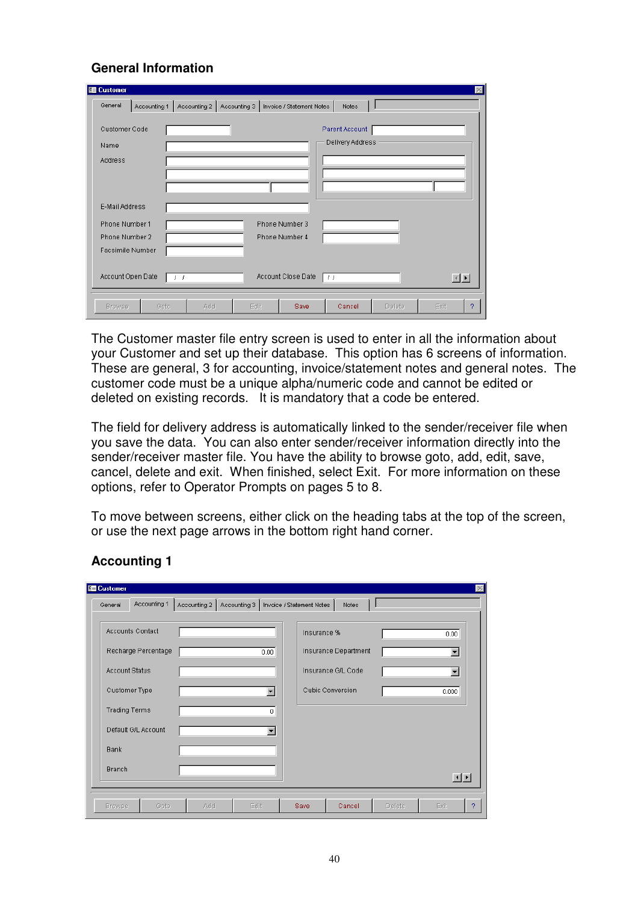### General Information

The Customer master file entry screen is used to enter in all the information about your Customer and set up their database. This option has 6 screens of information. These are general, 3 for accounting, invoice/statement notes and general notes. The customer code must be a unique alpha/numeric code and cannot be edited or deleted on existing records. It is mandatory that a code be entered.

The field for delivery address is automatically linked to the sender/receiver file when you save the data. You can also enter sender/receiver information directly into the sender/receiver master file. You have the ability to browse goto, add, edit, save, cancel, delete and exit. When finished, select Exit. For more information on these options, refer to Operator Prompts on pages 5 to 8.

To move between screens, either click on the heading tabs at the top of the screen, or use the next page arrows in the bottom right hand corner.

### Accounting 1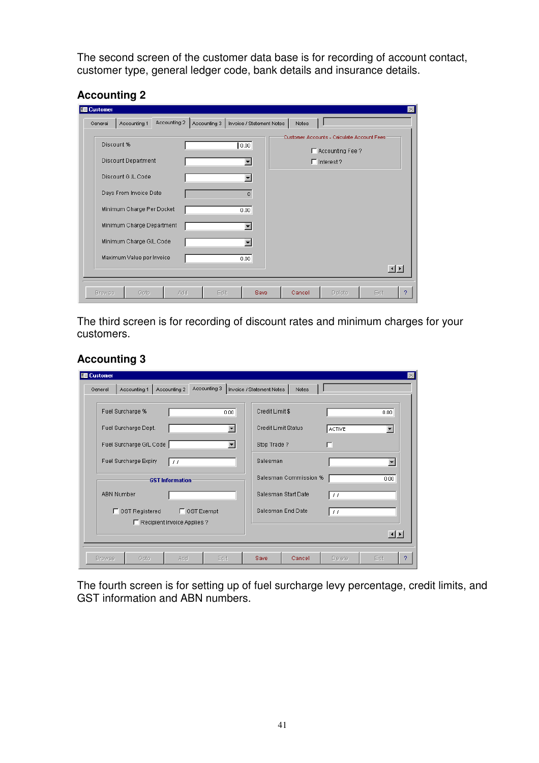The second screen of the customer data base is for recording of account contact, customer type, general ledger code, bank details and insurance details.

## Accounting 2

Customer

General | Accounting 1 | Accounting 2 | Accounting 3 | Invoice / Statement Notes | Notes

Discount % 0.00

Discount Department

Discount G/L Code

Days From Invoice Date 0

Minimum Charge Per Docket 0.00

Minimum Charge Department

Minimum Charge G/L Code

Maximum Value per Invoice 0.00

Customer Accounts - Calculate Account Fees

Accounting Fee ?

Interest ?

Browse | Goto | Add | Edit | Save | Cancel | Delete | Exit | ?

The third screen is for recording of discount rates and minimum charges for your customers.

## Accounting 3

Customer

General | Accounting 1 | Accounting 2 | Accounting 3 | Invoice / Statement Notes | Notes

Fuel Surcharge % 0.00

Fuel Surcharge Dept.

Fuel Surcharge G/L Code

Fuel Surcharge Expiry / /

GST Information

ABN Number

GST Registered

GST Exempt

Recipient Invoice Applies ?

Credit Limit $ 0.00

Credit Limit Status ACTIVE

Stop Trade ?

Salesman

Salesman Commission % 0.00

Salesman Start Date / /

Salesman End Date / /

Browse | Goto | Add | Edit | Save | Cancel | Delete | Exit | ?

The fourth screen is for setting up of fuel surcharge levy percentage, credit limits, and GST information and ABN numbers.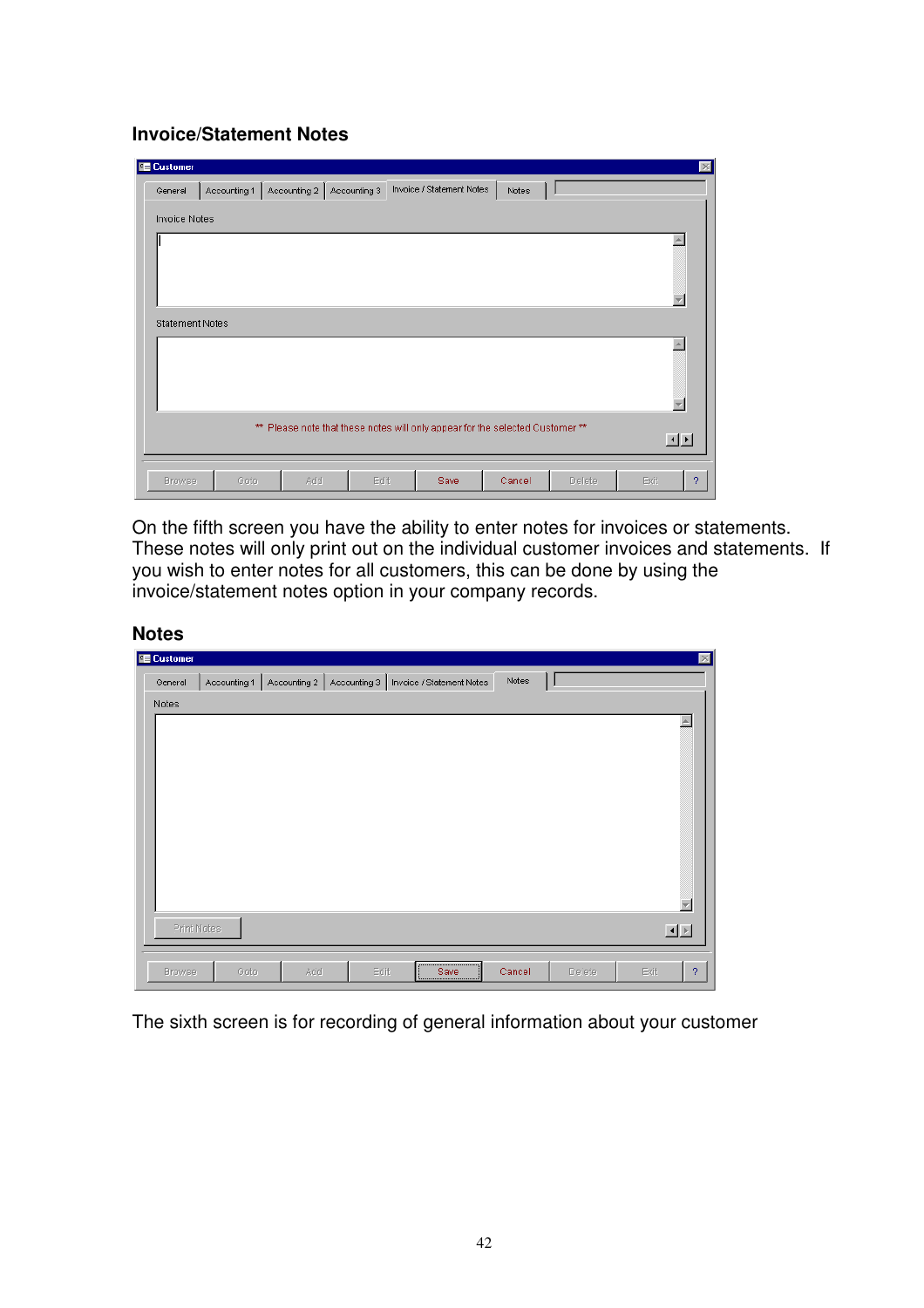## Invoice/Statement Notes

On the fifth screen you have the ability to enter notes for invoices or statements. These notes will only print out on the individual customer invoices and statements. If you wish to enter notes for all customers, this can be done by using the invoice/statement notes option in your company records.

## Notes

The sixth screen is for recording of general information about your customer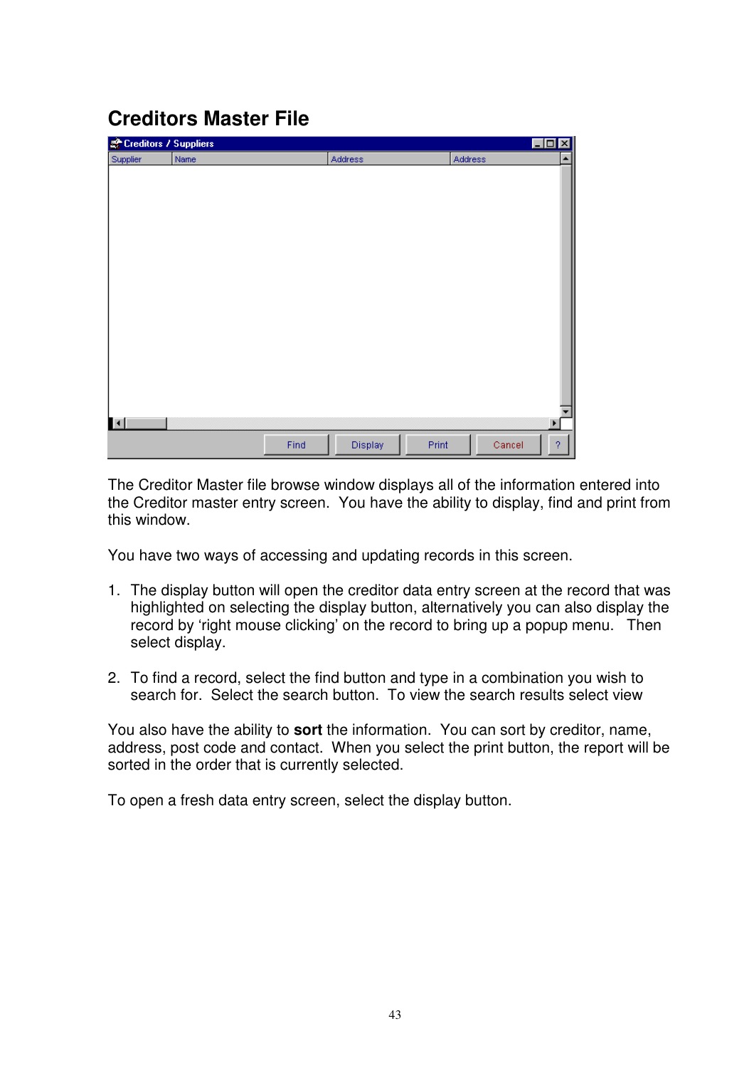# Creditors Master File

The Creditor Master file browse window displays all of the information entered into the Creditor master entry screen. You have the ability to display, find and print from this window.

You have two ways of accessing and updating records in this screen.

1. The display button will open the creditor data entry screen at the record that was highlighted on selecting the display button, alternatively you can also display the record by 'right mouse clicking' on the record to bring up a popup menu. Then select display.

2. To find a record, select the find button and type in a combination you wish to search for. Select the search button. To view the search results select view

You also have the ability to **sort** the information. You can sort by creditor, name, address, post code and contact. When you select the print button, the report will be sorted in the order that is currently selected.

To open a fresh data entry screen, select the display button.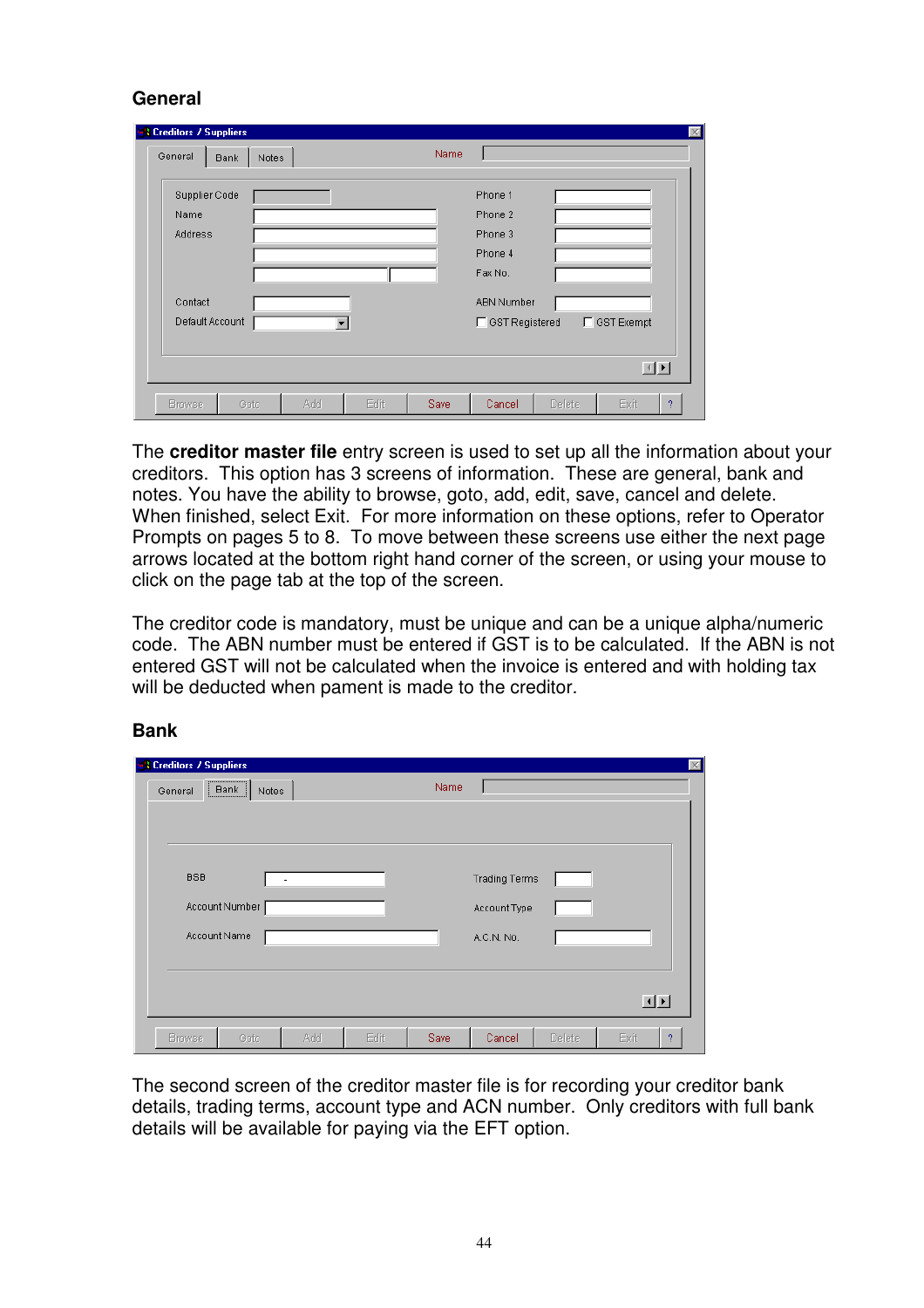## General

The **creditor master file** entry screen is used to set up all the information about your creditors. This option has 3 screens of information. These are general, bank and notes. You have the ability to browse, goto, add, edit, save, cancel and delete. When finished, select Exit. For more information on these options, refer to Operator Prompts on pages 5 to 8. To move between these screens use either the next page arrows located at the bottom right hand corner of the screen, or using your mouse to click on the page tab at the top of the screen.

The creditor code is mandatory, must be unique and can be a unique alpha/numeric code. The ABN number must be entered if GST is to be calculated. If the ABN is not entered GST will not be calculated when the invoice is entered and with holding tax will be deducted when pament is made to the creditor.

## Bank

The second screen of the creditor master file is for recording your creditor bank details, trading terms, account type and ACN number. Only creditors with full bank details will be available for paying via the EFT option.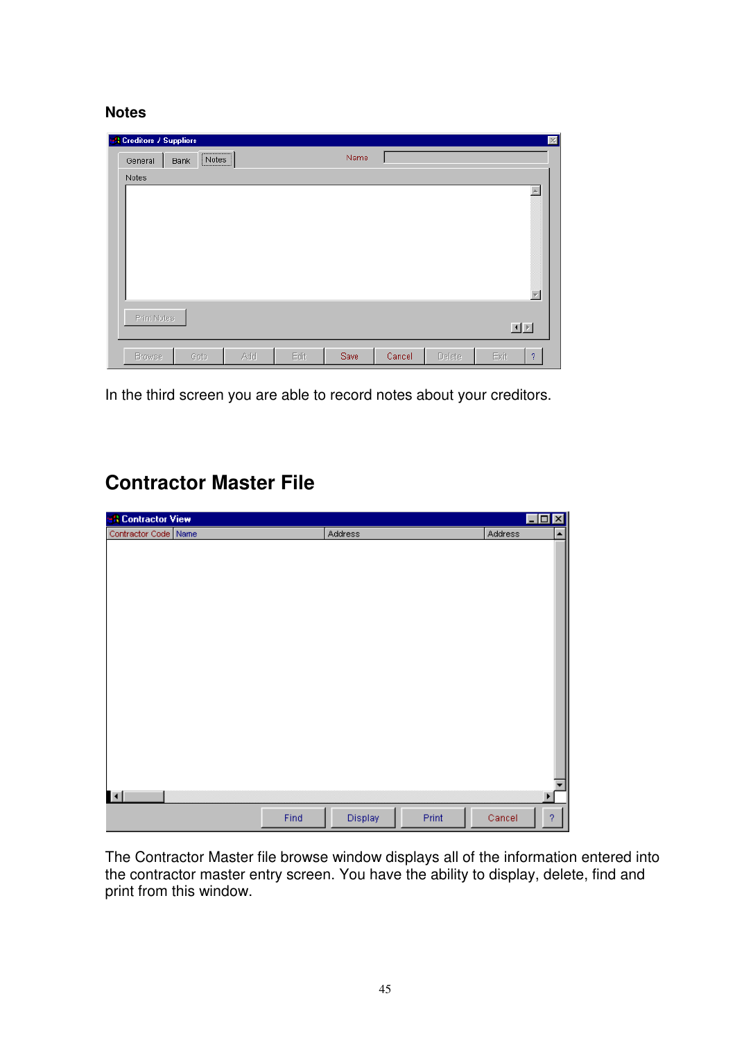### Notes

In the third screen you are able to record notes about your creditors.

## Contractor Master File

The Contractor Master file browse window displays all of the information entered into the contractor master entry screen. You have the ability to display, delete, find and print from this window.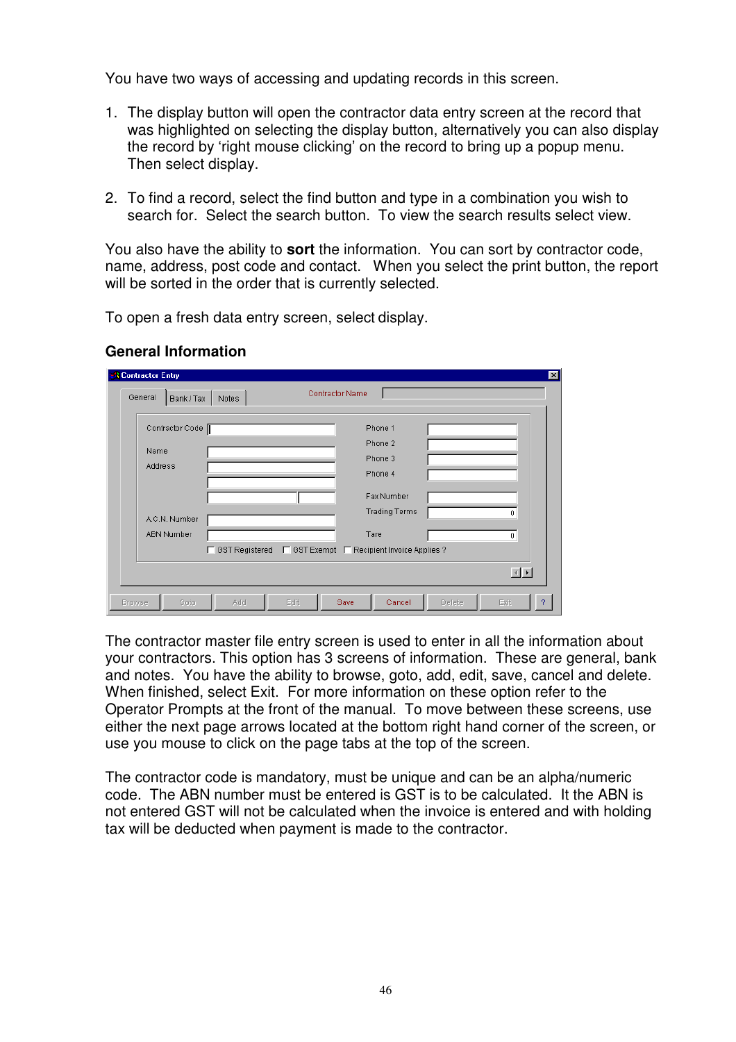You have two ways of accessing and updating records in this screen.

1. The display button will open the contractor data entry screen at the record that was highlighted on selecting the display button, alternatively you can also display the record by 'right mouse clicking' on the record to bring up a popup menu. Then select display.

2. To find a record, select the find button and type in a combination you wish to search for. Select the search button. To view the search results select view.

You also have the ability to **sort** the information. You can sort by contractor code, name, address, post code and contact. When you select the print button, the report will be sorted in the order that is currently selected.

To open a fresh data entry screen, select display.

**General Information**

The contractor master file entry screen is used to enter in all the information about your contractors. This option has 3 screens of information. These are general, bank and notes. You have the ability to browse, goto, add, edit, save, cancel and delete. When finished, select Exit. For more information on these option refer to the Operator Prompts at the front of the manual. To move between these screens, use either the next page arrows located at the bottom right hand corner of the screen, or use you mouse to click on the page tabs at the top of the screen.

The contractor code is mandatory, must be unique and can be an alpha/numeric code. The ABN number must be entered is GST is to be calculated. It the ABN is not entered GST will not be calculated when the invoice is entered and with holding tax will be deducted when payment is made to the contractor.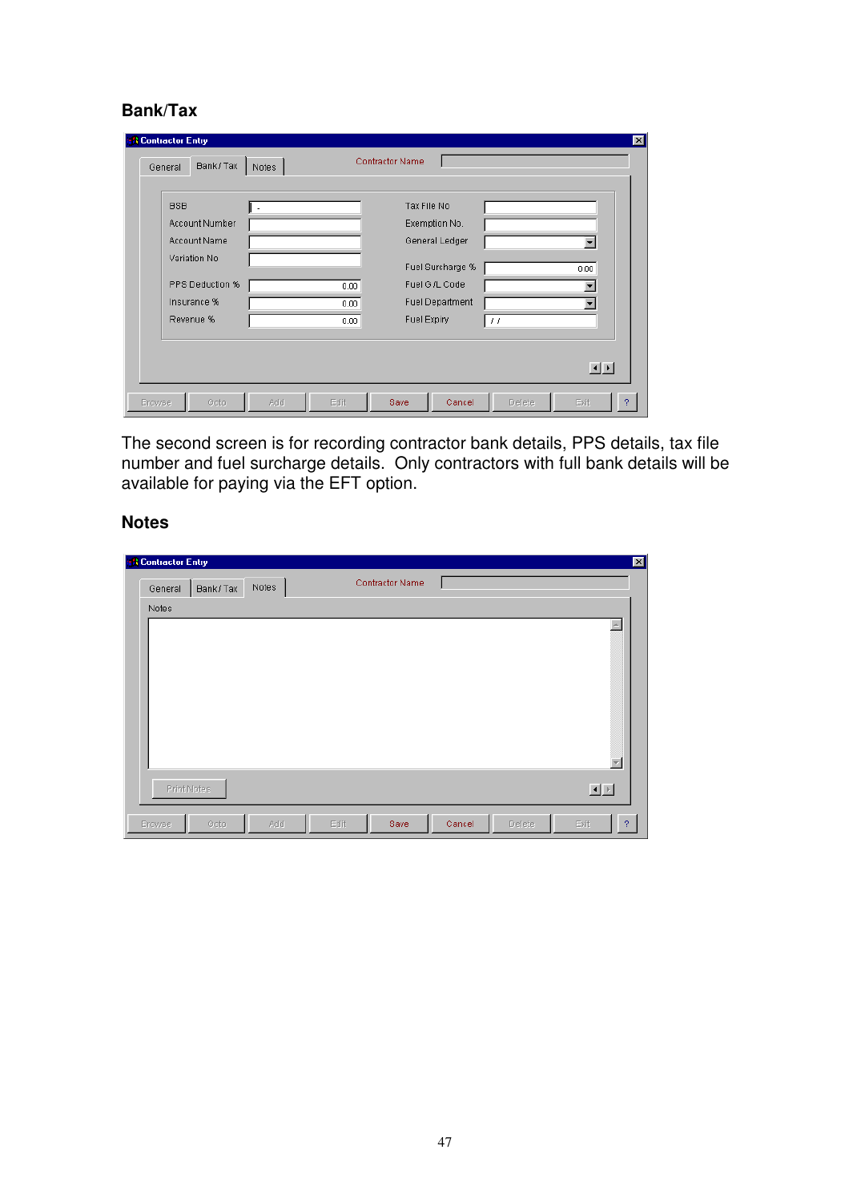## Bank/Tax

The second screen is for recording contractor bank details, PPS details, tax file number and fuel surcharge details. Only contractors with full bank details will be available for paying via the EFT option.

## Notes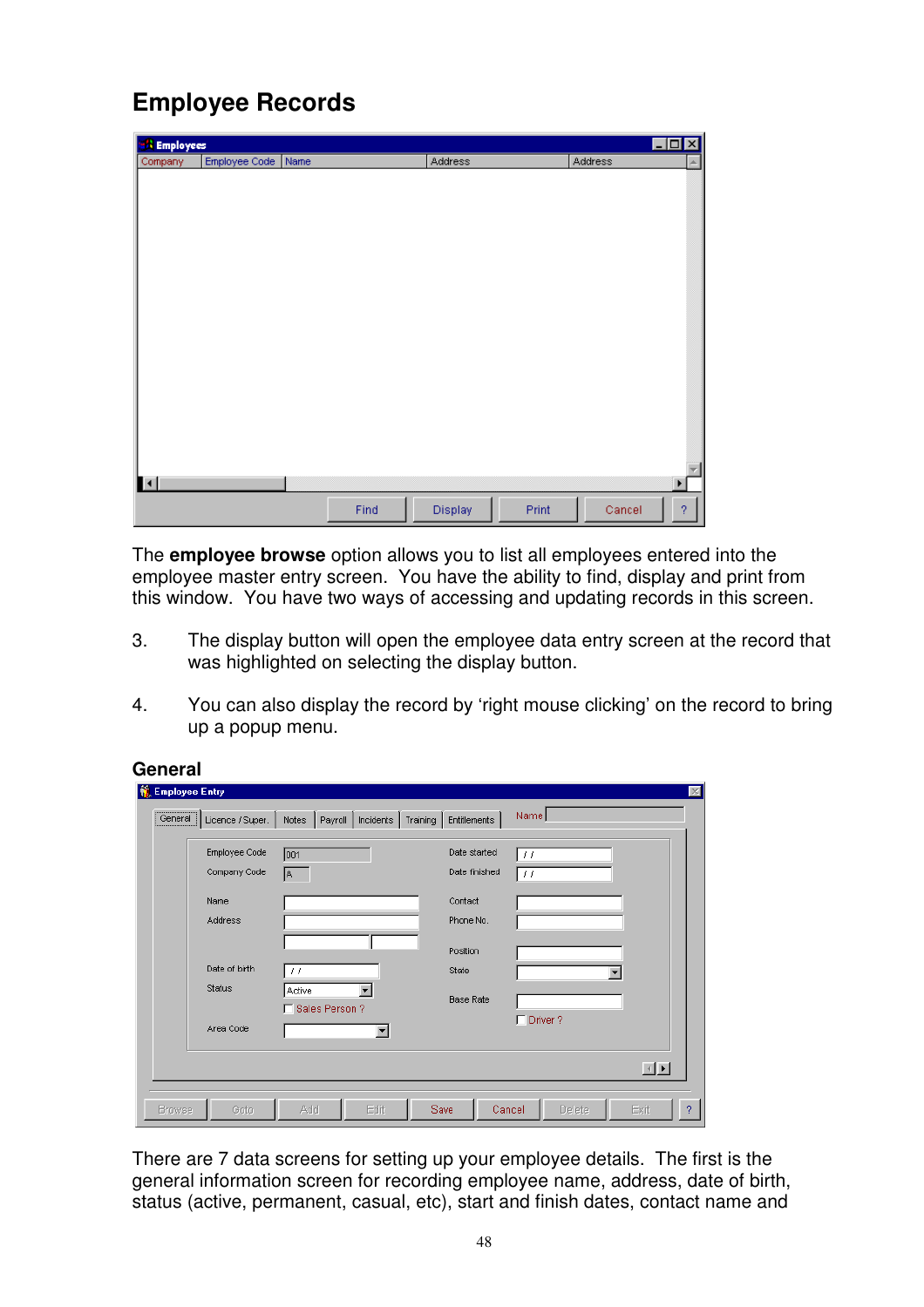# Employee Records

The **employee browse** option allows you to list all employees entered into the employee master entry screen. You have the ability to find, display and print from this window. You have two ways of accessing and updating records in this screen.

3. The display button will open the employee data entry screen at the record that was highlighted on selecting the display button.

4. You can also display the record by 'right mouse clicking' on the record to bring up a popup menu.

## General

There are 7 data screens for setting up your employee details. The first is the general information screen for recording employee name, address, date of birth, status (active, permanent, casual, etc), start and finish dates, contact name and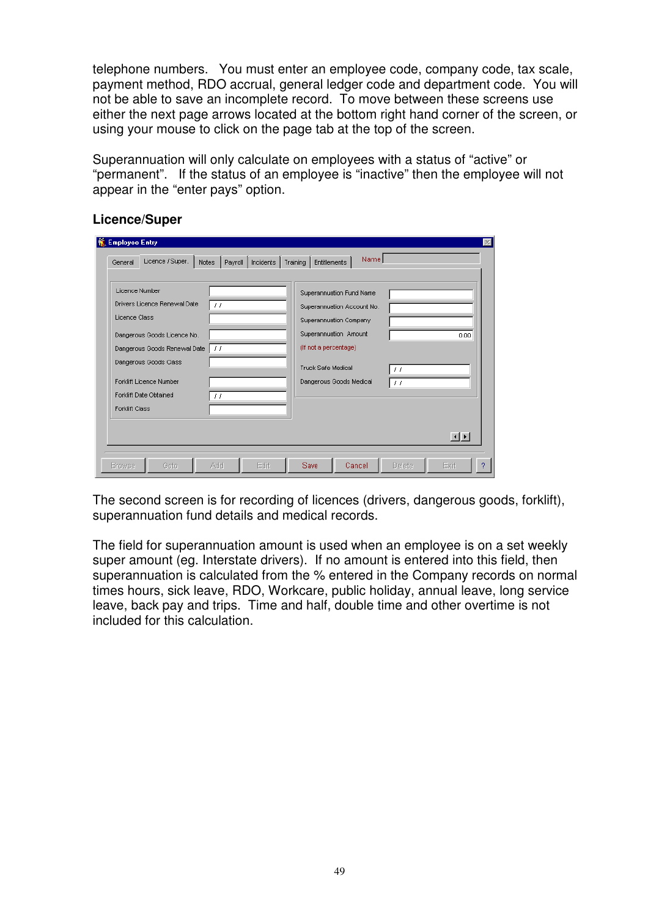telephone numbers. You must enter an employee code, company code, tax scale, payment method, RDO accrual, general ledger code and department code. You will not be able to save an incomplete record. To move between these screens use either the next page arrows located at the bottom right hand corner of the screen, or using your mouse to click on the page tab at the top of the screen.

Superannuation will only calculate on employees with a status of "active" or "permanent". If the status of an employee is "inactive" then the employee will not appear in the "enter pays" option.

**Licence/Super**

The second screen is for recording of licences (drivers, dangerous goods, forklift), superannuation fund details and medical records.

The field for superannuation amount is used when an employee is on a set weekly super amount (eg. Interstate drivers). If no amount is entered into this field, then superannuation is calculated from the % entered in the Company records on normal times hours, sick leave, RDO, Workcare, public holiday, annual leave, long service leave, back pay and trips. Time and half, double time and other overtime is not included for this calculation.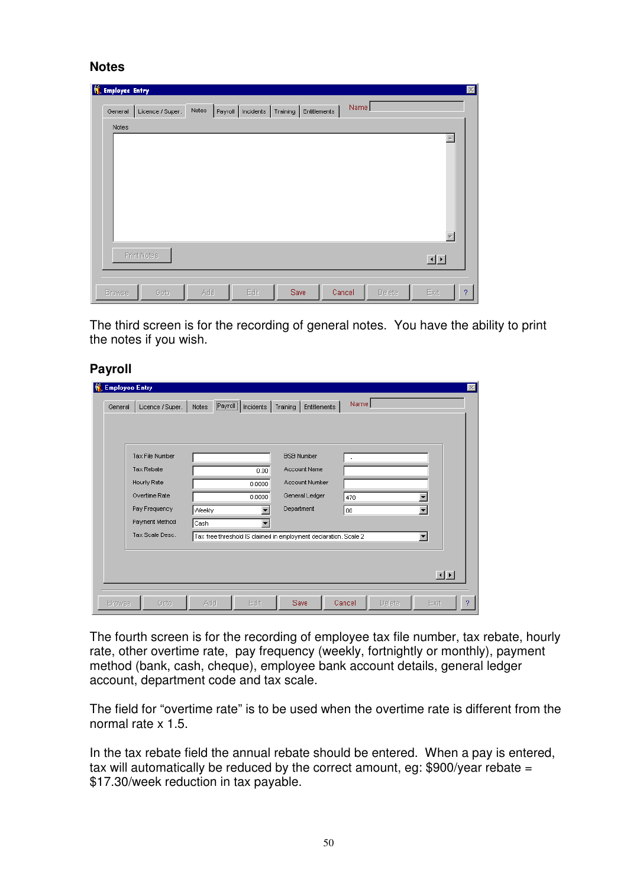## Notes

The third screen is for the recording of general notes. You have the ability to print the notes if you wish.

## Payroll

The fourth screen is for the recording of employee tax file number, tax rebate, hourly rate, other overtime rate, pay frequency (weekly, fortnightly or monthly), payment method (bank, cash, cheque), employee bank account details, general ledger account, department code and tax scale.

The field for "overtime rate" is to be used when the overtime rate is different from the normal rate x 1.5.

In the tax rebate field the annual rebate should be entered. When a pay is entered, tax will automatically be reduced by the correct amount, eg: $900/year rebate = $17.30/week reduction in tax payable.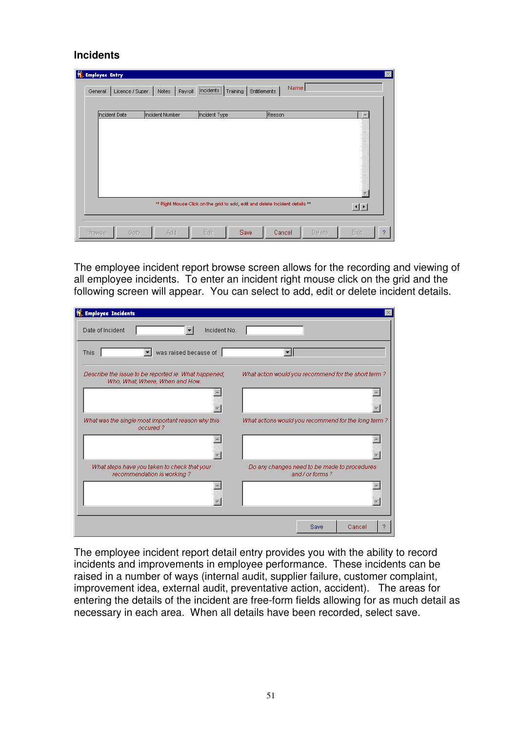## Incidents

The employee incident report browse screen allows for the recording and viewing of all employee incidents. To enter an incident right mouse click on the grid and the following screen will appear. You can select to add, edit or delete incident details.

The employee incident report detail entry provides you with the ability to record incidents and improvements in employee performance. These incidents can be raised in a number of ways (internal audit, supplier failure, customer complaint, improvement idea, external audit, preventative action, accident). The areas for entering the details of the incident are free-form fields allowing for as much detail as necessary in each area. When all details have been recorded, select save.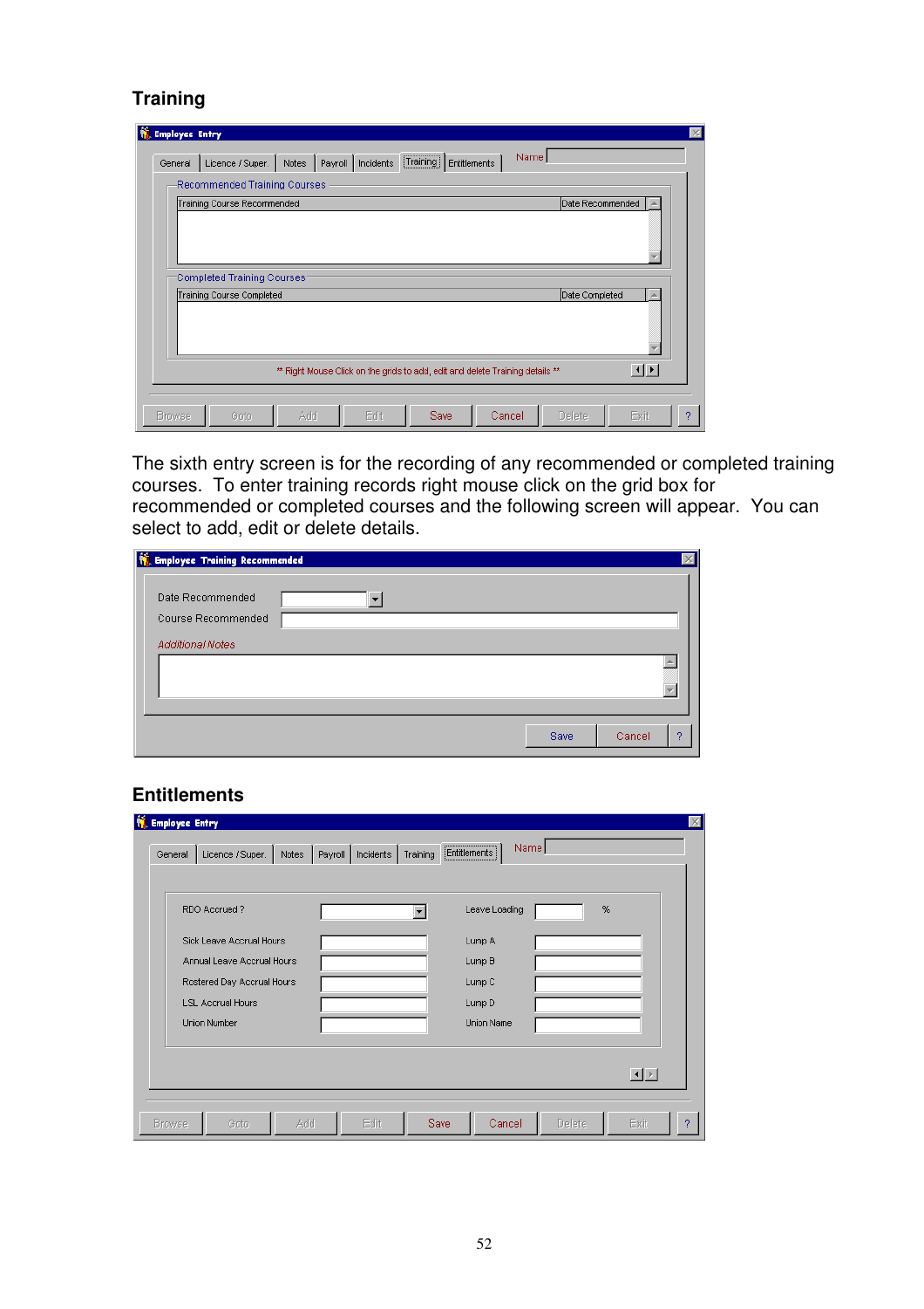## Training

The sixth entry screen is for the recording of any recommended or completed training courses. To enter training records right mouse click on the grid box for recommended or completed courses and the following screen will appear. You can select to add, edit or delete details.

## Entitlements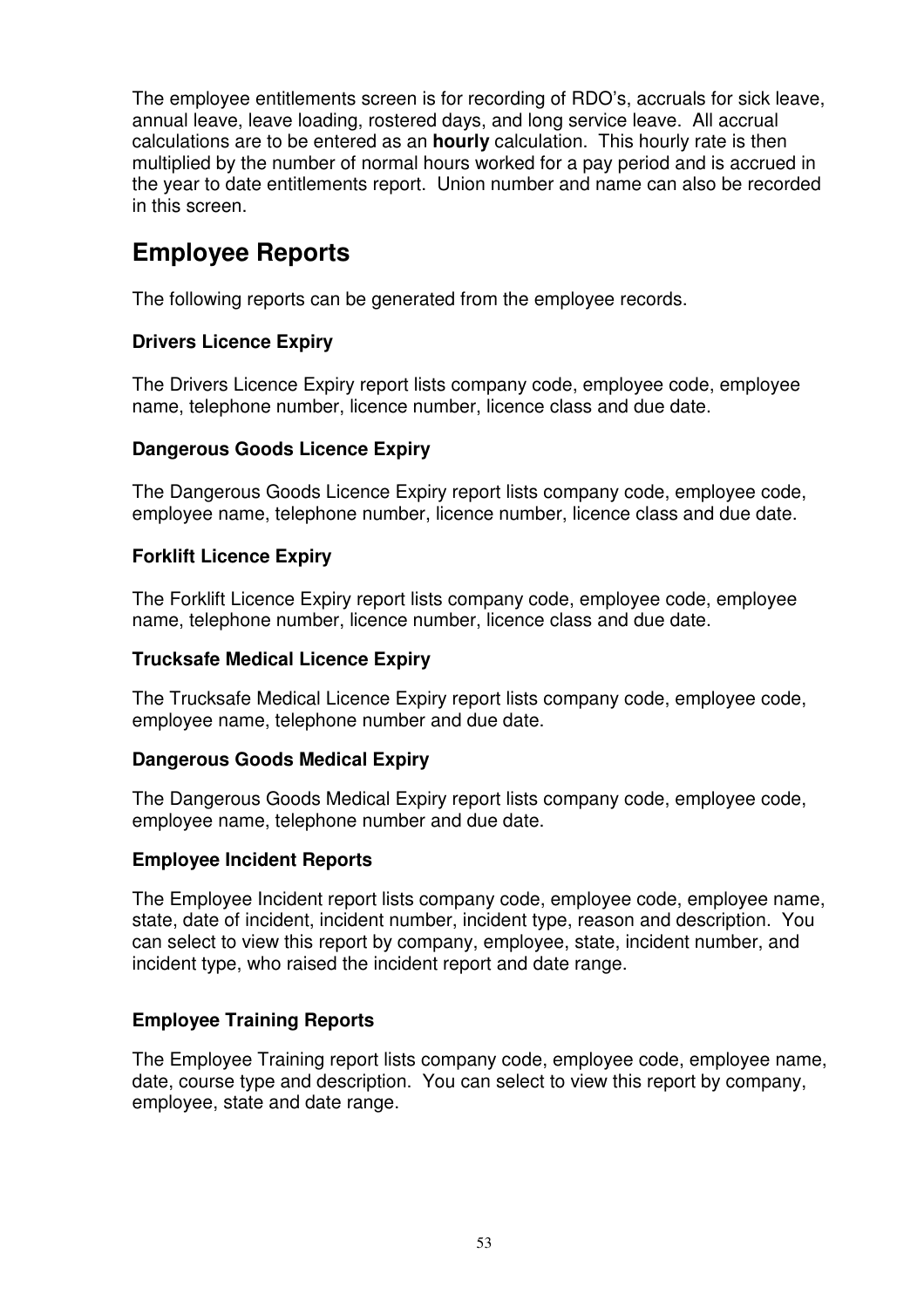The employee entitlements screen is for recording of RDO's, accruals for sick leave, annual leave, leave loading, rostered days, and long service leave. All accrual calculations are to be entered as an **hourly** calculation. This hourly rate is then multiplied by the number of normal hours worked for a pay period and is accrued in the year to date entitlements report. Union number and name can also be recorded in this screen.

## Employee Reports

The following reports can be generated from the employee records.

### Drivers Licence Expiry

The Drivers Licence Expiry report lists company code, employee code, employee name, telephone number, licence number, licence class and due date.

### Dangerous Goods Licence Expiry

The Dangerous Goods Licence Expiry report lists company code, employee code, employee name, telephone number, licence number, licence class and due date.

### Forklift Licence Expiry

The Forklift Licence Expiry report lists company code, employee code, employee name, telephone number, licence number, licence class and due date.

### Trucksafe Medical Licence Expiry

The Trucksafe Medical Licence Expiry report lists company code, employee code, employee name, telephone number and due date.

### Dangerous Goods Medical Expiry

The Dangerous Goods Medical Expiry report lists company code, employee code, employee name, telephone number and due date.

### Employee Incident Reports

The Employee Incident report lists company code, employee code, employee name, state, date of incident, incident number, incident type, reason and description. You can select to view this report by company, employee, state, incident number, and incident type, who raised the incident report and date range.

### Employee Training Reports

The Employee Training report lists company code, employee code, employee name, date, course type and description. You can select to view this report by company, employee, state and date range.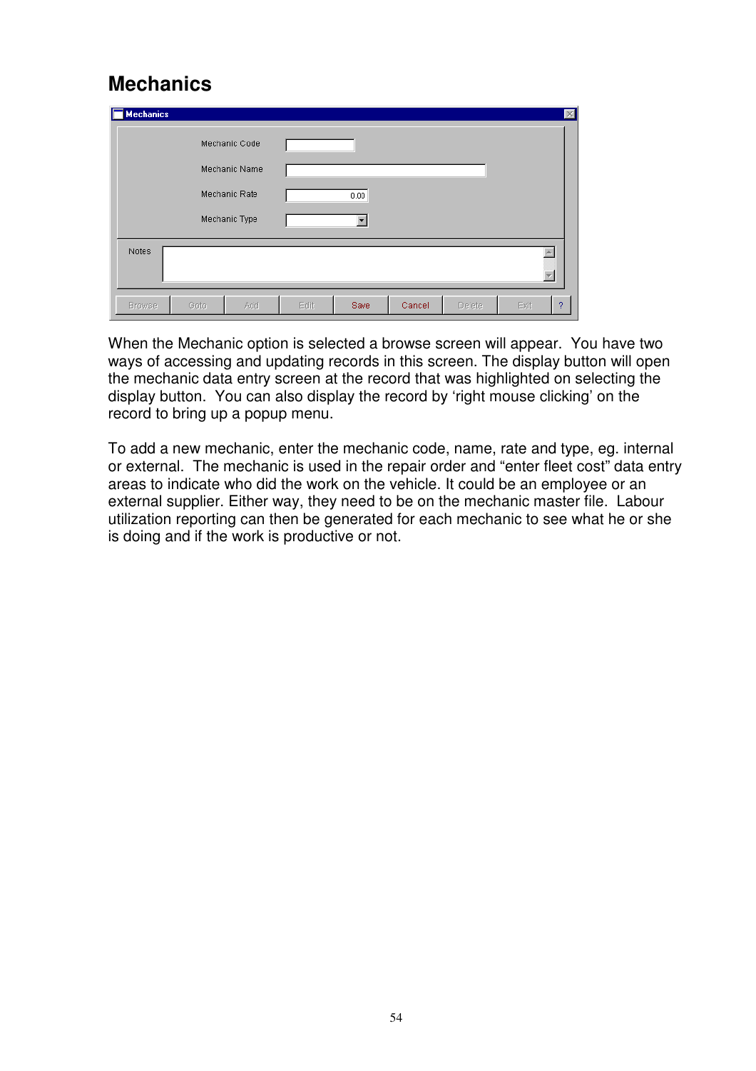# Mechanics

When the Mechanic option is selected a browse screen will appear. You have two ways of accessing and updating records in this screen. The display button will open the mechanic data entry screen at the record that was highlighted on selecting the display button. You can also display the record by 'right mouse clicking' on the record to bring up a popup menu.

To add a new mechanic, enter the mechanic code, name, rate and type, eg. internal or external. The mechanic is used in the repair order and "enter fleet cost" data entry areas to indicate who did the work on the vehicle. It could be an employee or an external supplier. Either way, they need to be on the mechanic master file. Labour utilization reporting can then be generated for each mechanic to see what he or she is doing and if the work is productive or not.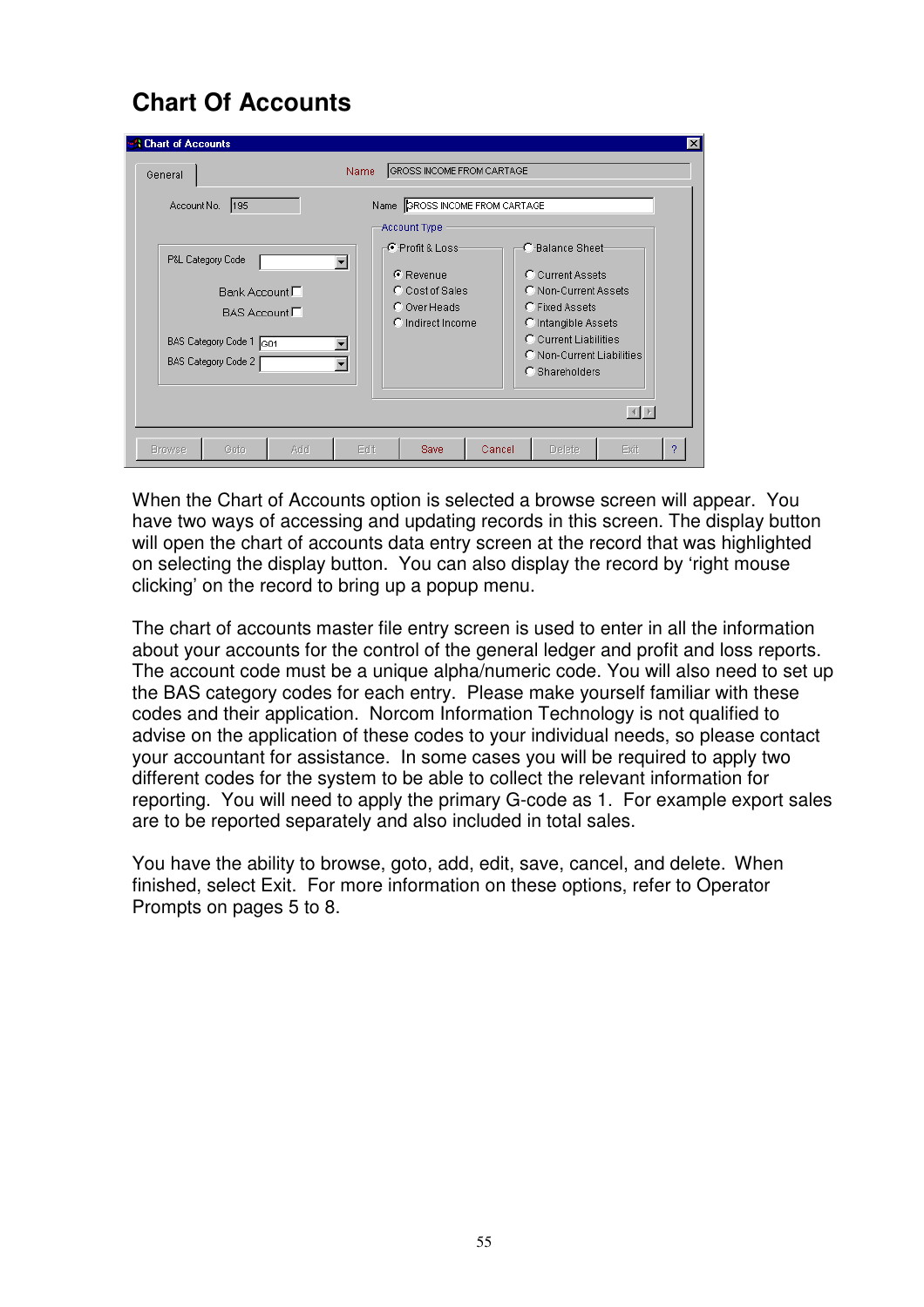# Chart Of Accounts

When the Chart of Accounts option is selected a browse screen will appear. You have two ways of accessing and updating records in this screen. The display button will open the chart of accounts data entry screen at the record that was highlighted on selecting the display button. You can also display the record by 'right mouse clicking' on the record to bring up a popup menu.

The chart of accounts master file entry screen is used to enter in all the information about your accounts for the control of the general ledger and profit and loss reports. The account code must be a unique alpha/numeric code. You will also need to set up the BAS category codes for each entry. Please make yourself familiar with these codes and their application. Norcom Information Technology is not qualified to advise on the application of these codes to your individual needs, so please contact your accountant for assistance. In some cases you will be required to apply two different codes for the system to be able to collect the relevant information for reporting. You will need to apply the primary G-code as 1. For example export sales are to be reported separately and also included in total sales.

You have the ability to browse, goto, add, edit, save, cancel, and delete. When finished, select Exit. For more information on these options, refer to Operator Prompts on pages 5 to 8.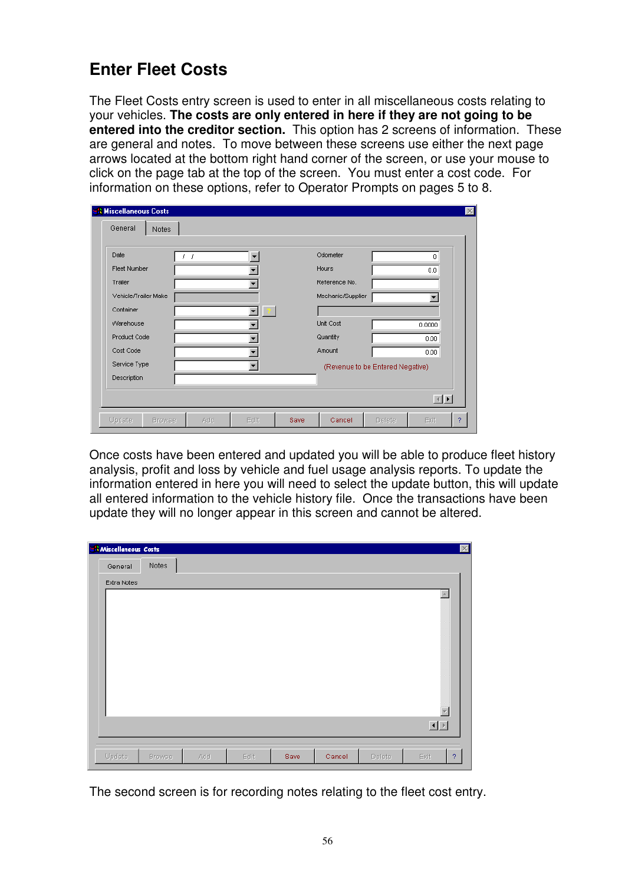# Enter Fleet Costs

The Fleet Costs entry screen is used to enter in all miscellaneous costs relating to your vehicles. **The costs are only entered in here if they are not going to be entered into the creditor section.** This option has 2 screens of information. These are general and notes. To move between these screens use either the next page arrows located at the bottom right hand corner of the screen, or use your mouse to click on the page tab at the top of the screen. You must enter a cost code. For information on these options, refer to Operator Prompts on pages 5 to 8.

Once costs have been entered and updated you will be able to produce fleet history analysis, profit and loss by vehicle and fuel usage analysis reports. To update the information entered in here you will need to select the update button, this will update all entered information to the vehicle history file. Once the transactions have been update they will no longer appear in this screen and cannot be altered.

The second screen is for recording notes relating to the fleet cost entry.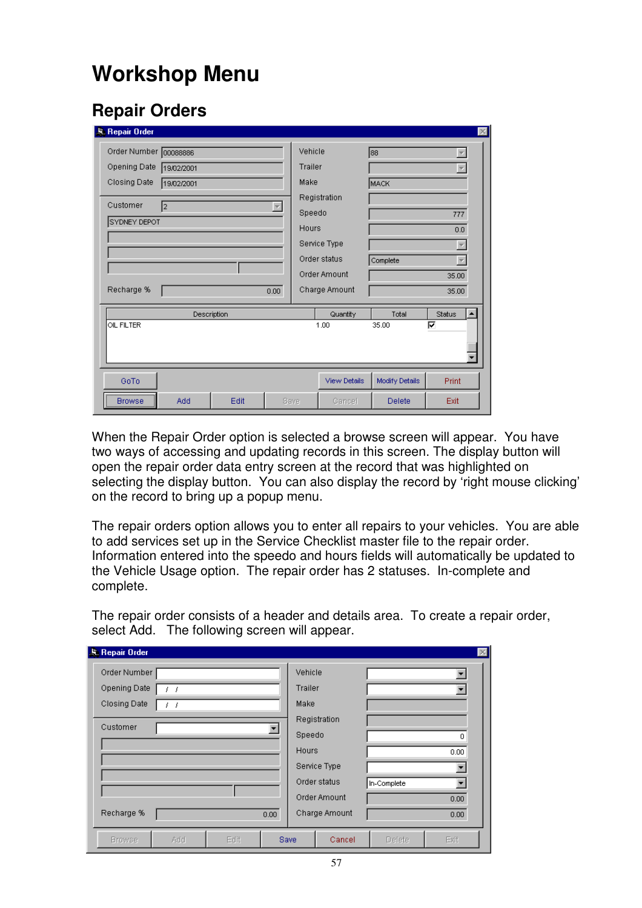# Workshop Menu

## Repair Orders

When the Repair Order option is selected a browse screen will appear. You have two ways of accessing and updating records in this screen. The display button will open the repair order data entry screen at the record that was highlighted on selecting the display button. You can also display the record by 'right mouse clicking' on the record to bring up a popup menu.

The repair orders option allows you to enter all repairs to your vehicles. You are able to add services set up in the Service Checklist master file to the repair order. Information entered into the speedo and hours fields will automatically be updated to the Vehicle Usage option. The repair order has 2 statuses. In-complete and complete.

The repair order consists of a header and details area. To create a repair order, select Add. The following screen will appear.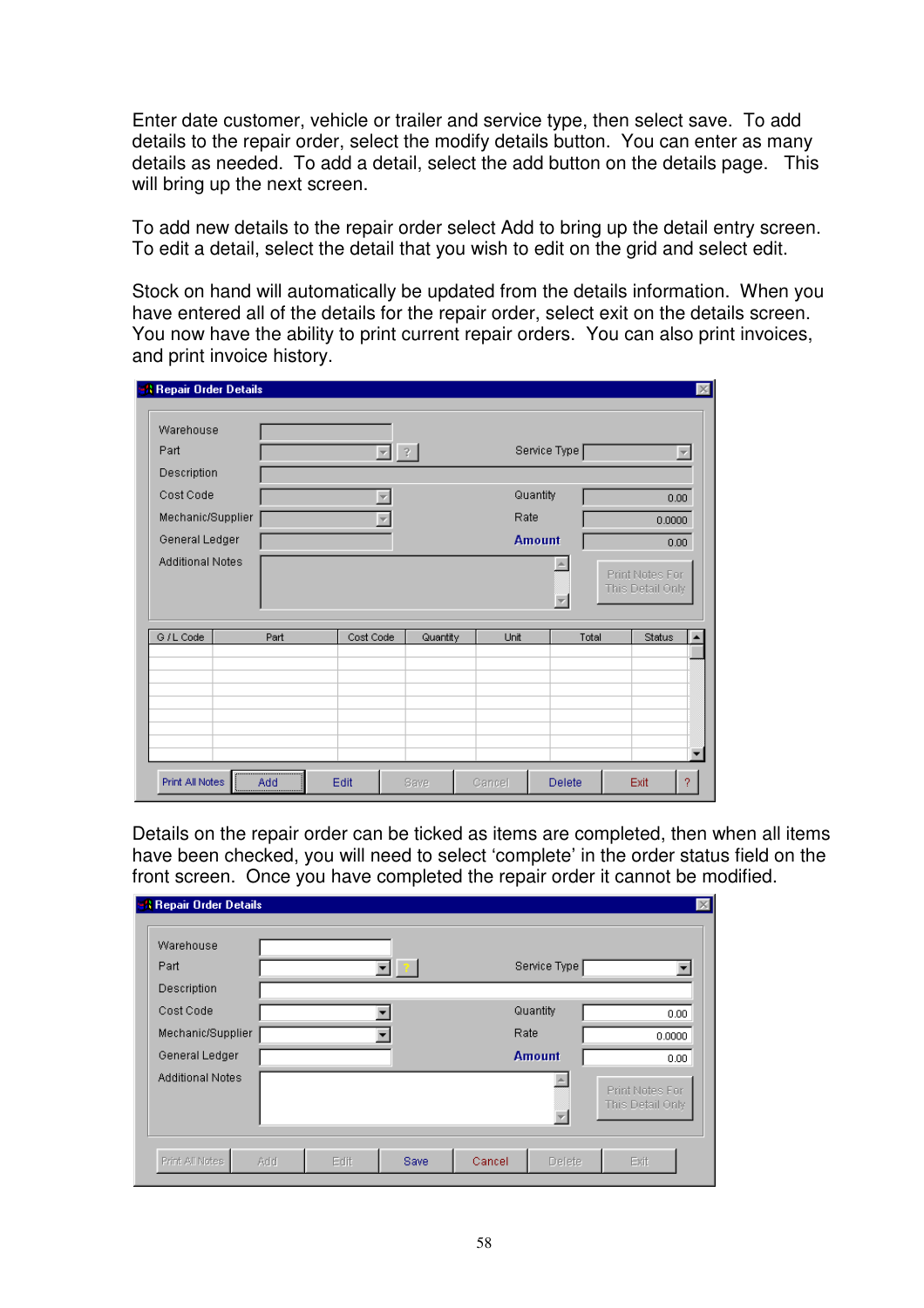Enter date customer, vehicle or trailer and service type, then select save. To add details to the repair order, select the modify details button. You can enter as many details as needed. To add a detail, select the add button on the details page. This will bring up the next screen.

To add new details to the repair order select Add to bring up the detail entry screen. To edit a detail, select the detail that you wish to edit on the grid and select edit.

Stock on hand will automatically be updated from the details information. When you have entered all of the details for the repair order, select exit on the details screen. You now have the ability to print current repair orders. You can also print invoices, and print invoice history.

Details on the repair order can be ticked as items are completed, then when all items have been checked, you will need to select 'complete' in the order status field on the front screen. Once you have completed the repair order it cannot be modified.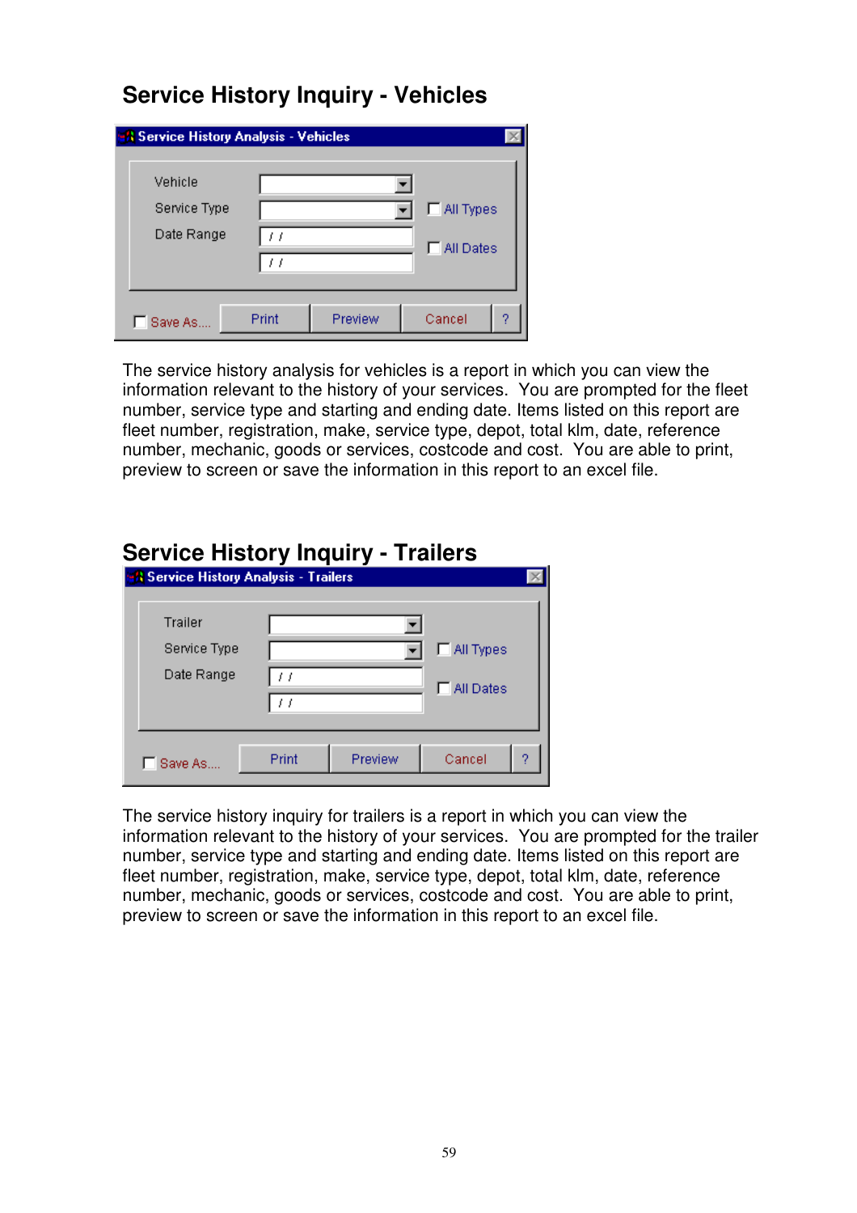## Service History Inquiry - Vehicles

The service history analysis for vehicles is a report in which you can view the information relevant to the history of your services. You are prompted for the fleet number, service type and starting and ending date. Items listed on this report are fleet number, registration, make, service type, depot, total klm, date, reference number, mechanic, goods or services, costcode and cost. You are able to print, preview to screen or save the information in this report to an excel file.

## Service History Inquiry - Trailers

The service history inquiry for trailers is a report in which you can view the information relevant to the history of your services. You are prompted for the trailer number, service type and starting and ending date. Items listed on this report are fleet number, registration, make, service type, depot, total klm, date, reference number, mechanic, goods or services, costcode and cost. You are able to print, preview to screen or save the information in this report to an excel file.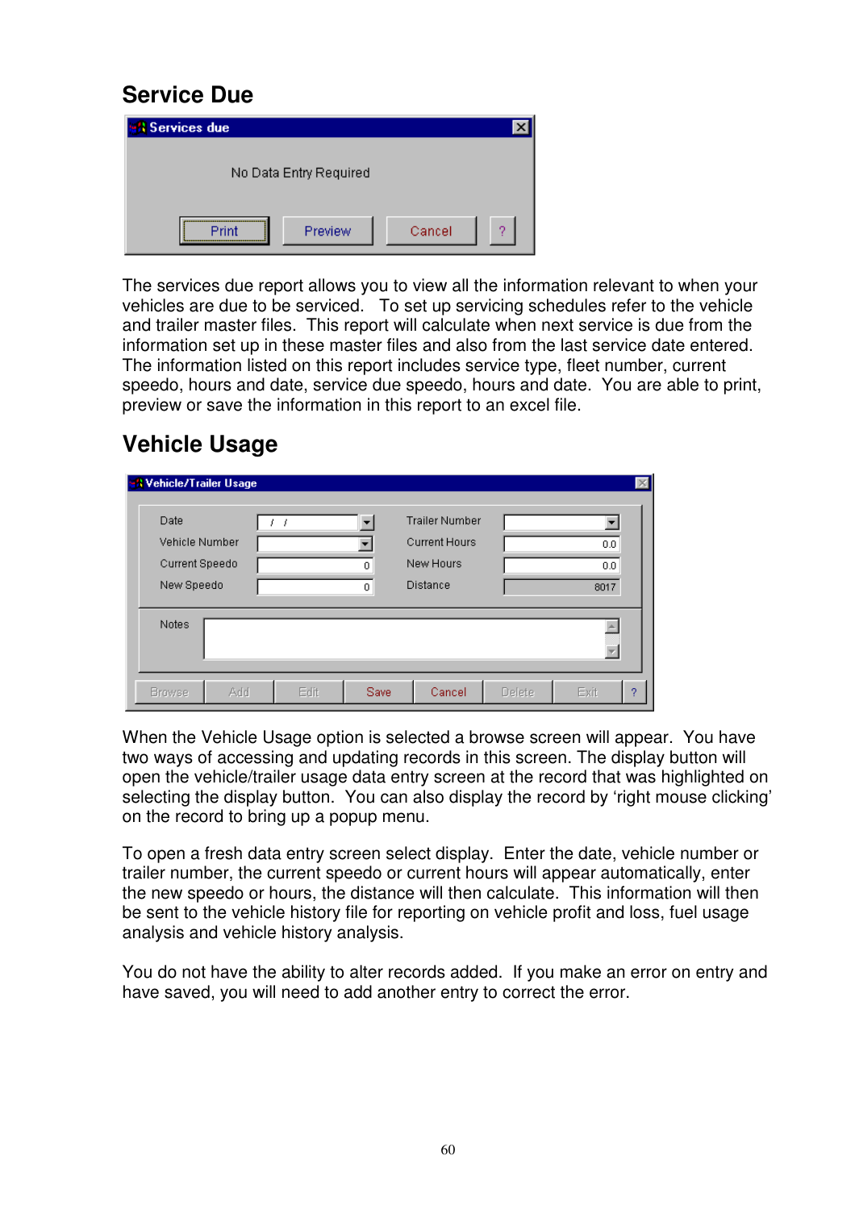## Service Due

The services due report allows you to view all the information relevant to when your vehicles are due to be serviced. To set up servicing schedules refer to the vehicle and trailer master files. This report will calculate when next service is due from the information set up in these master files and also from the last service date entered. The information listed on this report includes service type, fleet number, current speedo, hours and date, service due speedo, hours and date. You are able to print, preview or save the information in this report to an excel file.

## Vehicle Usage

When the Vehicle Usage option is selected a browse screen will appear. You have two ways of accessing and updating records in this screen. The display button will open the vehicle/trailer usage data entry screen at the record that was highlighted on selecting the display button. You can also display the record by 'right mouse clicking' on the record to bring up a popup menu.

To open a fresh data entry screen select display. Enter the date, vehicle number or trailer number, the current speedo or current hours will appear automatically, enter the new speedo or hours, the distance will then calculate. This information will then be sent to the vehicle history file for reporting on vehicle profit and loss, fuel usage analysis and vehicle history analysis.

You do not have the ability to alter records added. If you make an error on entry and have saved, you will need to add another entry to correct the error.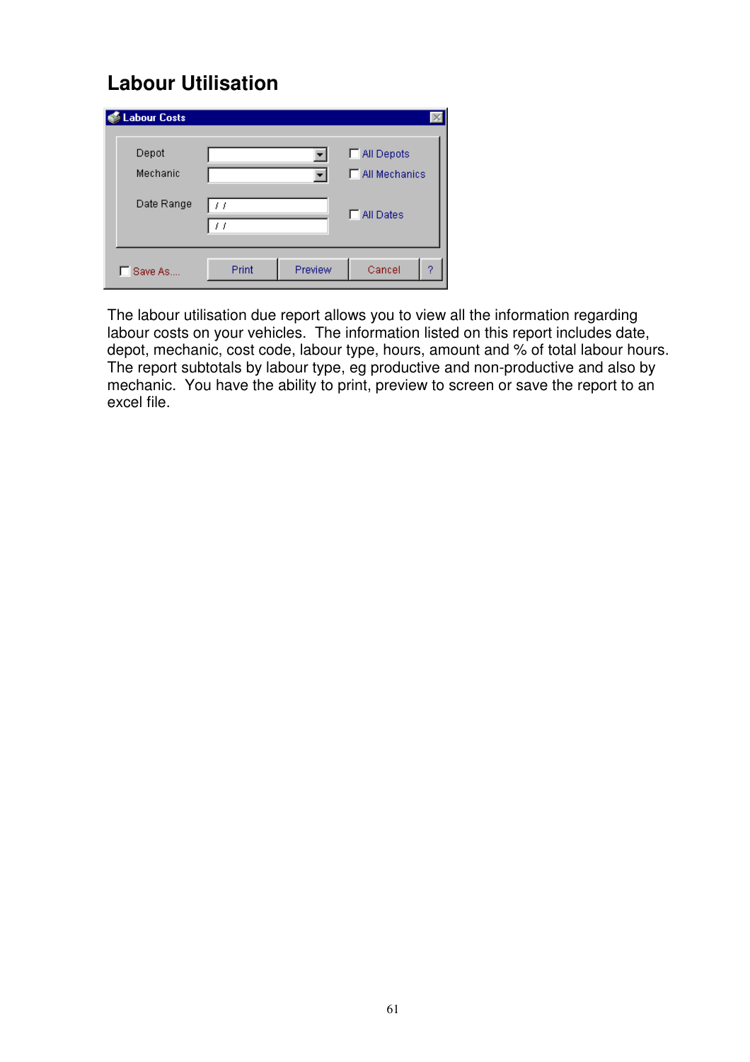## Labour Utilisation

The labour utilisation due report allows you to view all the information regarding labour costs on your vehicles. The information listed on this report includes date, depot, mechanic, cost code, labour type, hours, amount and % of total labour hours. The report subtotals by labour type, eg productive and non-productive and also by mechanic. You have the ability to print, preview to screen or save the report to an excel file.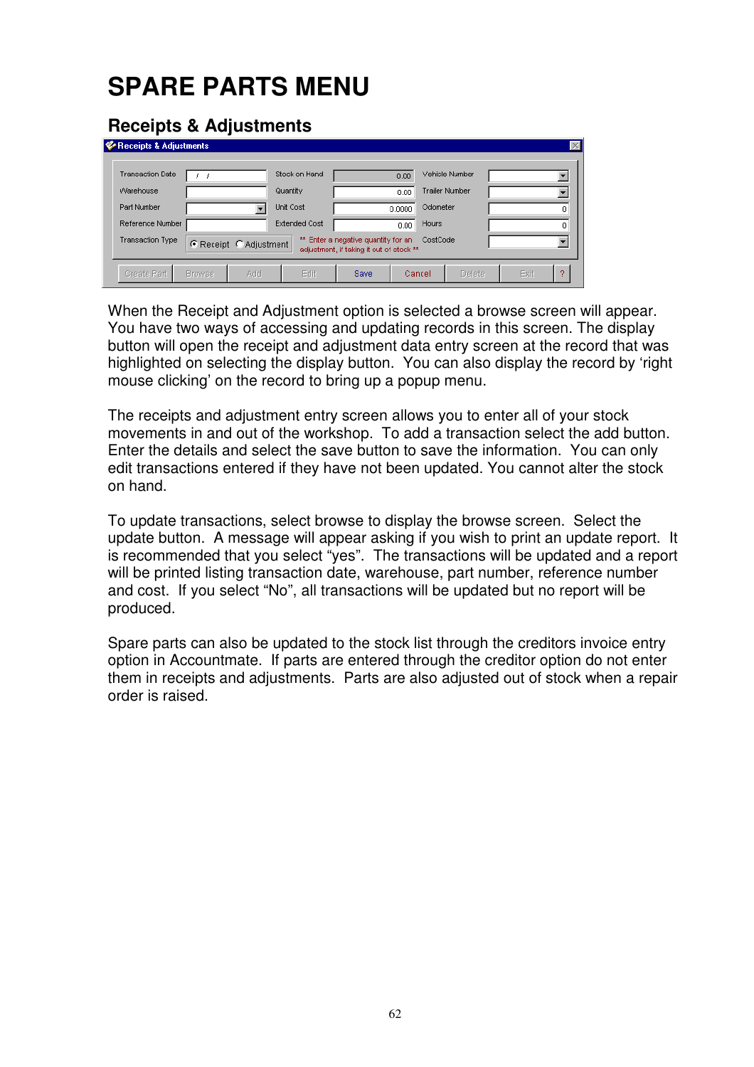# SPARE PARTS MENU

## Receipts & Adjustments

When the Receipt and Adjustment option is selected a browse screen will appear. You have two ways of accessing and updating records in this screen. The display button will open the receipt and adjustment data entry screen at the record that was highlighted on selecting the display button. You can also display the record by 'right mouse clicking' on the record to bring up a popup menu.

The receipts and adjustment entry screen allows you to enter all of your stock movements in and out of the workshop. To add a transaction select the add button. Enter the details and select the save button to save the information. You can only edit transactions entered if they have not been updated. You cannot alter the stock on hand.

To update transactions, select browse to display the browse screen. Select the update button. A message will appear asking if you wish to print an update report. It is recommended that you select "yes". The transactions will be updated and a report will be printed listing transaction date, warehouse, part number, reference number and cost. If you select "No", all transactions will be updated but no report will be produced.

Spare parts can also be updated to the stock list through the creditors invoice entry option in Accountmate. If parts are entered through the creditor option do not enter them in receipts and adjustments. Parts are also adjusted out of stock when a repair order is raised.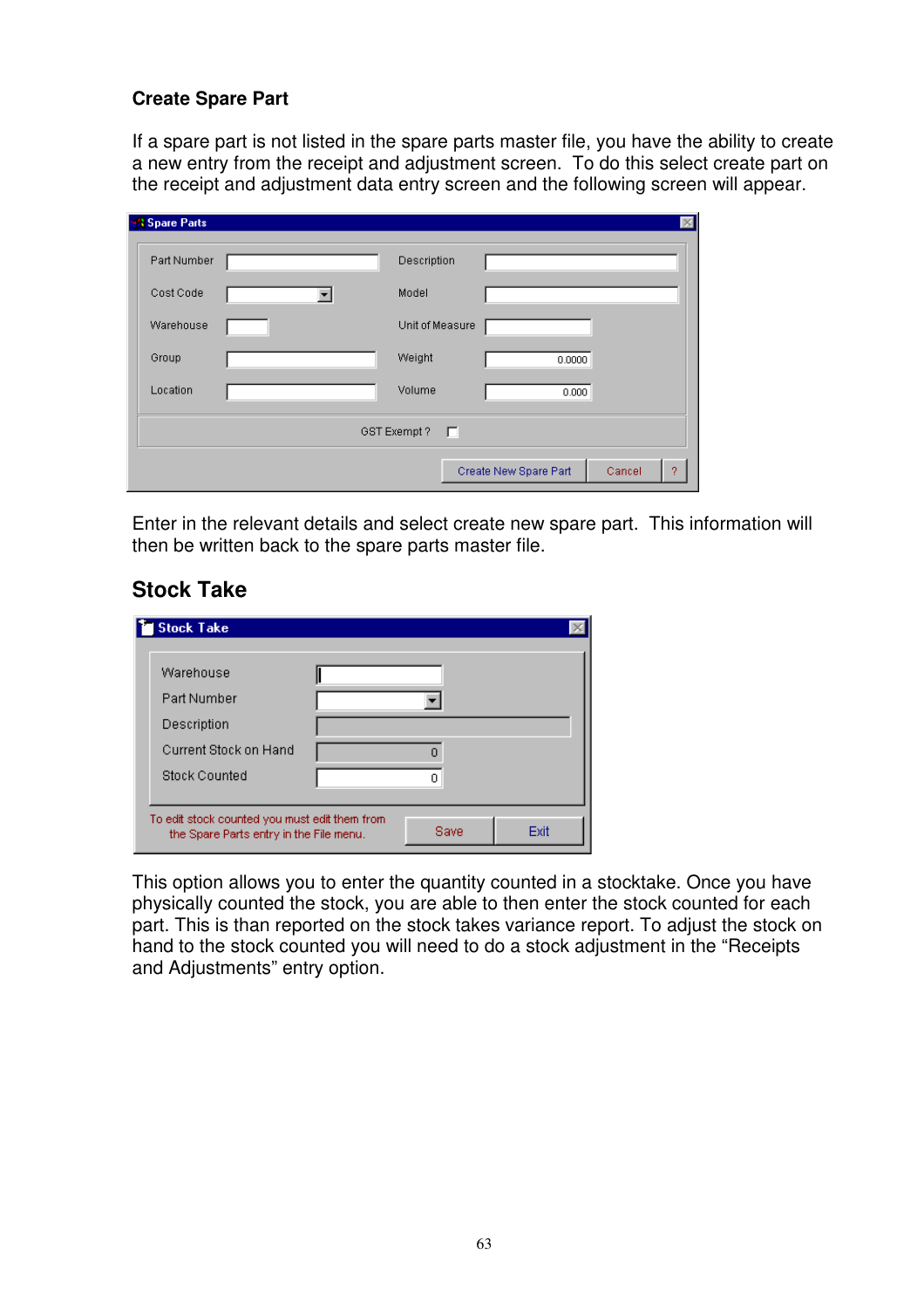### Create Spare Part

If a spare part is not listed in the spare parts master file, you have the ability to create a new entry from the receipt and adjustment screen. To do this select create part on the receipt and adjustment data entry screen and the following screen will appear.

Enter in the relevant details and select create new spare part. This information will then be written back to the spare parts master file.

## Stock Take

This option allows you to enter the quantity counted in a stocktake. Once you have physically counted the stock, you are able to then enter the stock counted for each part. This is than reported on the stock takes variance report. To adjust the stock on hand to the stock counted you will need to do a stock adjustment in the “Receipts and Adjustments” entry option.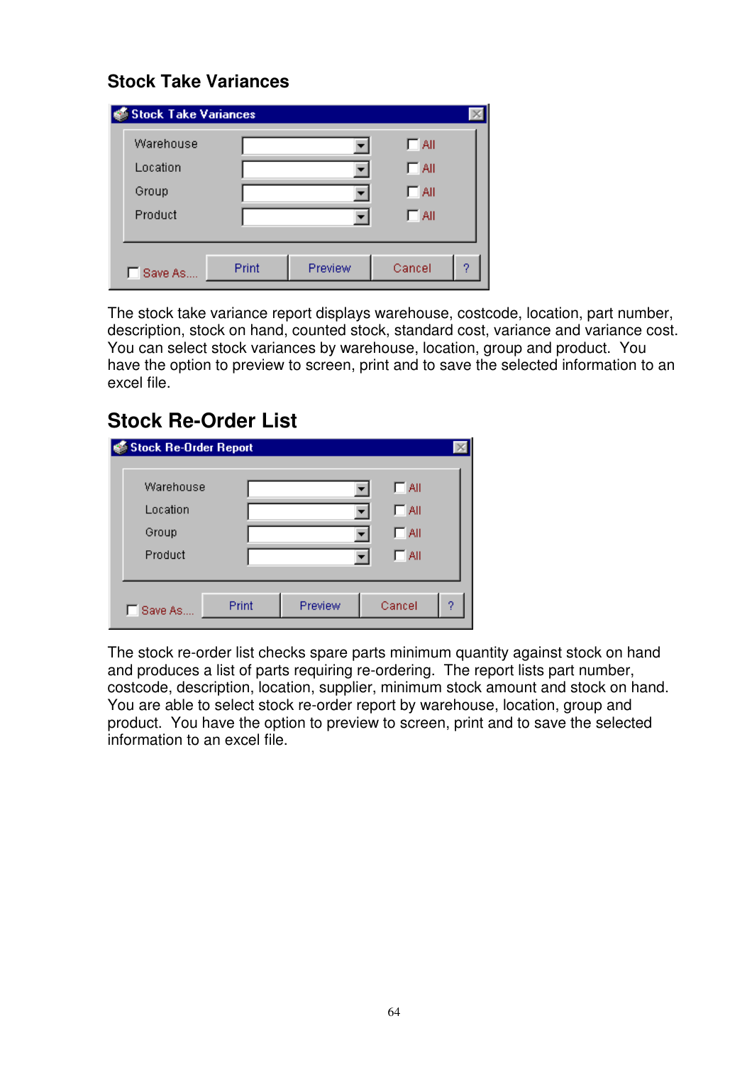## Stock Take Variances

The stock take variance report displays warehouse, costcode, location, part number, description, stock on hand, counted stock, standard cost, variance and variance cost. You can select stock variances by warehouse, location, group and product. You have the option to preview to screen, print and to save the selected information to an excel file.

## Stock Re-Order List

The stock re-order list checks spare parts minimum quantity against stock on hand and produces a list of parts requiring re-ordering. The report lists part number, costcode, description, location, supplier, minimum stock amount and stock on hand. You are able to select stock re-order report by warehouse, location, group and product. You have the option to preview to screen, print and to save the selected information to an excel file.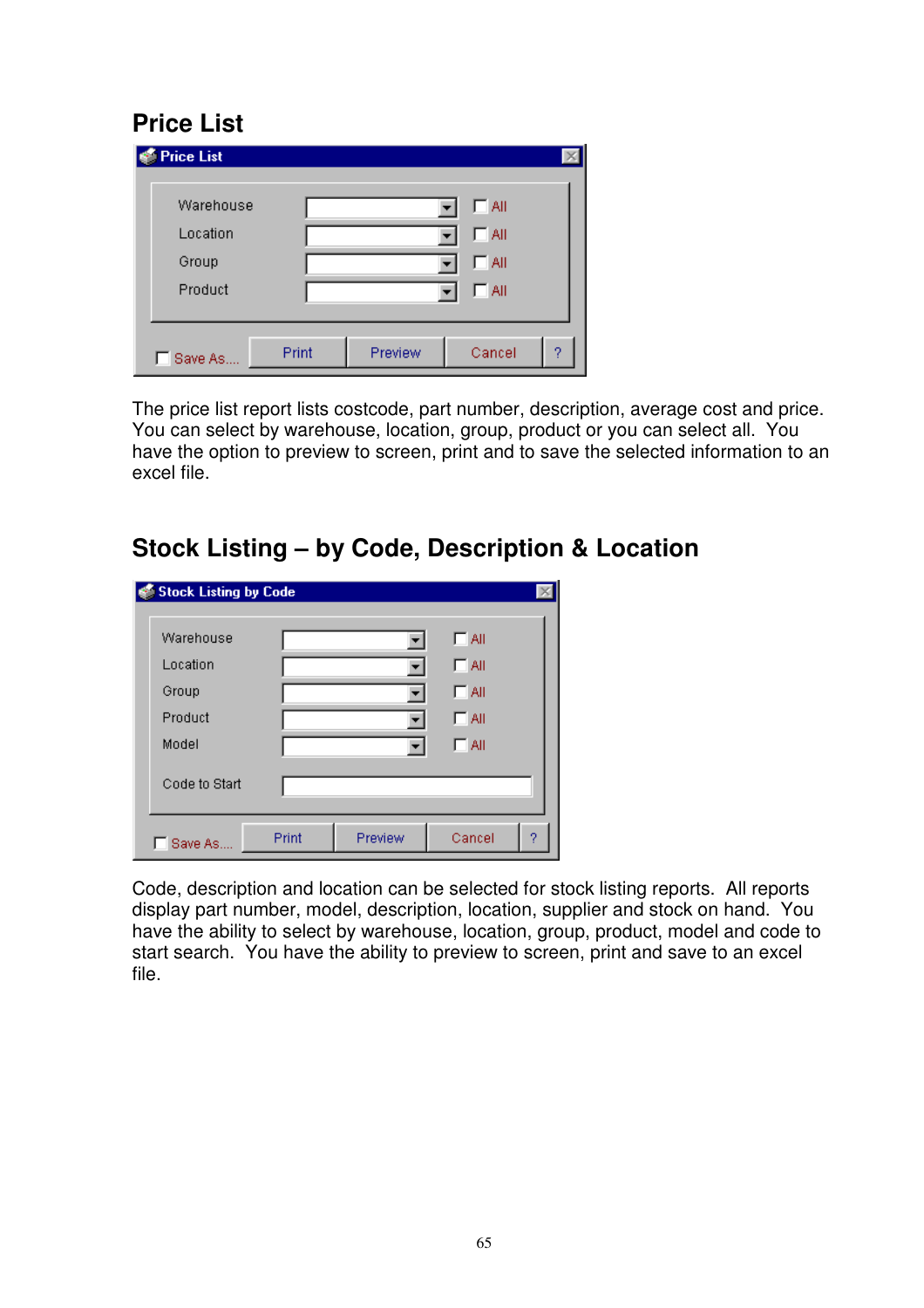## Price List

The price list report lists costcode, part number, description, average cost and price. You can select by warehouse, location, group, product or you can select all. You have the option to preview to screen, print and to save the selected information to an excel file.

## Stock Listing – by Code, Description & Location

Code, description and location can be selected for stock listing reports. All reports display part number, model, description, location, supplier and stock on hand. You have the ability to select by warehouse, location, group, product, model and code to start search. You have the ability to preview to screen, print and save to an excel file.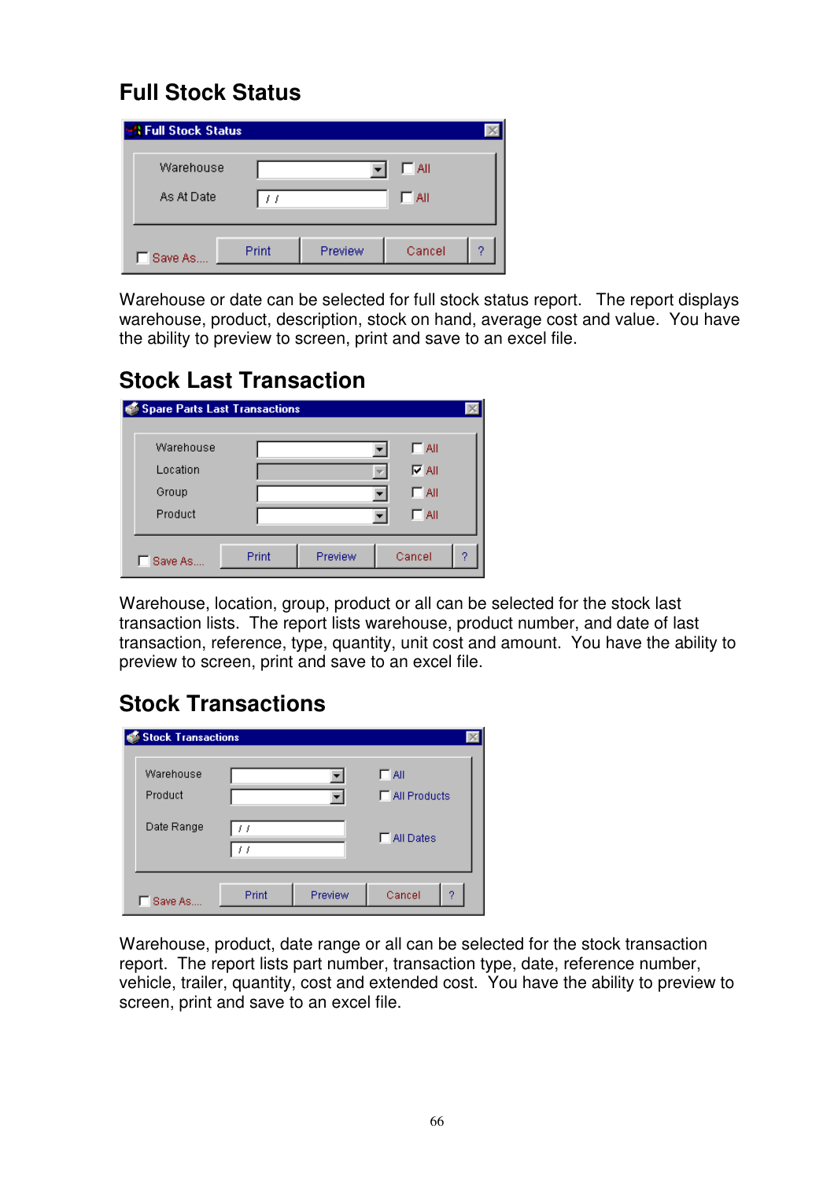## Full Stock Status

Warehouse or date can be selected for full stock status report. The report displays warehouse, product, description, stock on hand, average cost and value. You have the ability to preview to screen, print and save to an excel file.

## Stock Last Transaction

Warehouse, location, group, product or all can be selected for the stock last transaction lists. The report lists warehouse, product number, and date of last transaction, reference, type, quantity, unit cost and amount. You have the ability to preview to screen, print and save to an excel file.

## Stock Transactions

Warehouse, product, date range or all can be selected for the stock transaction report. The report lists part number, transaction type, date, reference number, vehicle, trailer, quantity, cost and extended cost. You have the ability to preview to screen, print and save to an excel file.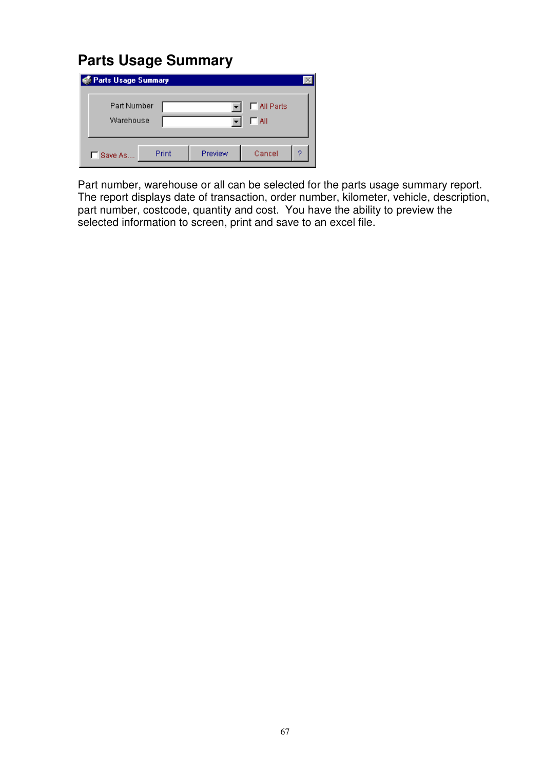# Parts Usage Summary

Part number, warehouse or all can be selected for the parts usage summary report. The report displays date of transaction, order number, kilometer, vehicle, description, part number, costcode, quantity and cost. You have the ability to preview the selected information to screen, print and save to an excel file.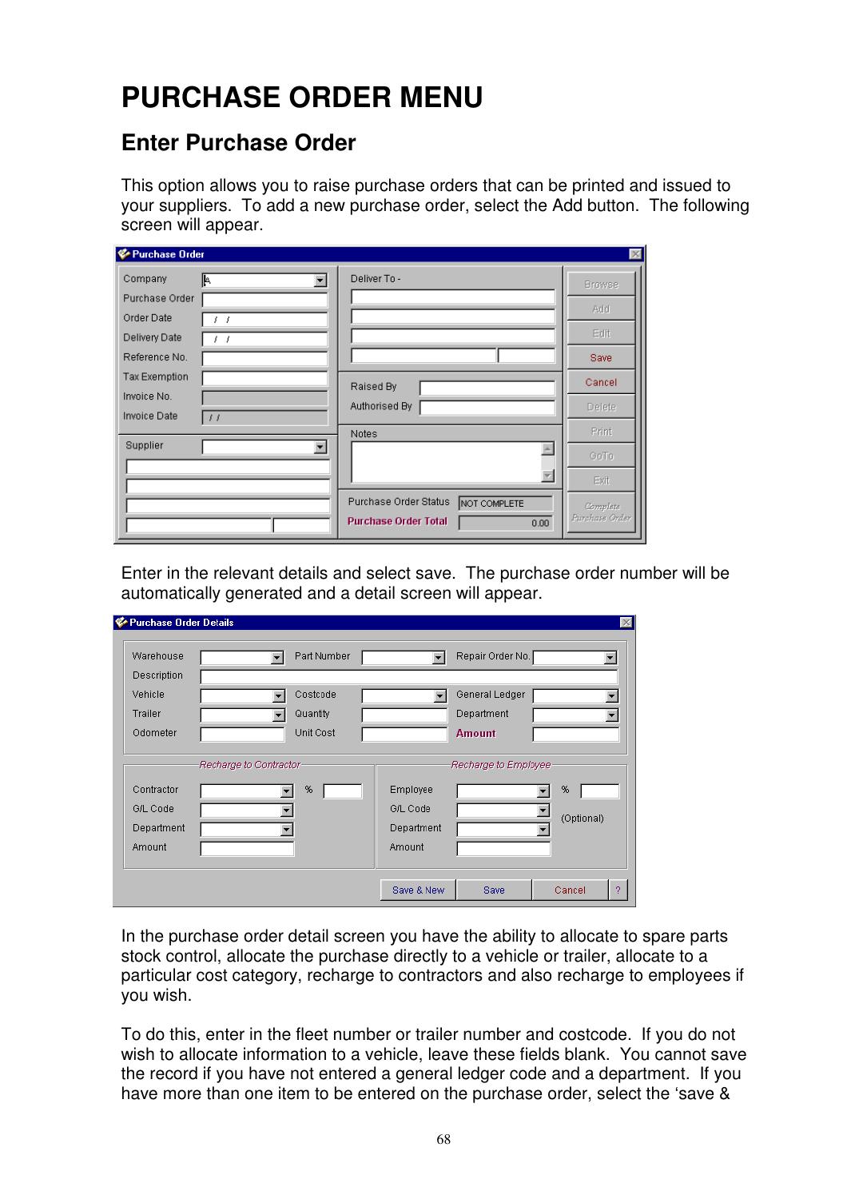# PURCHASE ORDER MENU

## Enter Purchase Order

This option allows you to raise purchase orders that can be printed and issued to your suppliers. To add a new purchase order, select the Add button. The following screen will appear.

Enter in the relevant details and select save. The purchase order number will be automatically generated and a detail screen will appear.

In the purchase order detail screen you have the ability to allocate to spare parts stock control, allocate the purchase directly to a vehicle or trailer, allocate to a particular cost category, recharge to contractors and also recharge to employees if you wish.

To do this, enter in the fleet number or trailer number and costcode. If you do not wish to allocate information to a vehicle, leave these fields blank. You cannot save the record if you have not entered a general ledger code and a department. If you have more than one item to be entered on the purchase order, select the 'save &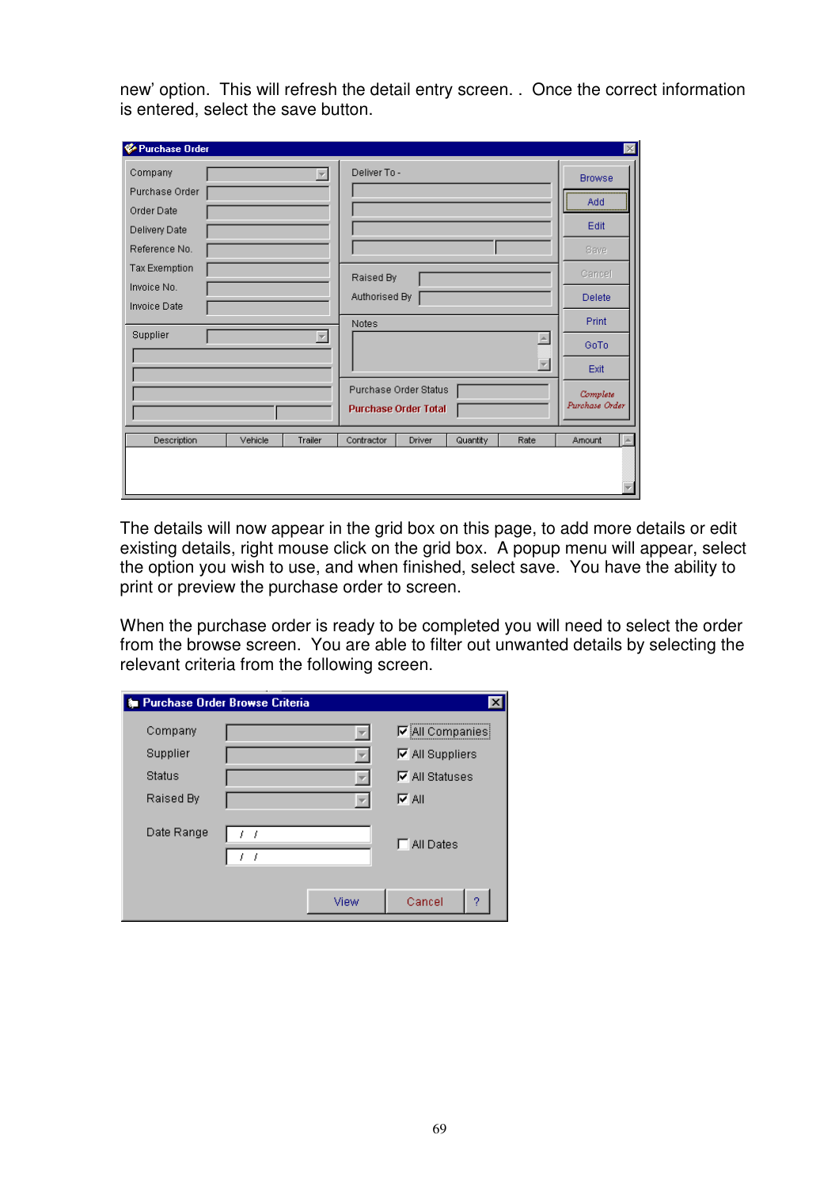new' option. This will refresh the detail entry screen. . Once the correct information is entered, select the save button.

The details will now appear in the grid box on this page, to add more details or edit existing details, right mouse click on the grid box. A popup menu will appear, select the option you wish to use, and when finished, select save. You have the ability to print or preview the purchase order to screen.

When the purchase order is ready to be completed you will need to select the order from the browse screen. You are able to filter out unwanted details by selecting the relevant criteria from the following screen.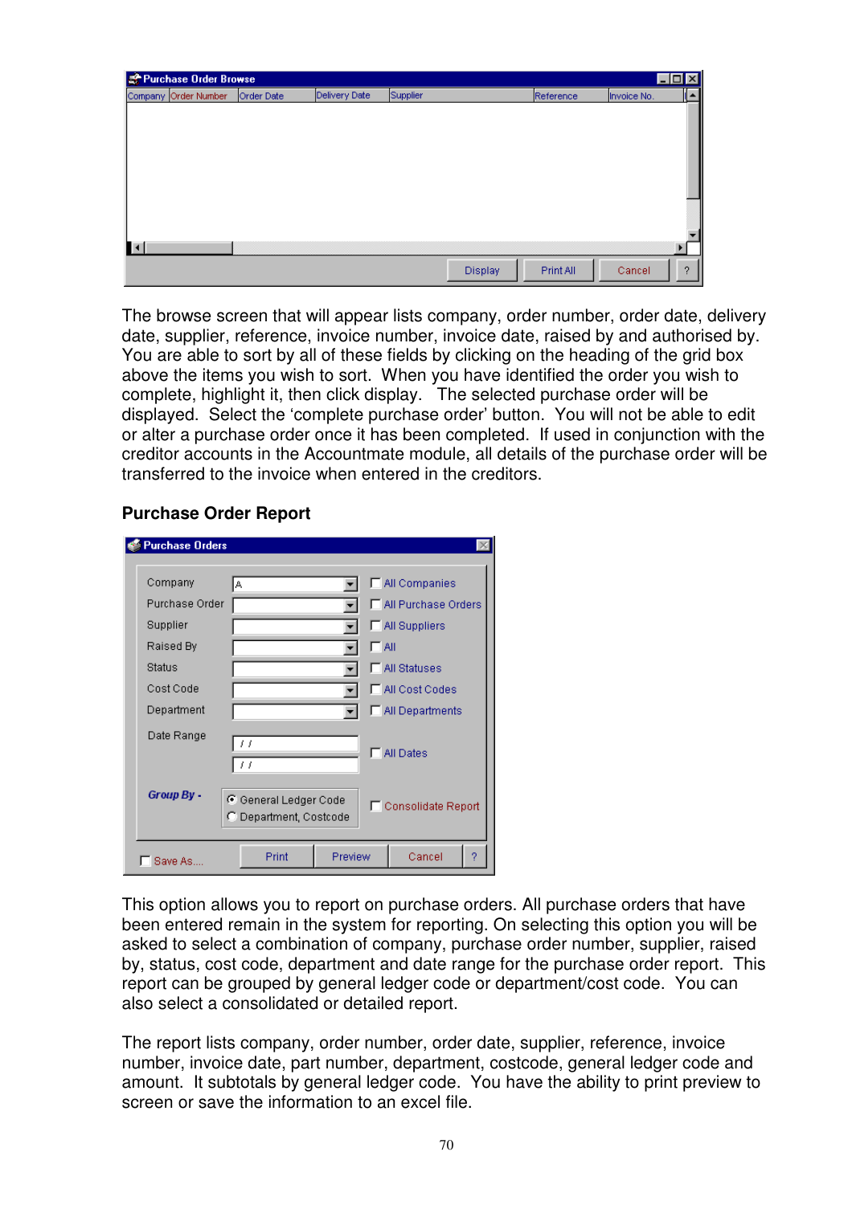The browse screen that will appear lists company, order number, order date, delivery date, supplier, reference, invoice number, invoice date, raised by and authorised by. You are able to sort by all of these fields by clicking on the heading of the grid box above the items you wish to sort. When you have identified the order you wish to complete, highlight it, then click display. The selected purchase order will be displayed. Select the 'complete purchase order' button. You will not be able to edit or alter a purchase order once it has been completed. If used in conjunction with the creditor accounts in the Accountmate module, all details of the purchase order will be transferred to the invoice when entered in the creditors.

## Purchase Order Report

This option allows you to report on purchase orders. All purchase orders that have been entered remain in the system for reporting. On selecting this option you will be asked to select a combination of company, purchase order number, supplier, raised by, status, cost code, department and date range for the purchase order report. This report can be grouped by general ledger code or department/cost code. You can also select a consolidated or detailed report.

The report lists company, order number, order date, supplier, reference, invoice number, invoice date, part number, department, costcode, general ledger code and amount. It subtotals by general ledger code. You have the ability to print preview to screen or save the information to an excel file.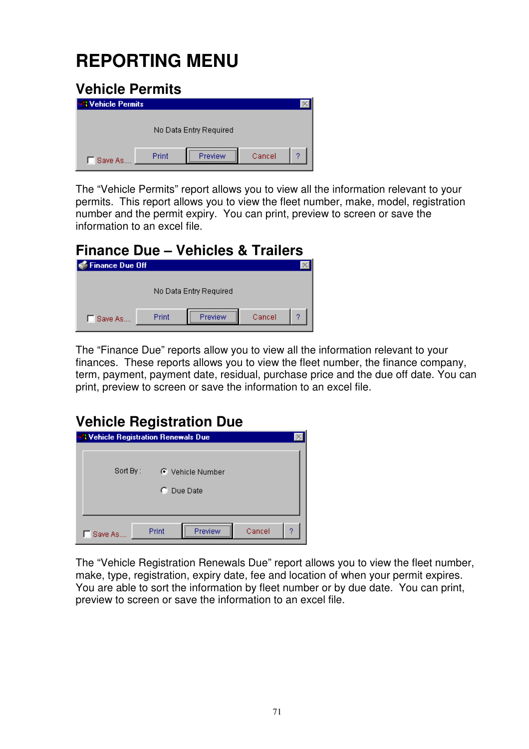# REPORTING MENU

## Vehicle Permits

Vehicle Permits

No Data Entry Required

Save As.... | Print | Preview | Cancel | ?

The “Vehicle Permits” report allows you to view all the information relevant to your permits. This report allows you to view the fleet number, make, model, registration number and the permit expiry. You can print, preview to screen or save the information to an excel file.

## Finance Due – Vehicles & Trailers

Finance Due Off

No Data Entry Required

Save As.... | Print | Preview | Cancel | ?

The “Finance Due” reports allow you to view all the information relevant to your finances. These reports allows you to view the fleet number, the finance company, term, payment, payment date, residual, purchase price and the due off date. You can print, preview to screen or save the information to an excel file.

## Vehicle Registration Due

Vehicle Registration Renewals Due

Sort By : Vehicle Number / Due Date

Save As.... | Print | Preview | Cancel | ?

The “Vehicle Registration Renewals Due” report allows you to view the fleet number, make, type, registration, expiry date, fee and location of when your permit expires. You are able to sort the information by fleet number or by due date. You can print, preview to screen or save the information to an excel file.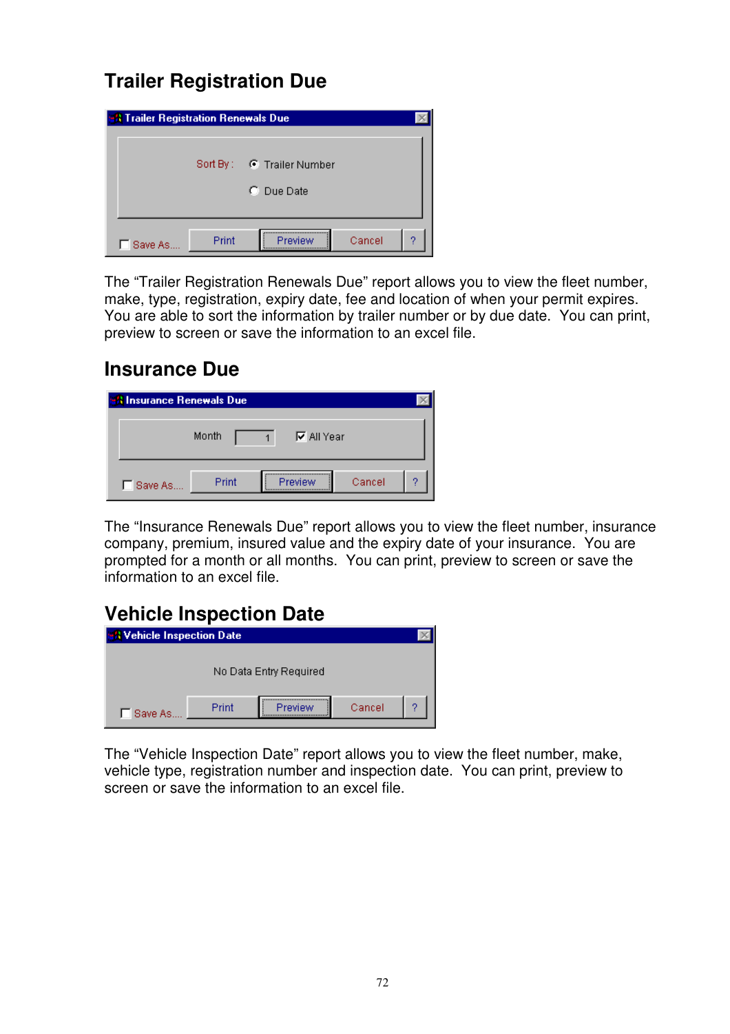## Trailer Registration Due

The “Trailer Registration Renewals Due” report allows you to view the fleet number, make, type, registration, expiry date, fee and location of when your permit expires. You are able to sort the information by trailer number or by due date. You can print, preview to screen or save the information to an excel file.

## Insurance Due

The “Insurance Renewals Due” report allows you to view the fleet number, insurance company, premium, insured value and the expiry date of your insurance. You are prompted for a month or all months. You can print, preview to screen or save the information to an excel file.

## Vehicle Inspection Date

The “Vehicle Inspection Date” report allows you to view the fleet number, make, vehicle type, registration number and inspection date. You can print, preview to screen or save the information to an excel file.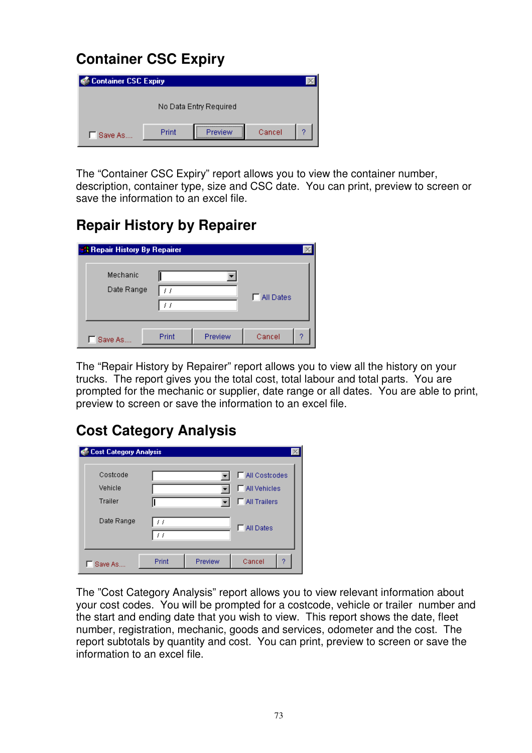## Container CSC Expiry

The "Container CSC Expiry" report allows you to view the container number, description, container type, size and CSC date. You can print, preview to screen or save the information to an excel file.

## Repair History by Repairer

The "Repair History by Repairer" report allows you to view all the history on your trucks. The report gives you the total cost, total labour and total parts. You are prompted for the mechanic or supplier, date range or all dates. You are able to print, preview to screen or save the information to an excel file.

## Cost Category Analysis

The "Cost Category Analysis" report allows you to view relevant information about your cost codes. You will be prompted for a costcode, vehicle or trailer number and the start and ending date that you wish to view. This report shows the date, fleet number, registration, mechanic, goods and services, odometer and the cost. The report subtotals by quantity and cost. You can print, preview to screen or save the information to an excel file.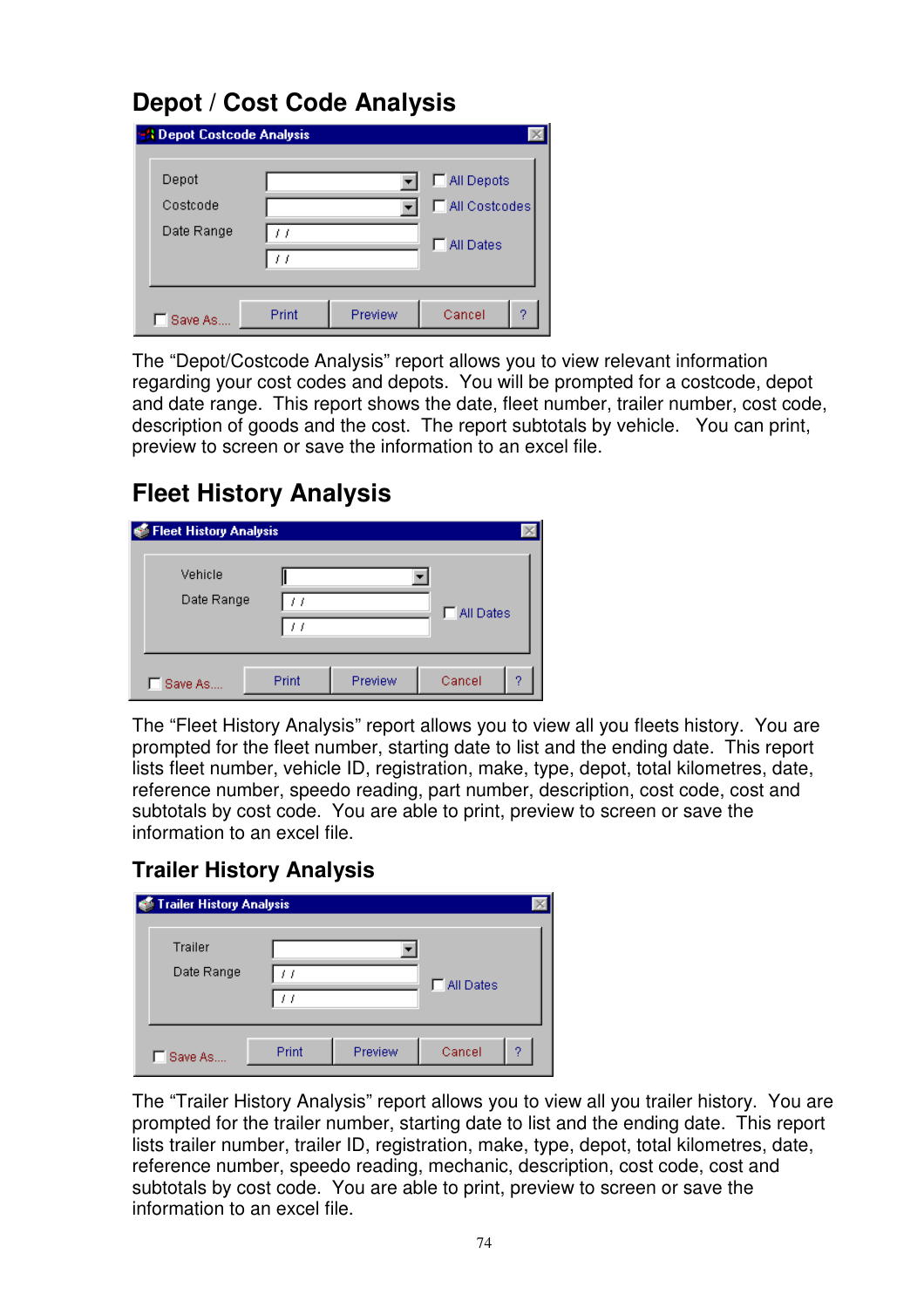## Depot / Cost Code Analysis

The “Depot/Costcode Analysis” report allows you to view relevant information regarding your cost codes and depots. You will be prompted for a costcode, depot and date range. This report shows the date, fleet number, trailer number, cost code, description of goods and the cost. The report subtotals by vehicle. You can print, preview to screen or save the information to an excel file.

## Fleet History Analysis

The “Fleet History Analysis” report allows you to view all you fleets history. You are prompted for the fleet number, starting date to list and the ending date. This report lists fleet number, vehicle ID, registration, make, type, depot, total kilometres, date, reference number, speedo reading, part number, description, cost code, cost and subtotals by cost code. You are able to print, preview to screen or save the information to an excel file.

## Trailer History Analysis

The “Trailer History Analysis” report allows you to view all you trailer history. You are prompted for the trailer number, starting date to list and the ending date. This report lists trailer number, trailer ID, registration, make, type, depot, total kilometres, date, reference number, speedo reading, mechanic, description, cost code, cost and subtotals by cost code. You are able to print, preview to screen or save the information to an excel file.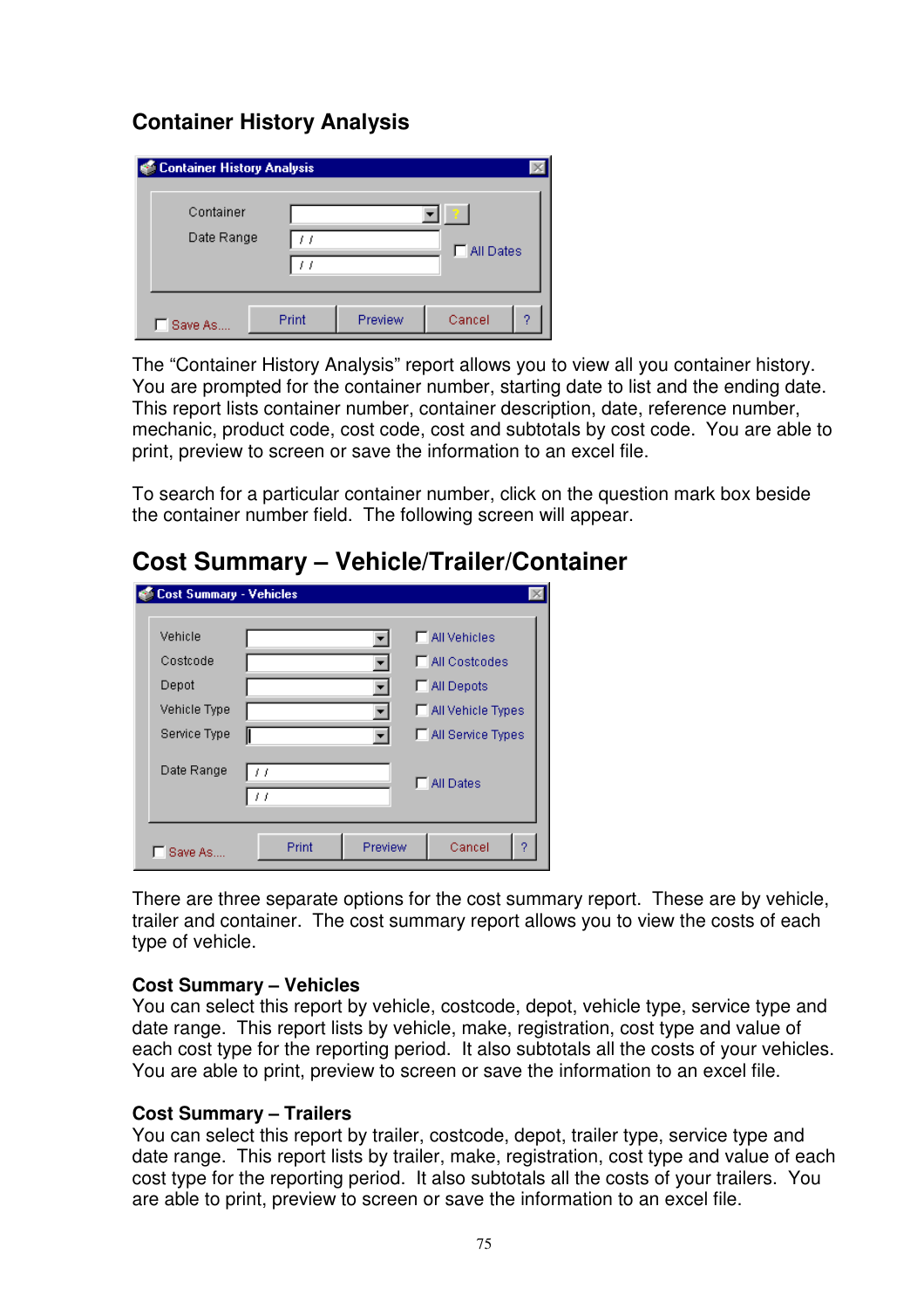## Container History Analysis

The "Container History Analysis" report allows you to view all you container history. You are prompted for the container number, starting date to list and the ending date. This report lists container number, container description, date, reference number, mechanic, product code, cost code, cost and subtotals by cost code. You are able to print, preview to screen or save the information to an excel file.

To search for a particular container number, click on the question mark box beside the container number field. The following screen will appear.

## Cost Summary – Vehicle/Trailer/Container

There are three separate options for the cost summary report. These are by vehicle, trailer and container. The cost summary report allows you to view the costs of each type of vehicle.

### Cost Summary – Vehicles

You can select this report by vehicle, costcode, depot, vehicle type, service type and date range. This report lists by vehicle, make, registration, cost type and value of each cost type for the reporting period. It also subtotals all the costs of your vehicles. You are able to print, preview to screen or save the information to an excel file.

### Cost Summary – Trailers

You can select this report by trailer, costcode, depot, trailer type, service type and date range. This report lists by trailer, make, registration, cost type and value of each cost type for the reporting period. It also subtotals all the costs of your trailers. You are able to print, preview to screen or save the information to an excel file.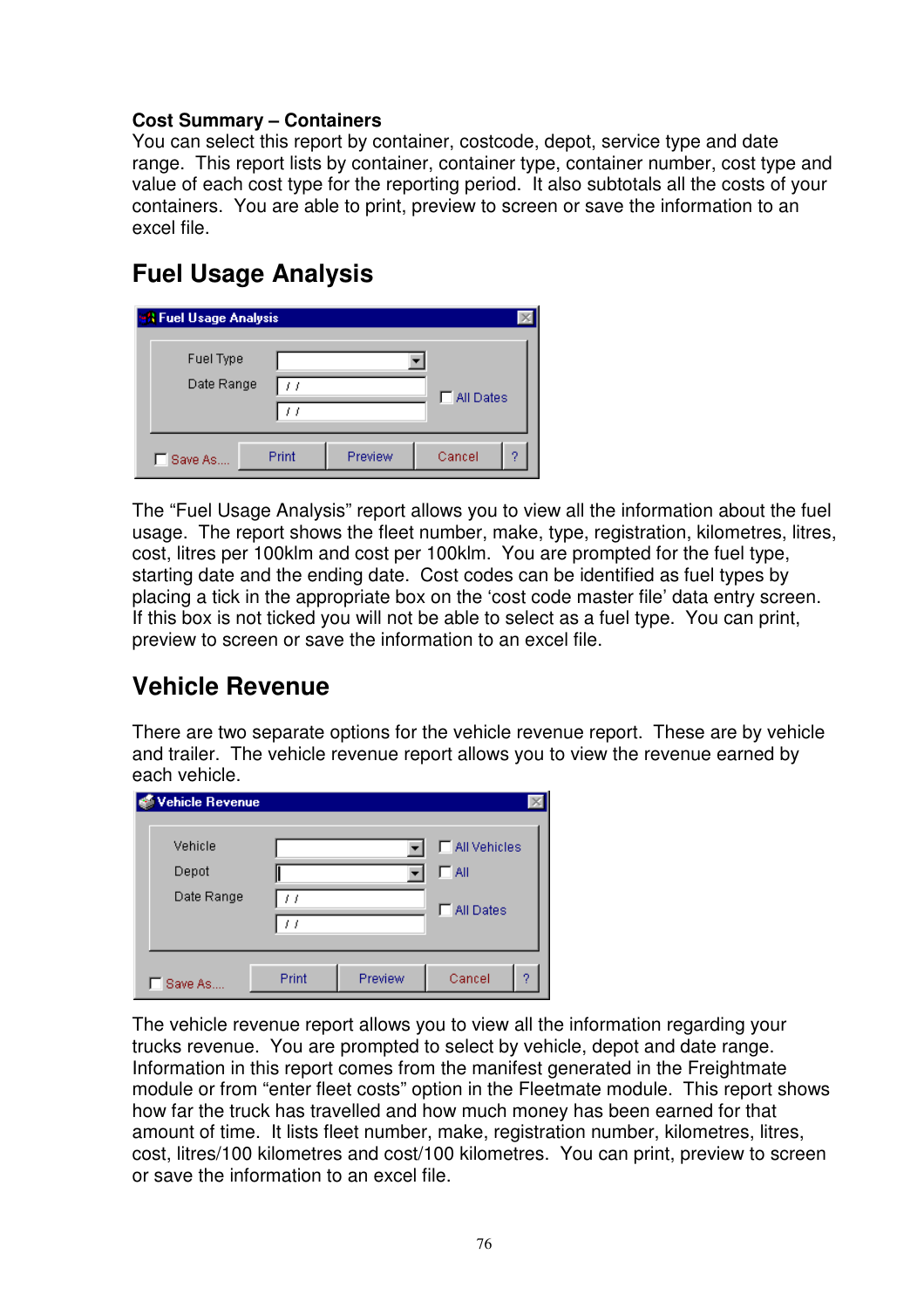**Cost Summary – Containers**

You can select this report by container, costcode, depot, service type and date range. This report lists by container, container type, container number, cost type and value of each cost type for the reporting period. It also subtotals all the costs of your containers. You are able to print, preview to screen or save the information to an excel file.

## Fuel Usage Analysis

The "Fuel Usage Analysis" report allows you to view all the information about the fuel usage. The report shows the fleet number, make, type, registration, kilometres, litres, cost, litres per 100klm and cost per 100klm. You are prompted for the fuel type, starting date and the ending date. Cost codes can be identified as fuel types by placing a tick in the appropriate box on the 'cost code master file' data entry screen. If this box is not ticked you will not be able to select as a fuel type. You can print, preview to screen or save the information to an excel file.

## Vehicle Revenue

There are two separate options for the vehicle revenue report. These are by vehicle and trailer. The vehicle revenue report allows you to view the revenue earned by each vehicle.

The vehicle revenue report allows you to view all the information regarding your trucks revenue. You are prompted to select by vehicle, depot and date range. Information in this report comes from the manifest generated in the Freightmate module or from "enter fleet costs" option in the Fleetmate module. This report shows how far the truck has travelled and how much money has been earned for that amount of time. It lists fleet number, make, registration number, kilometres, litres, cost, litres/100 kilometres and cost/100 kilometres. You can print, preview to screen or save the information to an excel file.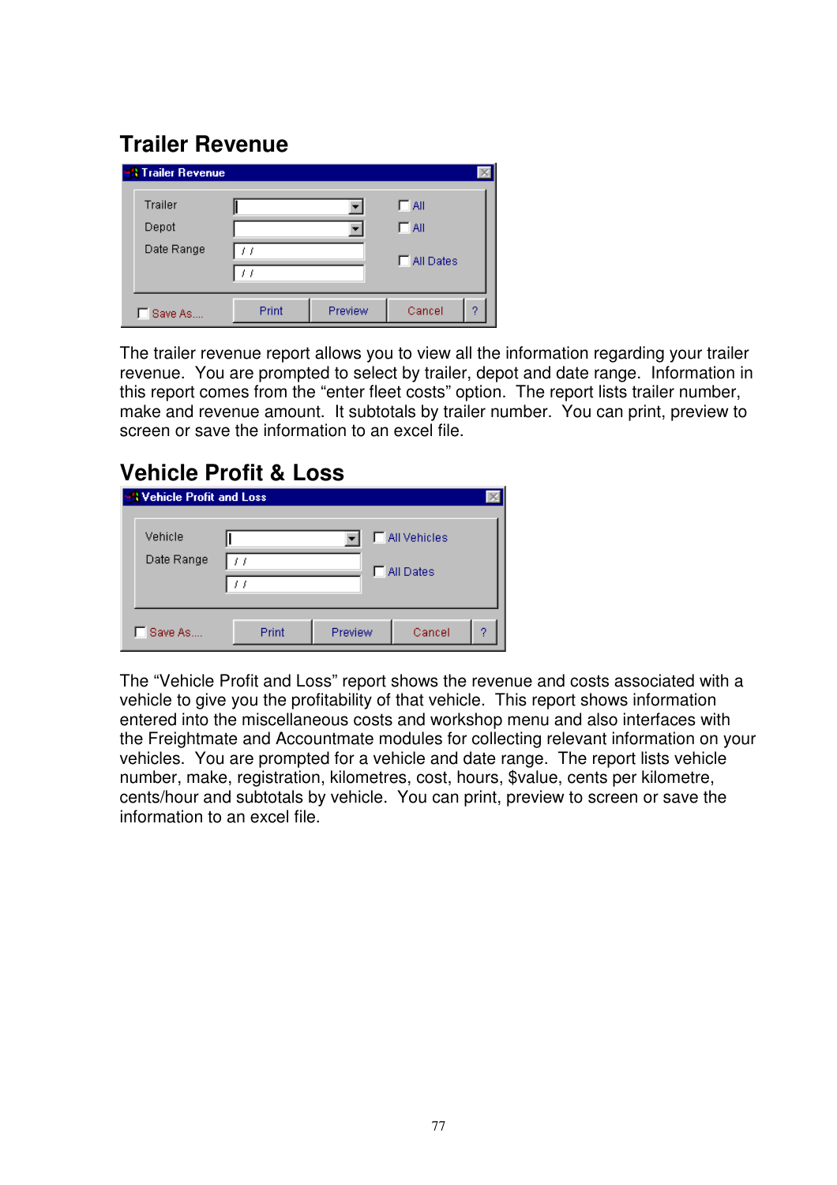## Trailer Revenue

The trailer revenue report allows you to view all the information regarding your trailer revenue. You are prompted to select by trailer, depot and date range. Information in this report comes from the “enter fleet costs” option. The report lists trailer number, make and revenue amount. It subtotals by trailer number. You can print, preview to screen or save the information to an excel file.

## Vehicle Profit & Loss

The “Vehicle Profit and Loss” report shows the revenue and costs associated with a vehicle to give you the profitability of that vehicle. This report shows information entered into the miscellaneous costs and workshop menu and also interfaces with the Freightmate and Accountmate modules for collecting relevant information on your vehicles. You are prompted for a vehicle and date range. The report lists vehicle number, make, registration, kilometres, cost, hours, $value, cents per kilometre, cents/hour and subtotals by vehicle. You can print, preview to screen or save the information to an excel file.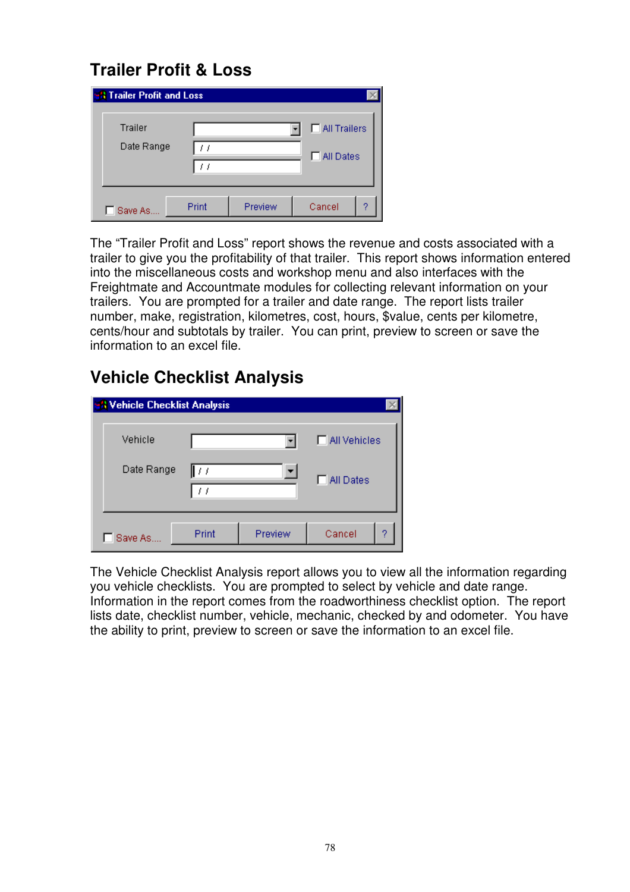## Trailer Profit & Loss

The “Trailer Profit and Loss” report shows the revenue and costs associated with a trailer to give you the profitability of that trailer. This report shows information entered into the miscellaneous costs and workshop menu and also interfaces with the Freightmate and Accountmate modules for collecting relevant information on your trailers. You are prompted for a trailer and date range. The report lists trailer number, make, registration, kilometres, cost, hours, $value, cents per kilometre, cents/hour and subtotals by trailer. You can print, preview to screen or save the information to an excel file.

## Vehicle Checklist Analysis

The Vehicle Checklist Analysis report allows you to view all the information regarding you vehicle checklists. You are prompted to select by vehicle and date range. Information in the report comes from the roadworthiness checklist option. The report lists date, checklist number, vehicle, mechanic, checked by and odometer. You have the ability to print, preview to screen or save the information to an excel file.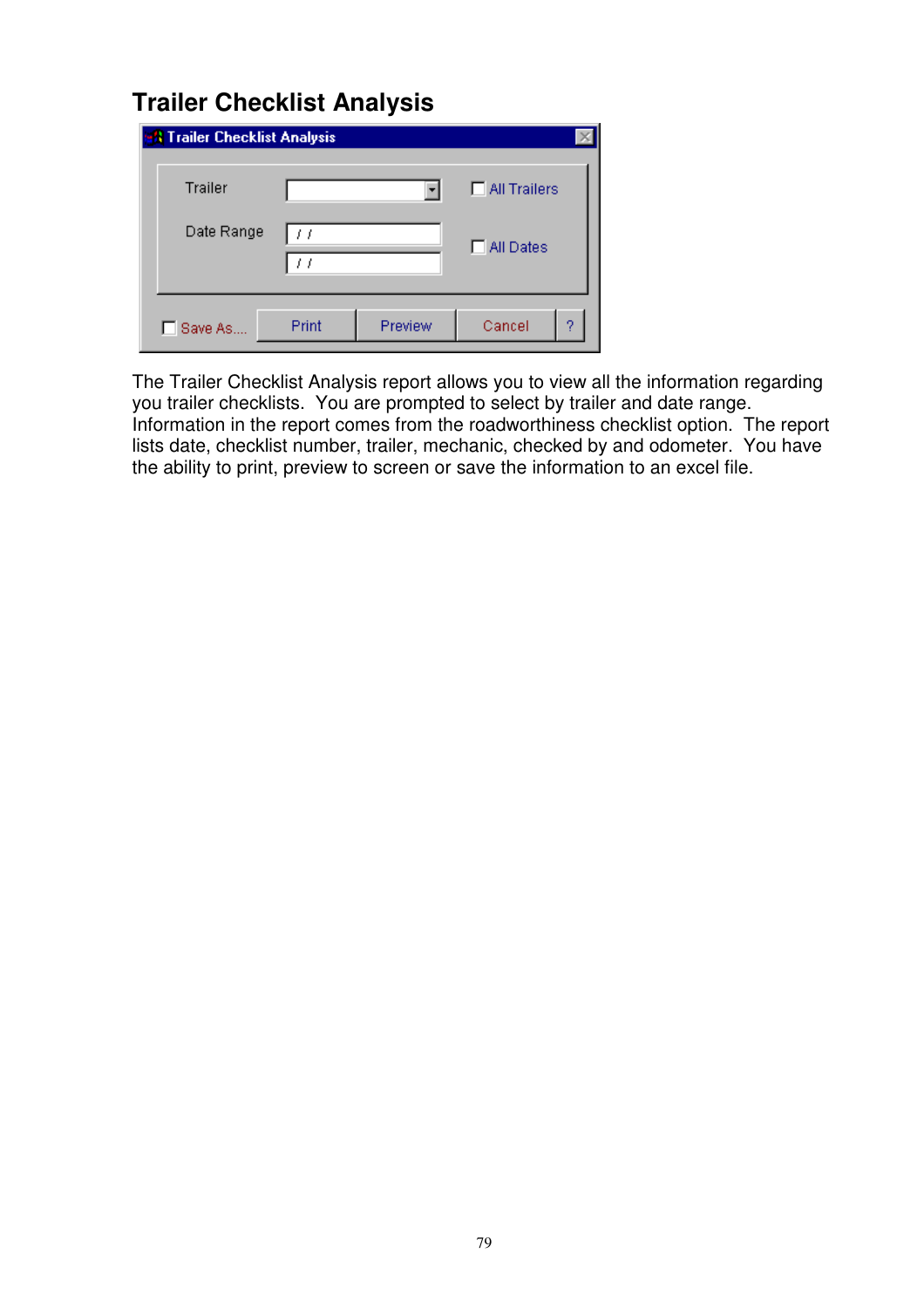## Trailer Checklist Analysis

The Trailer Checklist Analysis report allows you to view all the information regarding you trailer checklists. You are prompted to select by trailer and date range. Information in the report comes from the roadworthiness checklist option. The report lists date, checklist number, trailer, mechanic, checked by and odometer. You have the ability to print, preview to screen or save the information to an excel file.